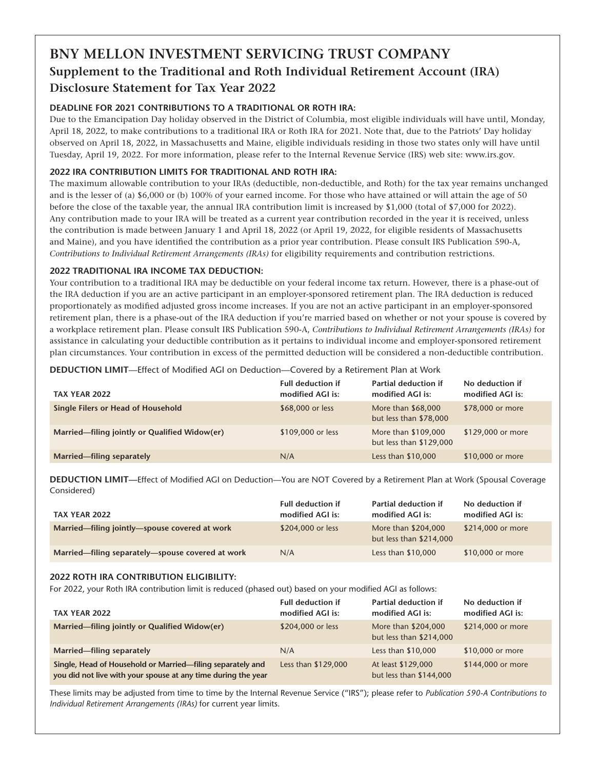# BNY MELLON INVESTMENT SERVICING TRUST COMPANY

## Supplement to the Traditional and Roth Individual Retirement Account (IRA) Disclosure Statement for Tax Year 2022

### DEADLINE FOR 2021 CONTRIBUTIONS TO A TRADITIONAL OR ROTH IRA:

Due to the Emancipation Day holiday observed in the District of Columbia, most eligible individuals will have until, Monday, April 18, 2022, to make contributions to a traditional IRA or Roth IRA for 2021. Note that, due to the Patriots' Day holiday observed on April 18, 2022, in Massachusetts and Maine, eligible individuals residing in those two states only will have until Tuesday, April 19, 2022. For more information, please refer to the Internal Revenue Service (IRS) web site: www.irs.gov.

### 2022 IRA CONTRIBUTION LIMITS FOR TRADITIONAL AND ROTH IRA:

The maximum allowable contribution to your IRAs (deductible, non-deductible, and Roth) for the tax year remains unchanged and is the lesser of (a) $6,000 or (b) 100% of your earned income. For those who have attained or will attain the age of 50 before the close of the taxable year, the annual IRA contribution limit is increased by $1,000 (total of $7,000 for 2022). Any contribution made to your IRA will be treated as a current year contribution recorded in the year it is received, unless the contribution is made between January 1 and April 18, 2022 (or April 19, 2022, for eligible residents of Massachusetts and Maine), and you have identified the contribution as a prior year contribution. Please consult IRS Publication 590-A, *Contributions to Individual Retirement Arrangements (IRAs)* for eligibility requirements and contribution restrictions.

### 2022 TRADITIONAL IRA INCOME TAX DEDUCTION:

Your contribution to a traditional IRA may be deductible on your federal income tax return. However, there is a phase-out of the IRA deduction if you are an active participant in an employer-sponsored retirement plan. The IRA deduction is reduced proportionately as modified adjusted gross income increases. If you are not an active participant in an employer-sponsored retirement plan, there is a phase-out of the IRA deduction if you're married based on whether or not your spouse is covered by a workplace retirement plan. Please consult IRS Publication 590-A, *Contributions to Individual Retirement Arrangements (IRAs)* for assistance in calculating your deductible contribution as it pertains to individual income and employer-sponsored retirement plan circumstances. Your contribution in excess of the permitted deduction will be considered a non-deductible contribution.

**DEDUCTION LIMIT**—Effect of Modified AGI on Deduction—Covered by a Retirement Plan at Work

| TAX YEAR 2022 | Full deduction if modified AGI is: | Partial deduction if modified AGI is: | No deduction if modified AGI is: |
|---|---|---|---|
| **Single Filers or Head of Household** | $68,000 or less | More than $68,000 but less than $78,000 | $78,000 or more |
| **Married—filing jointly or Qualified Widow(er)** | $109,000 or less | More than $109,000 but less than $129,000 | $129,000 or more |
| **Married—filing separately** | N/A | Less than $10,000 | $10,000 or more |

**DEDUCTION LIMIT**—Effect of Modified AGI on Deduction—You are NOT Covered by a Retirement Plan at Work (Spousal Coverage Considered)

| TAX YEAR 2022 | Full deduction if modified AGI is: | Partial deduction if modified AGI is: | No deduction if modified AGI is: |
|---|---|---|---|
| **Married—filing jointly—spouse covered at work** | $204,000 or less | More than $204,000 but less than $214,000 | $214,000 or more |
| **Married—filing separately—spouse covered at work** | N/A | Less than $10,000 | $10,000 or more |

### 2022 ROTH IRA CONTRIBUTION ELIGIBILITY:

For 2022, your Roth IRA contribution limit is reduced (phased out) based on your modified AGI as follows:

| TAX YEAR 2022 | Full deduction if modified AGI is: | Partial deduction if modified AGI is: | No deduction if modified AGI is: |
|---|---|---|---|
| **Married—filing jointly or Qualified Widow(er)** | $204,000 or less | More than $204,000 but less than $214,000 | $214,000 or more |
| **Married—filing separately** | N/A | Less than $10,000 | $10,000 or more |
| **Single, Head of Household or Married—filing separately and you did not live with your spouse at any time during the year** | Less than $129,000 | At least $129,000 but less than $144,000 | $144,000 or more |

These limits may be adjusted from time to time by the Internal Revenue Service ("IRS"); please refer to *Publication 590-A Contributions to Individual Retirement Arrangements (IRAs)* for current year limits.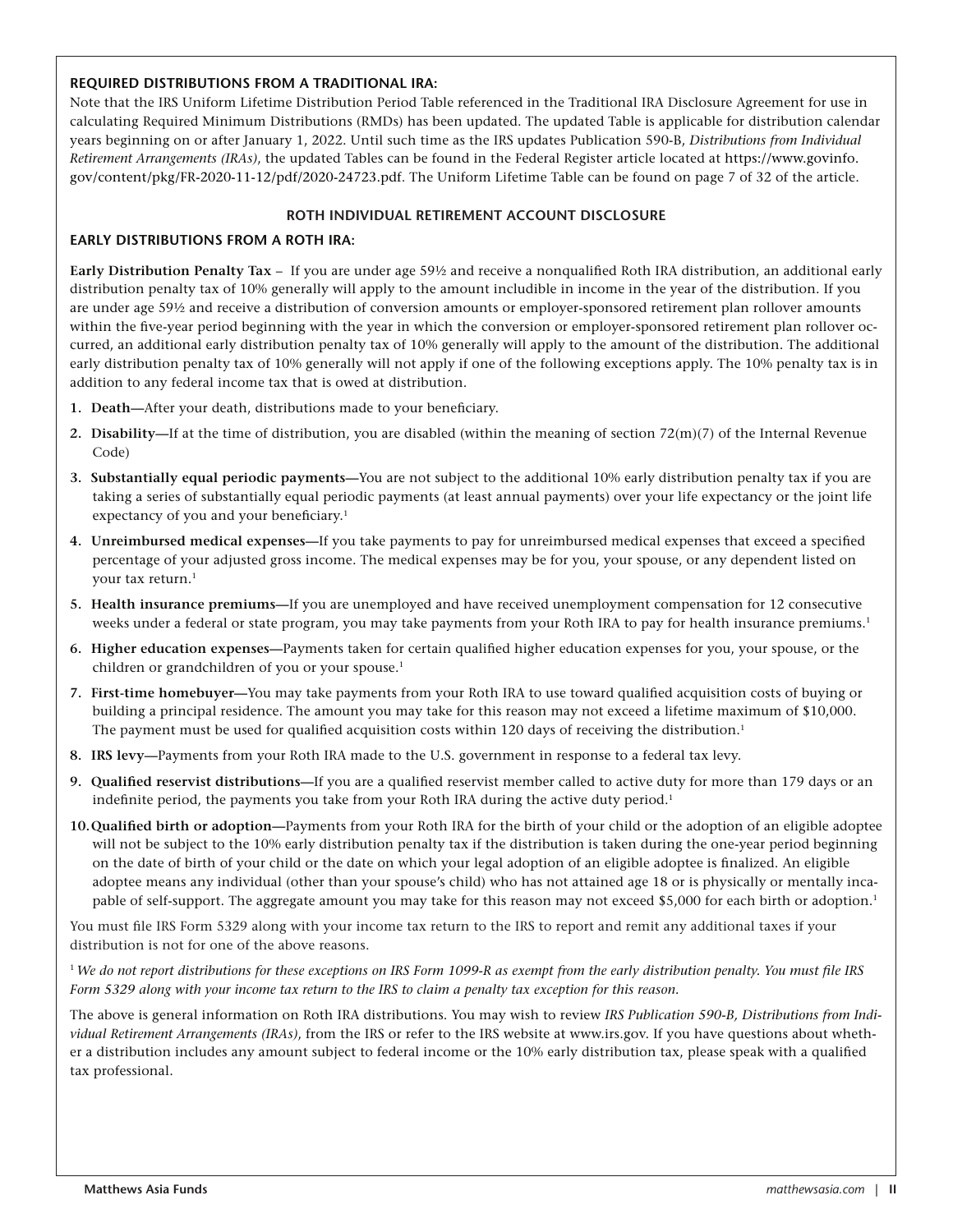**REQUIRED DISTRIBUTIONS FROM A TRADITIONAL IRA:**

Note that the IRS Uniform Lifetime Distribution Period Table referenced in the Traditional IRA Disclosure Agreement for use in calculating Required Minimum Distributions (RMDs) has been updated. The updated Table is applicable for distribution calendar years beginning on or after January 1, 2022. Until such time as the IRS updates Publication 590-B, *Distributions from Individual Retirement Arrangements (IRAs)*, the updated Tables can be found in the Federal Register article located at https://www.govinfo.gov/content/pkg/FR-2020-11-12/pdf/2020-24723.pdf. The Uniform Lifetime Table can be found on page 7 of 32 of the article.

## ROTH INDIVIDUAL RETIREMENT ACCOUNT DISCLOSURE

**EARLY DISTRIBUTIONS FROM A ROTH IRA:**

**Early Distribution Penalty Tax** – If you are under age 59½ and receive a nonqualified Roth IRA distribution, an additional early distribution penalty tax of 10% generally will apply to the amount includible in income in the year of the distribution. If you are under age 59½ and receive a distribution of conversion amounts or employer-sponsored retirement plan rollover amounts within the five-year period beginning with the year in which the conversion or employer-sponsored retirement plan rollover occurred, an additional early distribution penalty tax of 10% generally will apply to the amount of the distribution. The additional early distribution penalty tax of 10% generally will not apply if one of the following exceptions apply. The 10% penalty tax is in addition to any federal income tax that is owed at distribution.

1. **Death—**After your death, distributions made to your beneficiary.
2. **Disability—**If at the time of distribution, you are disabled (within the meaning of section 72(m)(7) of the Internal Revenue Code)
3. **Substantially equal periodic payments—**You are not subject to the additional 10% early distribution penalty tax if you are taking a series of substantially equal periodic payments (at least annual payments) over your life expectancy or the joint life expectancy of you and your beneficiary.[1]
4. **Unreimbursed medical expenses—**If you take payments to pay for unreimbursed medical expenses that exceed a specified percentage of your adjusted gross income. The medical expenses may be for you, your spouse, or any dependent listed on your tax return.[1]
5. **Health insurance premiums—**If you are unemployed and have received unemployment compensation for 12 consecutive weeks under a federal or state program, you may take payments from your Roth IRA to pay for health insurance premiums.[1]
6. **Higher education expenses—**Payments taken for certain qualified higher education expenses for you, your spouse, or the children or grandchildren of you or your spouse.[1]
7. **First-time homebuyer—**You may take payments from your Roth IRA to use toward qualified acquisition costs of buying or building a principal residence. The amount you may take for this reason may not exceed a lifetime maximum of $10,000. The payment must be used for qualified acquisition costs within 120 days of receiving the distribution.[1]
8. **IRS levy—**Payments from your Roth IRA made to the U.S. government in response to a federal tax levy.
9. **Qualified reservist distributions—**If you are a qualified reservist member called to active duty for more than 179 days or an indefinite period, the payments you take from your Roth IRA during the active duty period.[1]
10. **Qualified birth or adoption—**Payments from your Roth IRA for the birth of your child or the adoption of an eligible adoptee will not be subject to the 10% early distribution penalty tax if the distribution is taken during the one-year period beginning on the date of birth of your child or the date on which your legal adoption of an eligible adoptee is finalized. An eligible adoptee means any individual (other than your spouse's child) who has not attained age 18 or is physically or mentally incapable of self-support. The aggregate amount you may take for this reason may not exceed $5,000 for each birth or adoption.[1]

You must file IRS Form 5329 along with your income tax return to the IRS to report and remit any additional taxes if your distribution is not for one of the above reasons.

[1] *We do not report distributions for these exceptions on IRS Form 1099-R as exempt from the early distribution penalty. You must file IRS Form 5329 along with your income tax return to the IRS to claim a penalty tax exception for this reason.*

The above is general information on Roth IRA distributions. You may wish to review *IRS Publication 590-B, Distributions from Individual Retirement Arrangements (IRAs)*, from the IRS or refer to the IRS website at www.irs.gov. If you have questions about whether a distribution includes any amount subject to federal income or the 10% early distribution tax, please speak with a qualified tax professional.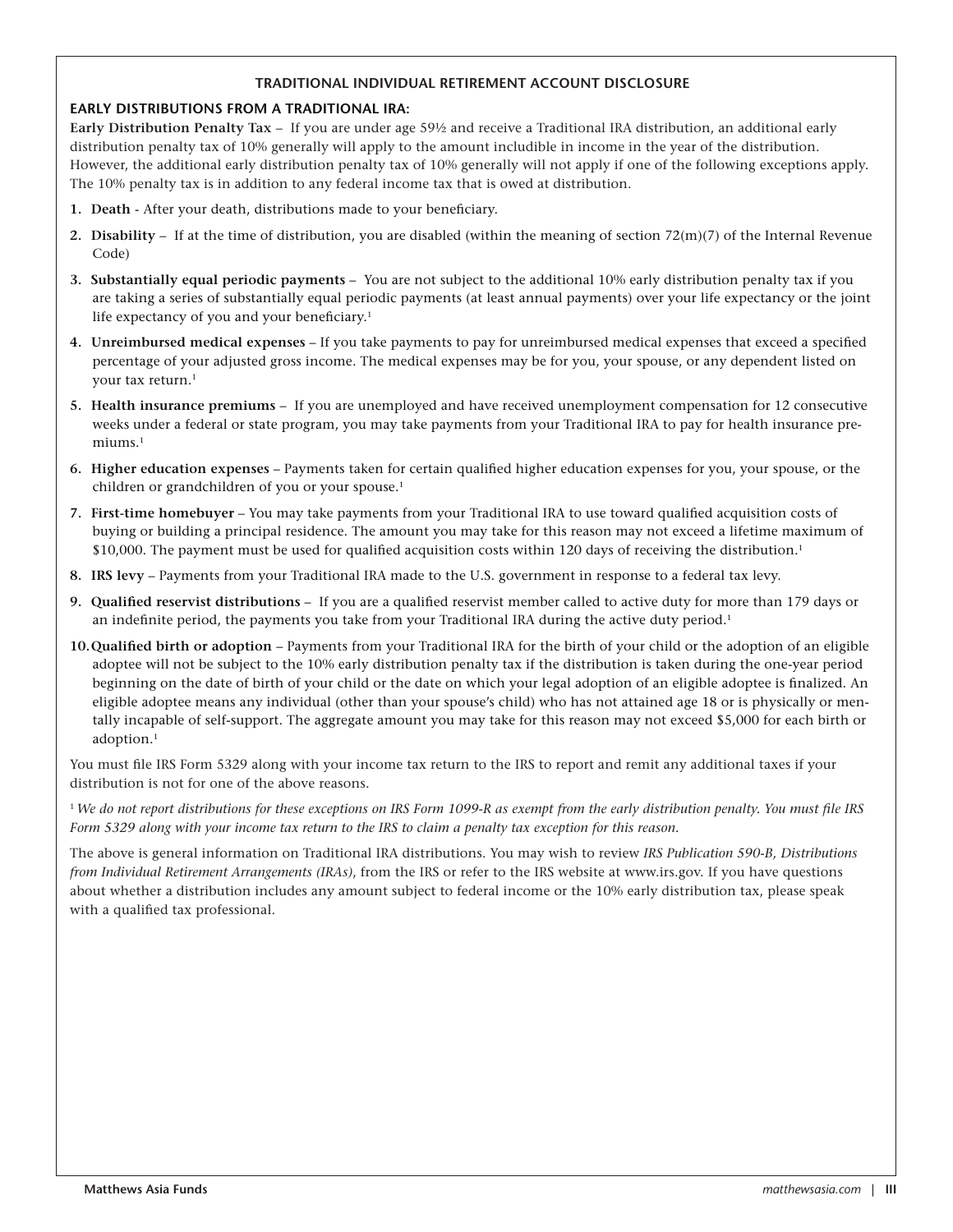## TRADITIONAL INDIVIDUAL RETIREMENT ACCOUNT DISCLOSURE

### EARLY DISTRIBUTIONS FROM A TRADITIONAL IRA:

**Early Distribution Penalty Tax** – If you are under age 59½ and receive a Traditional IRA distribution, an additional early distribution penalty tax of 10% generally will apply to the amount includible in income in the year of the distribution. However, the additional early distribution penalty tax of 10% generally will not apply if one of the following exceptions apply. The 10% penalty tax is in addition to any federal income tax that is owed at distribution.

1. **Death** - After your death, distributions made to your beneficiary.
2. **Disability** – If at the time of distribution, you are disabled (within the meaning of section 72(m)(7) of the Internal Revenue Code)
3. **Substantially equal periodic payments** – You are not subject to the additional 10% early distribution penalty tax if you are taking a series of substantially equal periodic payments (at least annual payments) over your life expectancy or the joint life expectancy of you and your beneficiary.[1]
4. **Unreimbursed medical expenses** – If you take payments to pay for unreimbursed medical expenses that exceed a specified percentage of your adjusted gross income. The medical expenses may be for you, your spouse, or any dependent listed on your tax return.[1]
5. **Health insurance premiums** – If you are unemployed and have received unemployment compensation for 12 consecutive weeks under a federal or state program, you may take payments from your Traditional IRA to pay for health insurance premiums.[1]
6. **Higher education expenses** – Payments taken for certain qualified higher education expenses for you, your spouse, or the children or grandchildren of you or your spouse.[1]
7. **First-time homebuyer** – You may take payments from your Traditional IRA to use toward qualified acquisition costs of buying or building a principal residence. The amount you may take for this reason may not exceed a lifetime maximum of $10,000. The payment must be used for qualified acquisition costs within 120 days of receiving the distribution.[1]
8. **IRS levy** – Payments from your Traditional IRA made to the U.S. government in response to a federal tax levy.
9. **Qualified reservist distributions** – If you are a qualified reservist member called to active duty for more than 179 days or an indefinite period, the payments you take from your Traditional IRA during the active duty period.[1]
10. **Qualified birth or adoption** – Payments from your Traditional IRA for the birth of your child or the adoption of an eligible adoptee will not be subject to the 10% early distribution penalty tax if the distribution is taken during the one-year period beginning on the date of birth of your child or the date on which your legal adoption of an eligible adoptee is finalized. An eligible adoptee means any individual (other than your spouse's child) who has not attained age 18 or is physically or mentally incapable of self-support. The aggregate amount you may take for this reason may not exceed $5,000 for each birth or adoption.[1]

You must file IRS Form 5329 along with your income tax return to the IRS to report and remit any additional taxes if your distribution is not for one of the above reasons.

[1] *We do not report distributions for these exceptions on IRS Form 1099-R as exempt from the early distribution penalty. You must file IRS Form 5329 along with your income tax return to the IRS to claim a penalty tax exception for this reason.*

The above is general information on Traditional IRA distributions. You may wish to review *IRS Publication 590-B, Distributions from Individual Retirement Arrangements (IRAs)*, from the IRS or refer to the IRS website at www.irs.gov. If you have questions about whether a distribution includes any amount subject to federal income or the 10% early distribution tax, please speak with a qualified tax professional.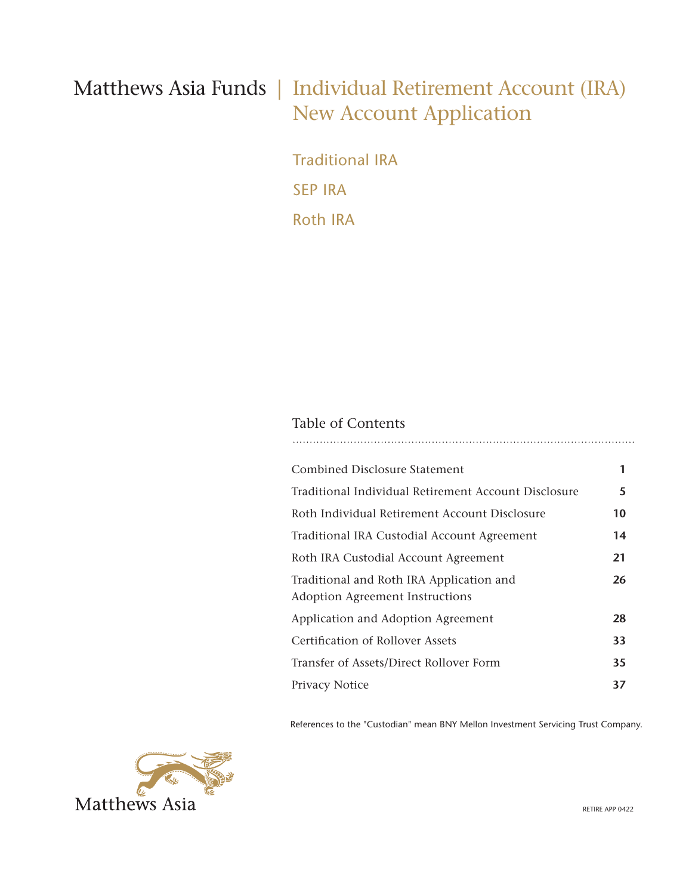# Matthews Asia Funds | Individual Retirement Account (IRA) New Account Application

Traditional IRA

SEP IRA

Roth IRA

## Table of Contents

| | |
|---|---|
| Combined Disclosure Statement | **1** |
| Traditional Individual Retirement Account Disclosure | **5** |
| Roth Individual Retirement Account Disclosure | **10** |
| Traditional IRA Custodial Account Agreement | **14** |
| Roth IRA Custodial Account Agreement | **21** |
| Traditional and Roth IRA Application and Adoption Agreement Instructions | **26** |
| Application and Adoption Agreement | **28** |
| Certification of Rollover Assets | **33** |
| Transfer of Assets/Direct Rollover Form | **35** |
| Privacy Notice | **37** |

References to the "Custodian" mean BNY Mellon Investment Servicing Trust Company.

Matthews Asia

RETIRE APP 0422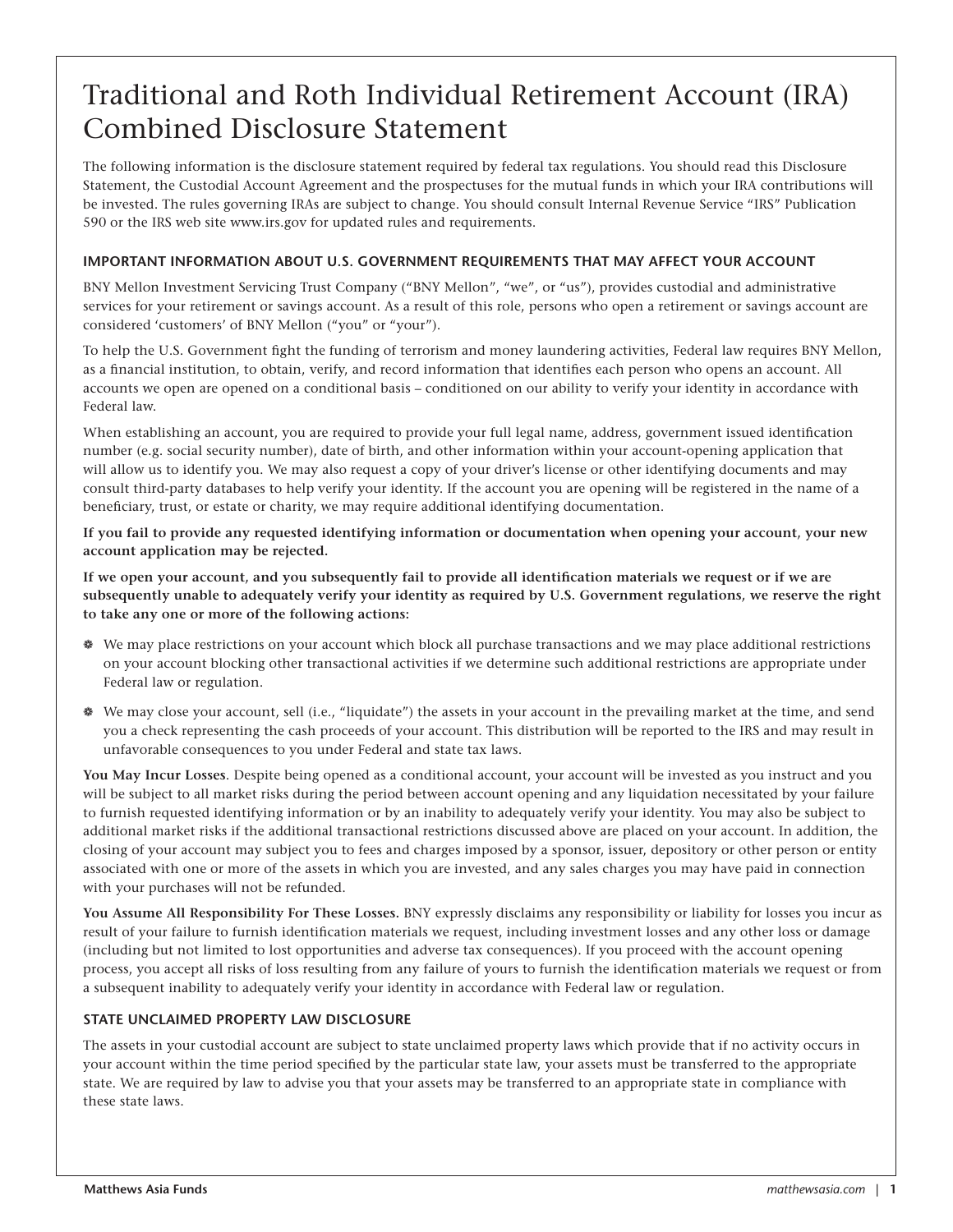# Traditional and Roth Individual Retirement Account (IRA) Combined Disclosure Statement

The following information is the disclosure statement required by federal tax regulations. You should read this Disclosure Statement, the Custodial Account Agreement and the prospectuses for the mutual funds in which your IRA contributions will be invested. The rules governing IRAs are subject to change. You should consult Internal Revenue Service "IRS" Publication 590 or the IRS web site www.irs.gov for updated rules and requirements.

## IMPORTANT INFORMATION ABOUT U.S. GOVERNMENT REQUIREMENTS THAT MAY AFFECT YOUR ACCOUNT

BNY Mellon Investment Servicing Trust Company ("BNY Mellon", "we", or "us"), provides custodial and administrative services for your retirement or savings account. As a result of this role, persons who open a retirement or savings account are considered 'customers' of BNY Mellon ("you" or "your").

To help the U.S. Government fight the funding of terrorism and money laundering activities, Federal law requires BNY Mellon, as a financial institution, to obtain, verify, and record information that identifies each person who opens an account. All accounts we open are opened on a conditional basis – conditioned on our ability to verify your identity in accordance with Federal law.

When establishing an account, you are required to provide your full legal name, address, government issued identification number (e.g. social security number), date of birth, and other information within your account-opening application that will allow us to identify you. We may also request a copy of your driver's license or other identifying documents and may consult third-party databases to help verify your identity. If the account you are opening will be registered in the name of a beneficiary, trust, or estate or charity, we may require additional identifying documentation.

**If you fail to provide any requested identifying information or documentation when opening your account, your new account application may be rejected.**

**If we open your account, and you subsequently fail to provide all identification materials we request or if we are subsequently unable to adequately verify your identity as required by U.S. Government regulations, we reserve the right to take any one or more of the following actions:**

- We may place restrictions on your account which block all purchase transactions and we may place additional restrictions on your account blocking other transactional activities if we determine such additional restrictions are appropriate under Federal law or regulation.
- We may close your account, sell (i.e., "liquidate") the assets in your account in the prevailing market at the time, and send you a check representing the cash proceeds of your account. This distribution will be reported to the IRS and may result in unfavorable consequences to you under Federal and state tax laws.

**You May Incur Losses**. Despite being opened as a conditional account, your account will be invested as you instruct and you will be subject to all market risks during the period between account opening and any liquidation necessitated by your failure to furnish requested identifying information or by an inability to adequately verify your identity. You may also be subject to additional market risks if the additional transactional restrictions discussed above are placed on your account. In addition, the closing of your account may subject you to fees and charges imposed by a sponsor, issuer, depository or other person or entity associated with one or more of the assets in which you are invested, and any sales charges you may have paid in connection with your purchases will not be refunded.

**You Assume All Responsibility For These Losses.** BNY expressly disclaims any responsibility or liability for losses you incur as result of your failure to furnish identification materials we request, including investment losses and any other loss or damage (including but not limited to lost opportunities and adverse tax consequences). If you proceed with the account opening process, you accept all risks of loss resulting from any failure of yours to furnish the identification materials we request or from a subsequent inability to adequately verify your identity in accordance with Federal law or regulation.

## STATE UNCLAIMED PROPERTY LAW DISCLOSURE

The assets in your custodial account are subject to state unclaimed property laws which provide that if no activity occurs in your account within the time period specified by the particular state law, your assets must be transferred to the appropriate state. We are required by law to advise you that your assets may be transferred to an appropriate state in compliance with these state laws.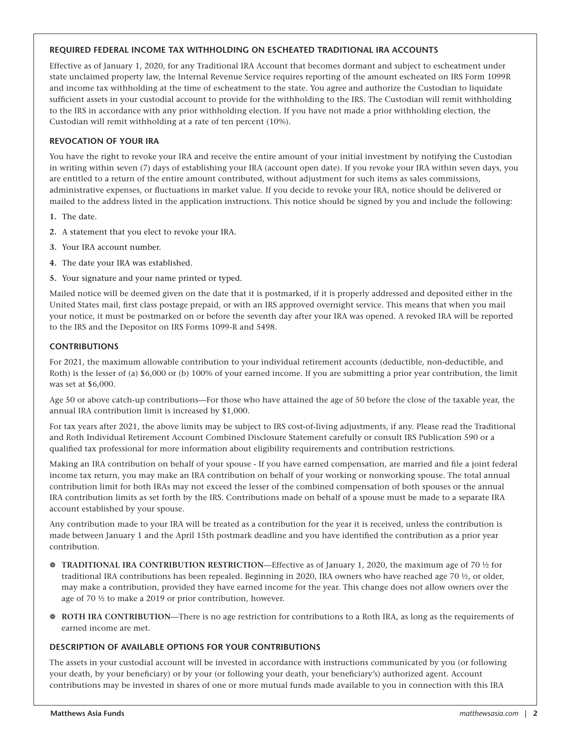### REQUIRED FEDERAL INCOME TAX WITHHOLDING ON ESCHEATED TRADITIONAL IRA ACCOUNTS

Effective as of January 1, 2020, for any Traditional IRA Account that becomes dormant and subject to escheatment under state unclaimed property law, the Internal Revenue Service requires reporting of the amount escheated on IRS Form 1099R and income tax withholding at the time of escheatment to the state. You agree and authorize the Custodian to liquidate sufficient assets in your custodial account to provide for the withholding to the IRS. The Custodian will remit withholding to the IRS in accordance with any prior withholding election. If you have not made a prior withholding election, the Custodian will remit withholding at a rate of ten percent (10%).

### REVOCATION OF YOUR IRA

You have the right to revoke your IRA and receive the entire amount of your initial investment by notifying the Custodian in writing within seven (7) days of establishing your IRA (account open date). If you revoke your IRA within seven days, you are entitled to a return of the entire amount contributed, without adjustment for such items as sales commissions, administrative expenses, or fluctuations in market value. If you decide to revoke your IRA, notice should be delivered or mailed to the address listed in the application instructions. This notice should be signed by you and include the following:

1. The date.
2. A statement that you elect to revoke your IRA.
3. Your IRA account number.
4. The date your IRA was established.
5. Your signature and your name printed or typed.

Mailed notice will be deemed given on the date that it is postmarked, if it is properly addressed and deposited either in the United States mail, first class postage prepaid, or with an IRS approved overnight service. This means that when you mail your notice, it must be postmarked on or before the seventh day after your IRA was opened. A revoked IRA will be reported to the IRS and the Depositor on IRS Forms 1099-R and 5498.

### CONTRIBUTIONS

For 2021, the maximum allowable contribution to your individual retirement accounts (deductible, non-deductible, and Roth) is the lesser of (a) $6,000 or (b) 100% of your earned income. If you are submitting a prior year contribution, the limit was set at $6,000.

Age 50 or above catch-up contributions—For those who have attained the age of 50 before the close of the taxable year, the annual IRA contribution limit is increased by $1,000.

For tax years after 2021, the above limits may be subject to IRS cost-of-living adjustments, if any. Please read the Traditional and Roth Individual Retirement Account Combined Disclosure Statement carefully or consult IRS Publication 590 or a qualified tax professional for more information about eligibility requirements and contribution restrictions.

Making an IRA contribution on behalf of your spouse - If you have earned compensation, are married and file a joint federal income tax return, you may make an IRA contribution on behalf of your working or nonworking spouse. The total annual contribution limit for both IRAs may not exceed the lesser of the combined compensation of both spouses or the annual IRA contribution limits as set forth by the IRS. Contributions made on behalf of a spouse must be made to a separate IRA account established by your spouse.

Any contribution made to your IRA will be treated as a contribution for the year it is received, unless the contribution is made between January 1 and the April 15th postmark deadline and you have identified the contribution as a prior year contribution.

- **TRADITIONAL IRA CONTRIBUTION RESTRICTION**—Effective as of January 1, 2020, the maximum age of 70 ½ for traditional IRA contributions has been repealed. Beginning in 2020, IRA owners who have reached age 70 ½, or older, may make a contribution, provided they have earned income for the year. This change does not allow owners over the age of 70 ½ to make a 2019 or prior contribution, however.
- **ROTH IRA CONTRIBUTION**—There is no age restriction for contributions to a Roth IRA, as long as the requirements of earned income are met.

### DESCRIPTION OF AVAILABLE OPTIONS FOR YOUR CONTRIBUTIONS

The assets in your custodial account will be invested in accordance with instructions communicated by you (or following your death, by your beneficiary) or by your (or following your death, your beneficiary's) authorized agent. Account contributions may be invested in shares of one or more mutual funds made available to you in connection with this IRA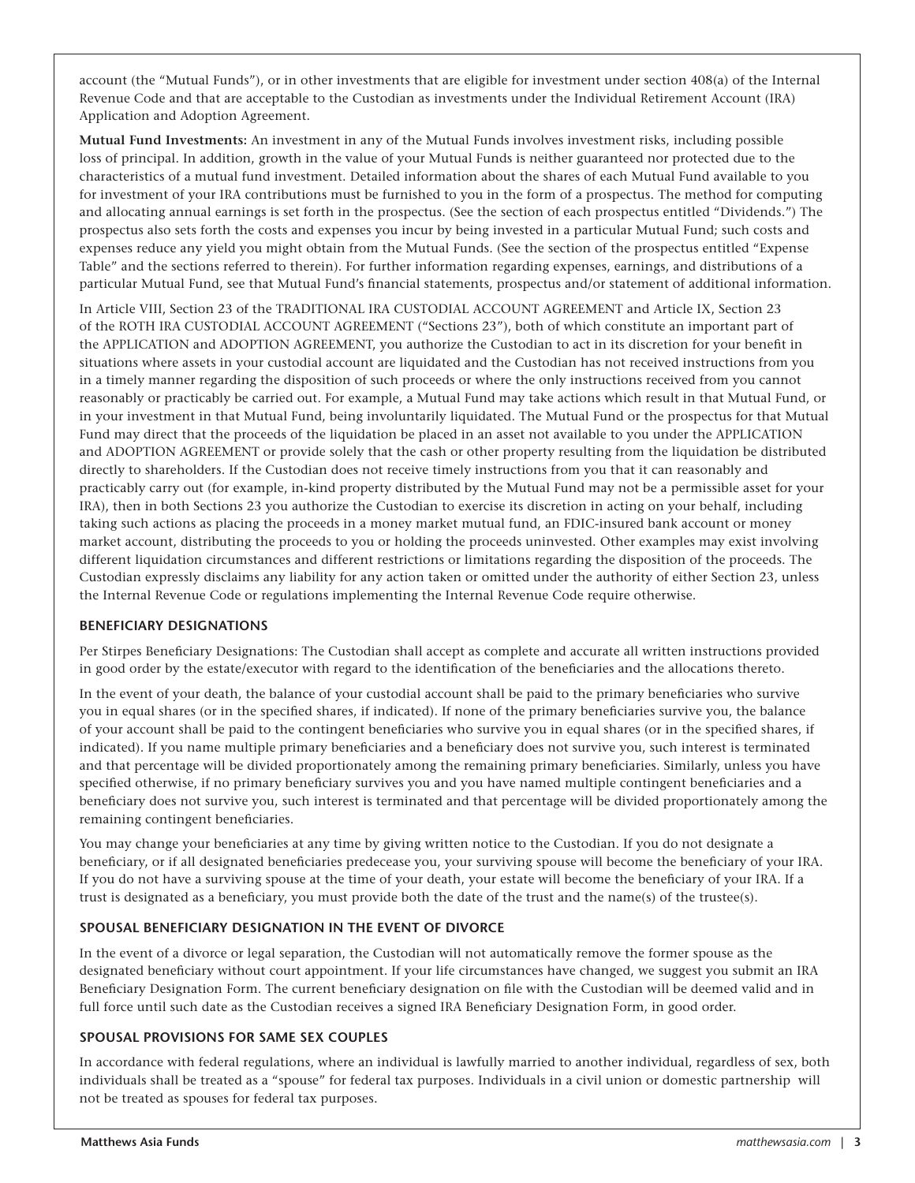account (the "Mutual Funds"), or in other investments that are eligible for investment under section 408(a) of the Internal Revenue Code and that are acceptable to the Custodian as investments under the Individual Retirement Account (IRA) Application and Adoption Agreement.

**Mutual Fund Investments:** An investment in any of the Mutual Funds involves investment risks, including possible loss of principal. In addition, growth in the value of your Mutual Funds is neither guaranteed nor protected due to the characteristics of a mutual fund investment. Detailed information about the shares of each Mutual Fund available to you for investment of your IRA contributions must be furnished to you in the form of a prospectus. The method for computing and allocating annual earnings is set forth in the prospectus. (See the section of each prospectus entitled "Dividends.") The prospectus also sets forth the costs and expenses you incur by being invested in a particular Mutual Fund; such costs and expenses reduce any yield you might obtain from the Mutual Funds. (See the section of the prospectus entitled "Expense Table" and the sections referred to therein). For further information regarding expenses, earnings, and distributions of a particular Mutual Fund, see that Mutual Fund's financial statements, prospectus and/or statement of additional information.

In Article VIII, Section 23 of the TRADITIONAL IRA CUSTODIAL ACCOUNT AGREEMENT and Article IX, Section 23 of the ROTH IRA CUSTODIAL ACCOUNT AGREEMENT ("Sections 23"), both of which constitute an important part of the APPLICATION and ADOPTION AGREEMENT, you authorize the Custodian to act in its discretion for your benefit in situations where assets in your custodial account are liquidated and the Custodian has not received instructions from you in a timely manner regarding the disposition of such proceeds or where the only instructions received from you cannot reasonably or practicably be carried out. For example, a Mutual Fund may take actions which result in that Mutual Fund, or in your investment in that Mutual Fund, being involuntarily liquidated. The Mutual Fund or the prospectus for that Mutual Fund may direct that the proceeds of the liquidation be placed in an asset not available to you under the APPLICATION and ADOPTION AGREEMENT or provide solely that the cash or other property resulting from the liquidation be distributed directly to shareholders. If the Custodian does not receive timely instructions from you that it can reasonably and practicably carry out (for example, in-kind property distributed by the Mutual Fund may not be a permissible asset for your IRA), then in both Sections 23 you authorize the Custodian to exercise its discretion in acting on your behalf, including taking such actions as placing the proceeds in a money market mutual fund, an FDIC-insured bank account or money market account, distributing the proceeds to you or holding the proceeds uninvested. Other examples may exist involving different liquidation circumstances and different restrictions or limitations regarding the disposition of the proceeds. The Custodian expressly disclaims any liability for any action taken or omitted under the authority of either Section 23, unless the Internal Revenue Code or regulations implementing the Internal Revenue Code require otherwise.

## BENEFICIARY DESIGNATIONS

Per Stirpes Beneficiary Designations: The Custodian shall accept as complete and accurate all written instructions provided in good order by the estate/executor with regard to the identification of the beneficiaries and the allocations thereto.

In the event of your death, the balance of your custodial account shall be paid to the primary beneficiaries who survive you in equal shares (or in the specified shares, if indicated). If none of the primary beneficiaries survive you, the balance of your account shall be paid to the contingent beneficiaries who survive you in equal shares (or in the specified shares, if indicated). If you name multiple primary beneficiaries and a beneficiary does not survive you, such interest is terminated and that percentage will be divided proportionately among the remaining primary beneficiaries. Similarly, unless you have specified otherwise, if no primary beneficiary survives you and you have named multiple contingent beneficiaries and a beneficiary does not survive you, such interest is terminated and that percentage will be divided proportionately among the remaining contingent beneficiaries.

You may change your beneficiaries at any time by giving written notice to the Custodian. If you do not designate a beneficiary, or if all designated beneficiaries predecease you, your surviving spouse will become the beneficiary of your IRA. If you do not have a surviving spouse at the time of your death, your estate will become the beneficiary of your IRA. If a trust is designated as a beneficiary, you must provide both the date of the trust and the name(s) of the trustee(s).

## SPOUSAL BENEFICIARY DESIGNATION IN THE EVENT OF DIVORCE

In the event of a divorce or legal separation, the Custodian will not automatically remove the former spouse as the designated beneficiary without court appointment. If your life circumstances have changed, we suggest you submit an IRA Beneficiary Designation Form. The current beneficiary designation on file with the Custodian will be deemed valid and in full force until such date as the Custodian receives a signed IRA Beneficiary Designation Form, in good order.

## SPOUSAL PROVISIONS FOR SAME SEX COUPLES

In accordance with federal regulations, where an individual is lawfully married to another individual, regardless of sex, both individuals shall be treated as a "spouse" for federal tax purposes. Individuals in a civil union or domestic partnership will not be treated as spouses for federal tax purposes.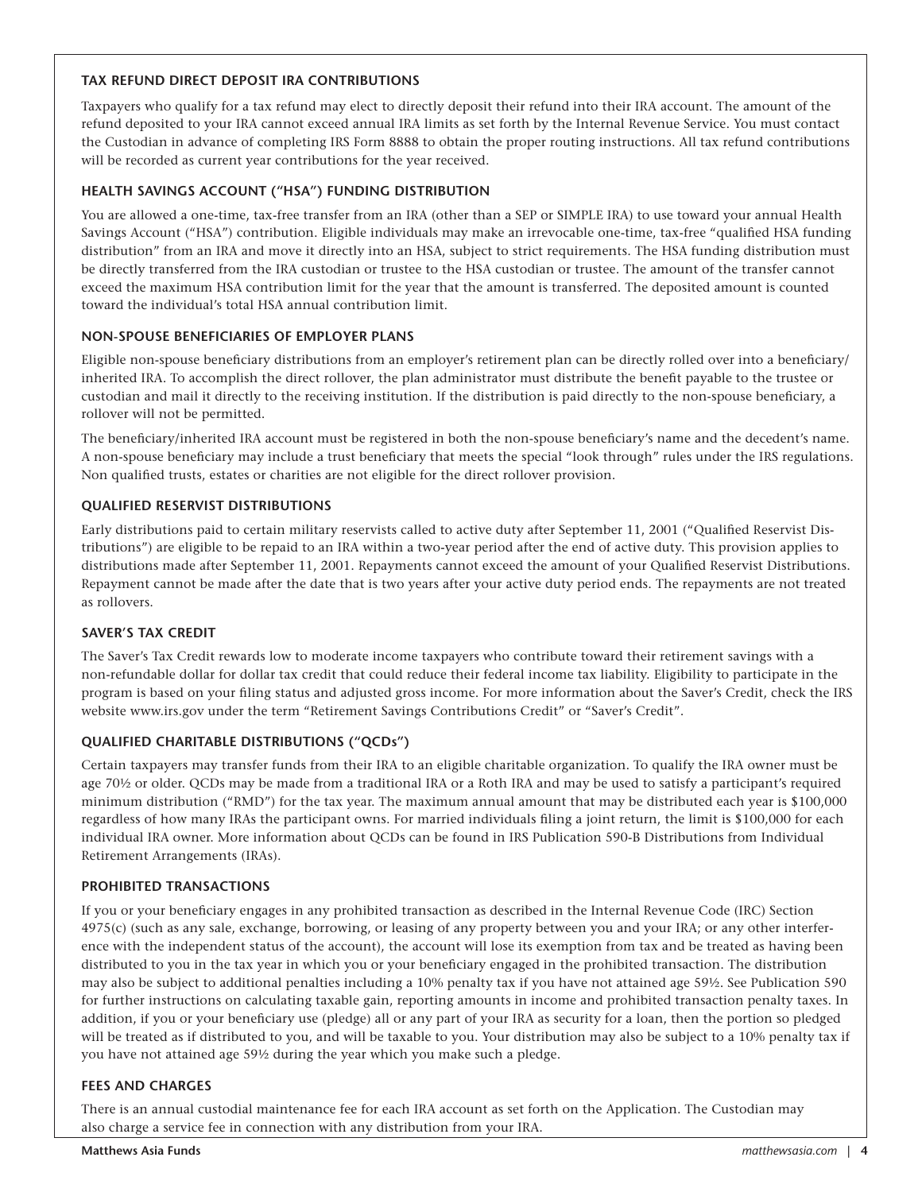### TAX REFUND DIRECT DEPOSIT IRA CONTRIBUTIONS

Taxpayers who qualify for a tax refund may elect to directly deposit their refund into their IRA account. The amount of the refund deposited to your IRA cannot exceed annual IRA limits as set forth by the Internal Revenue Service. You must contact the Custodian in advance of completing IRS Form 8888 to obtain the proper routing instructions. All tax refund contributions will be recorded as current year contributions for the year received.

### HEALTH SAVINGS ACCOUNT ("HSA") FUNDING DISTRIBUTION

You are allowed a one-time, tax-free transfer from an IRA (other than a SEP or SIMPLE IRA) to use toward your annual Health Savings Account ("HSA") contribution. Eligible individuals may make an irrevocable one-time, tax-free "qualified HSA funding distribution" from an IRA and move it directly into an HSA, subject to strict requirements. The HSA funding distribution must be directly transferred from the IRA custodian or trustee to the HSA custodian or trustee. The amount of the transfer cannot exceed the maximum HSA contribution limit for the year that the amount is transferred. The deposited amount is counted toward the individual's total HSA annual contribution limit.

### NON-SPOUSE BENEFICIARIES OF EMPLOYER PLANS

Eligible non-spouse beneficiary distributions from an employer's retirement plan can be directly rolled over into a beneficiary/inherited IRA. To accomplish the direct rollover, the plan administrator must distribute the benefit payable to the trustee or custodian and mail it directly to the receiving institution. If the distribution is paid directly to the non-spouse beneficiary, a rollover will not be permitted.

The beneficiary/inherited IRA account must be registered in both the non-spouse beneficiary's name and the decedent's name. A non-spouse beneficiary may include a trust beneficiary that meets the special "look through" rules under the IRS regulations. Non qualified trusts, estates or charities are not eligible for the direct rollover provision.

### QUALIFIED RESERVIST DISTRIBUTIONS

Early distributions paid to certain military reservists called to active duty after September 11, 2001 ("Qualified Reservist Distributions") are eligible to be repaid to an IRA within a two-year period after the end of active duty. This provision applies to distributions made after September 11, 2001. Repayments cannot exceed the amount of your Qualified Reservist Distributions. Repayment cannot be made after the date that is two years after your active duty period ends. The repayments are not treated as rollovers.

### SAVER'S TAX CREDIT

The Saver's Tax Credit rewards low to moderate income taxpayers who contribute toward their retirement savings with a non-refundable dollar for dollar tax credit that could reduce their federal income tax liability. Eligibility to participate in the program is based on your filing status and adjusted gross income. For more information about the Saver's Credit, check the IRS website www.irs.gov under the term "Retirement Savings Contributions Credit" or "Saver's Credit".

### QUALIFIED CHARITABLE DISTRIBUTIONS ("QCDs")

Certain taxpayers may transfer funds from their IRA to an eligible charitable organization. To qualify the IRA owner must be age 70½ or older. QCDs may be made from a traditional IRA or a Roth IRA and may be used to satisfy a participant's required minimum distribution ("RMD") for the tax year. The maximum annual amount that may be distributed each year is $100,000 regardless of how many IRAs the participant owns. For married individuals filing a joint return, the limit is $100,000 for each individual IRA owner. More information about QCDs can be found in IRS Publication 590-B Distributions from Individual Retirement Arrangements (IRAs).

### PROHIBITED TRANSACTIONS

If you or your beneficiary engages in any prohibited transaction as described in the Internal Revenue Code (IRC) Section 4975(c) (such as any sale, exchange, borrowing, or leasing of any property between you and your IRA; or any other interference with the independent status of the account), the account will lose its exemption from tax and be treated as having been distributed to you in the tax year in which you or your beneficiary engaged in the prohibited transaction. The distribution may also be subject to additional penalties including a 10% penalty tax if you have not attained age 59½. See Publication 590 for further instructions on calculating taxable gain, reporting amounts in income and prohibited transaction penalty taxes. In addition, if you or your beneficiary use (pledge) all or any part of your IRA as security for a loan, then the portion so pledged will be treated as if distributed to you, and will be taxable to you. Your distribution may also be subject to a 10% penalty tax if you have not attained age 59½ during the year which you make such a pledge.

### FEES AND CHARGES

There is an annual custodial maintenance fee for each IRA account as set forth on the Application. The Custodian may also charge a service fee in connection with any distribution from your IRA.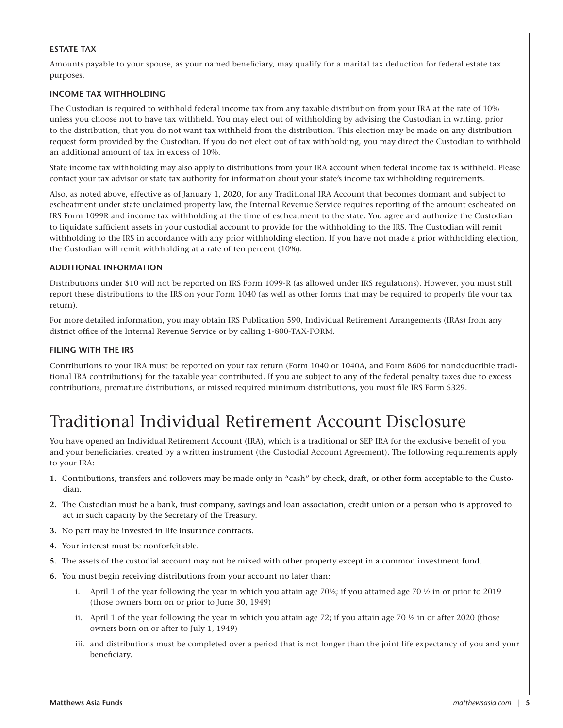### ESTATE TAX

Amounts payable to your spouse, as your named beneficiary, may qualify for a marital tax deduction for federal estate tax purposes.

### INCOME TAX WITHHOLDING

The Custodian is required to withhold federal income tax from any taxable distribution from your IRA at the rate of 10% unless you choose not to have tax withheld. You may elect out of withholding by advising the Custodian in writing, prior to the distribution, that you do not want tax withheld from the distribution. This election may be made on any distribution request form provided by the Custodian. If you do not elect out of tax withholding, you may direct the Custodian to withhold an additional amount of tax in excess of 10%.

State income tax withholding may also apply to distributions from your IRA account when federal income tax is withheld. Please contact your tax advisor or state tax authority for information about your state's income tax withholding requirements.

Also, as noted above, effective as of January 1, 2020, for any Traditional IRA Account that becomes dormant and subject to escheatment under state unclaimed property law, the Internal Revenue Service requires reporting of the amount escheated on IRS Form 1099R and income tax withholding at the time of escheatment to the state. You agree and authorize the Custodian to liquidate sufficient assets in your custodial account to provide for the withholding to the IRS. The Custodian will remit withholding to the IRS in accordance with any prior withholding election. If you have not made a prior withholding election, the Custodian will remit withholding at a rate of ten percent (10%).

### ADDITIONAL INFORMATION

Distributions under $10 will not be reported on IRS Form 1099-R (as allowed under IRS regulations). However, you must still report these distributions to the IRS on your Form 1040 (as well as other forms that may be required to properly file your tax return).

For more detailed information, you may obtain IRS Publication 590, Individual Retirement Arrangements (IRAs) from any district office of the Internal Revenue Service or by calling 1-800-TAX-FORM.

### FILING WITH THE IRS

Contributions to your IRA must be reported on your tax return (Form 1040 or 1040A, and Form 8606 for nondeductible traditional IRA contributions) for the taxable year contributed. If you are subject to any of the federal penalty taxes due to excess contributions, premature distributions, or missed required minimum distributions, you must file IRS Form 5329.

# Traditional Individual Retirement Account Disclosure

You have opened an Individual Retirement Account (IRA), which is a traditional or SEP IRA for the exclusive benefit of you and your beneficiaries, created by a written instrument (the Custodial Account Agreement). The following requirements apply to your IRA:

1. Contributions, transfers and rollovers may be made only in "cash" by check, draft, or other form acceptable to the Custodian.
2. The Custodian must be a bank, trust company, savings and loan association, credit union or a person who is approved to act in such capacity by the Secretary of the Treasury.
3. No part may be invested in life insurance contracts.
4. Your interest must be nonforfeitable.
5. The assets of the custodial account may not be mixed with other property except in a common investment fund.
6. You must begin receiving distributions from your account no later than:
   i. April 1 of the year following the year in which you attain age 70½; if you attained age 70 ½ in or prior to 2019 (those owners born on or prior to June 30, 1949)
   ii. April 1 of the year following the year in which you attain age 72; if you attain age 70 ½ in or after 2020 (those owners born on or after to July 1, 1949)
   iii. and distributions must be completed over a period that is not longer than the joint life expectancy of you and your beneficiary.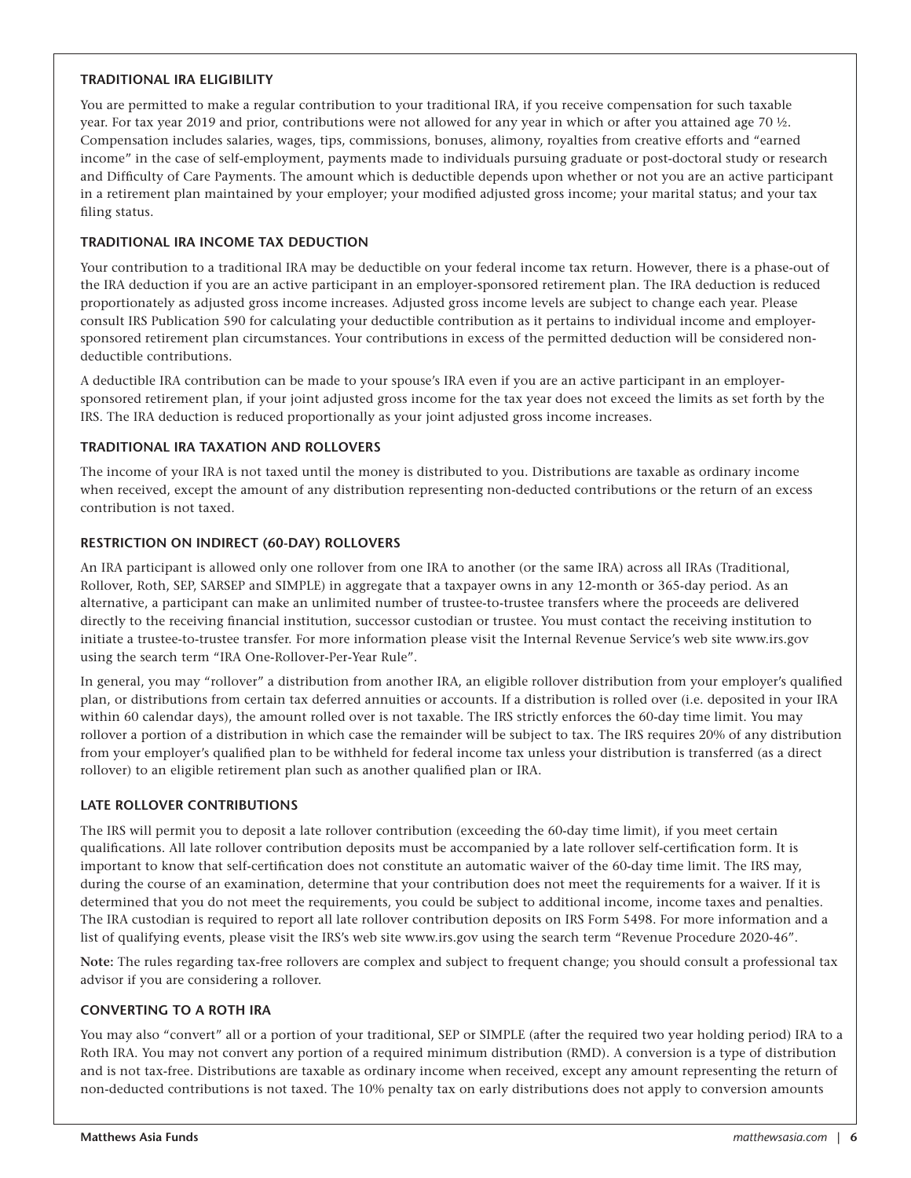### TRADITIONAL IRA ELIGIBILITY

You are permitted to make a regular contribution to your traditional IRA, if you receive compensation for such taxable year. For tax year 2019 and prior, contributions were not allowed for any year in which or after you attained age 70 ½. Compensation includes salaries, wages, tips, commissions, bonuses, alimony, royalties from creative efforts and "earned income" in the case of self-employment, payments made to individuals pursuing graduate or post-doctoral study or research and Difficulty of Care Payments. The amount which is deductible depends upon whether or not you are an active participant in a retirement plan maintained by your employer; your modified adjusted gross income; your marital status; and your tax filing status.

### TRADITIONAL IRA INCOME TAX DEDUCTION

Your contribution to a traditional IRA may be deductible on your federal income tax return. However, there is a phase-out of the IRA deduction if you are an active participant in an employer-sponsored retirement plan. The IRA deduction is reduced proportionately as adjusted gross income increases. Adjusted gross income levels are subject to change each year. Please consult IRS Publication 590 for calculating your deductible contribution as it pertains to individual income and employer-sponsored retirement plan circumstances. Your contributions in excess of the permitted deduction will be considered non-deductible contributions.

A deductible IRA contribution can be made to your spouse's IRA even if you are an active participant in an employer-sponsored retirement plan, if your joint adjusted gross income for the tax year does not exceed the limits as set forth by the IRS. The IRA deduction is reduced proportionally as your joint adjusted gross income increases.

### TRADITIONAL IRA TAXATION AND ROLLOVERS

The income of your IRA is not taxed until the money is distributed to you. Distributions are taxable as ordinary income when received, except the amount of any distribution representing non-deducted contributions or the return of an excess contribution is not taxed.

### RESTRICTION ON INDIRECT (60-DAY) ROLLOVERS

An IRA participant is allowed only one rollover from one IRA to another (or the same IRA) across all IRAs (Traditional, Rollover, Roth, SEP, SARSEP and SIMPLE) in aggregate that a taxpayer owns in any 12-month or 365-day period. As an alternative, a participant can make an unlimited number of trustee-to-trustee transfers where the proceeds are delivered directly to the receiving financial institution, successor custodian or trustee. You must contact the receiving institution to initiate a trustee-to-trustee transfer. For more information please visit the Internal Revenue Service's web site www.irs.gov using the search term "IRA One-Rollover-Per-Year Rule".

In general, you may "rollover" a distribution from another IRA, an eligible rollover distribution from your employer's qualified plan, or distributions from certain tax deferred annuities or accounts. If a distribution is rolled over (i.e. deposited in your IRA within 60 calendar days), the amount rolled over is not taxable. The IRS strictly enforces the 60-day time limit. You may rollover a portion of a distribution in which case the remainder will be subject to tax. The IRS requires 20% of any distribution from your employer's qualified plan to be withheld for federal income tax unless your distribution is transferred (as a direct rollover) to an eligible retirement plan such as another qualified plan or IRA.

### LATE ROLLOVER CONTRIBUTIONS

The IRS will permit you to deposit a late rollover contribution (exceeding the 60-day time limit), if you meet certain qualifications. All late rollover contribution deposits must be accompanied by a late rollover self-certification form. It is important to know that self-certification does not constitute an automatic waiver of the 60-day time limit. The IRS may, during the course of an examination, determine that your contribution does not meet the requirements for a waiver. If it is determined that you do not meet the requirements, you could be subject to additional income, income taxes and penalties. The IRA custodian is required to report all late rollover contribution deposits on IRS Form 5498. For more information and a list of qualifying events, please visit the IRS's web site www.irs.gov using the search term "Revenue Procedure 2020-46".

**Note:** The rules regarding tax-free rollovers are complex and subject to frequent change; you should consult a professional tax advisor if you are considering a rollover.

### CONVERTING TO A ROTH IRA

You may also "convert" all or a portion of your traditional, SEP or SIMPLE (after the required two year holding period) IRA to a Roth IRA. You may not convert any portion of a required minimum distribution (RMD). A conversion is a type of distribution and is not tax-free. Distributions are taxable as ordinary income when received, except any amount representing the return of non-deducted contributions is not taxed. The 10% penalty tax on early distributions does not apply to conversion amounts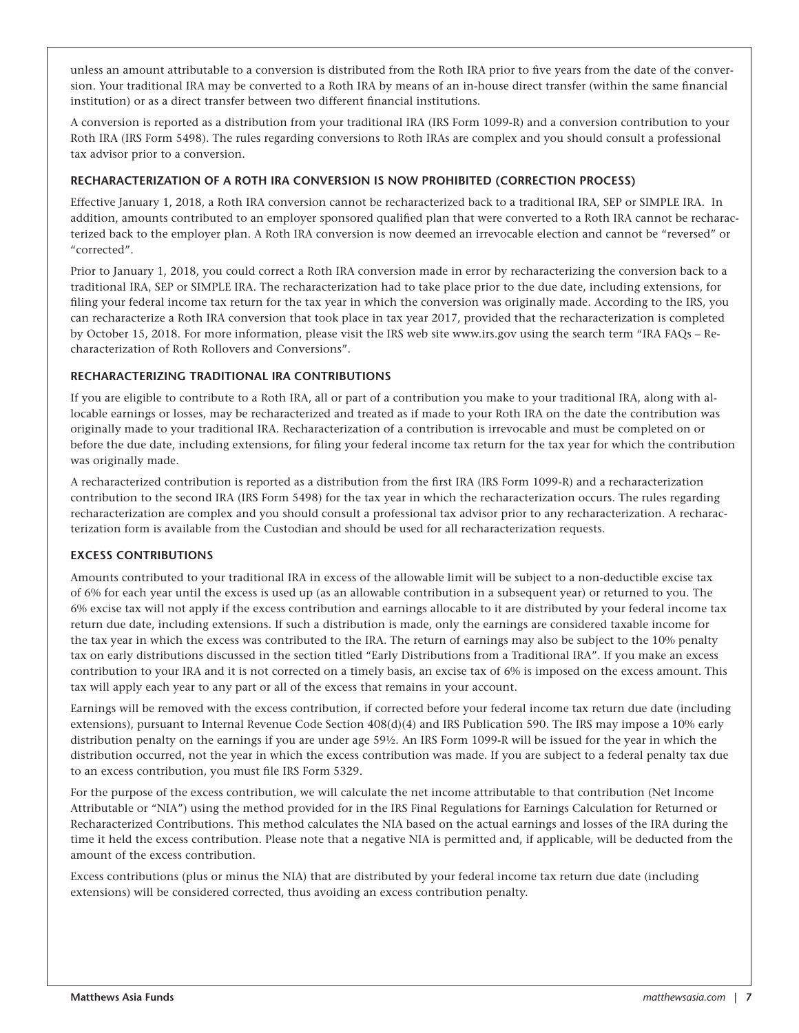unless an amount attributable to a conversion is distributed from the Roth IRA prior to five years from the date of the conversion. Your traditional IRA may be converted to a Roth IRA by means of an in-house direct transfer (within the same financial institution) or as a direct transfer between two different financial institutions.

A conversion is reported as a distribution from your traditional IRA (IRS Form 1099-R) and a conversion contribution to your Roth IRA (IRS Form 5498). The rules regarding conversions to Roth IRAs are complex and you should consult a professional tax advisor prior to a conversion.

### RECHARACTERIZATION OF A ROTH IRA CONVERSION IS NOW PROHIBITED (CORRECTION PROCESS)

Effective January 1, 2018, a Roth IRA conversion cannot be recharacterized back to a traditional IRA, SEP or SIMPLE IRA. In addition, amounts contributed to an employer sponsored qualified plan that were converted to a Roth IRA cannot be recharacterized back to the employer plan. A Roth IRA conversion is now deemed an irrevocable election and cannot be "reversed" or "corrected".

Prior to January 1, 2018, you could correct a Roth IRA conversion made in error by recharacterizing the conversion back to a traditional IRA, SEP or SIMPLE IRA. The recharacterization had to take place prior to the due date, including extensions, for filing your federal income tax return for the tax year in which the conversion was originally made. According to the IRS, you can recharacterize a Roth IRA conversion that took place in tax year 2017, provided that the recharacterization is completed by October 15, 2018. For more information, please visit the IRS web site www.irs.gov using the search term "IRA FAQs – Recharacterization of Roth Rollovers and Conversions".

### RECHARACTERIZING TRADITIONAL IRA CONTRIBUTIONS

If you are eligible to contribute to a Roth IRA, all or part of a contribution you make to your traditional IRA, along with allocable earnings or losses, may be recharacterized and treated as if made to your Roth IRA on the date the contribution was originally made to your traditional IRA. Recharacterization of a contribution is irrevocable and must be completed on or before the due date, including extensions, for filing your federal income tax return for the tax year for which the contribution was originally made.

A recharacterized contribution is reported as a distribution from the first IRA (IRS Form 1099-R) and a recharacterization contribution to the second IRA (IRS Form 5498) for the tax year in which the recharacterization occurs. The rules regarding recharacterization are complex and you should consult a professional tax advisor prior to any recharacterization. A recharacterization form is available from the Custodian and should be used for all recharacterization requests.

### EXCESS CONTRIBUTIONS

Amounts contributed to your traditional IRA in excess of the allowable limit will be subject to a non-deductible excise tax of 6% for each year until the excess is used up (as an allowable contribution in a subsequent year) or returned to you. The 6% excise tax will not apply if the excess contribution and earnings allocable to it are distributed by your federal income tax return due date, including extensions. If such a distribution is made, only the earnings are considered taxable income for the tax year in which the excess was contributed to the IRA. The return of earnings may also be subject to the 10% penalty tax on early distributions discussed in the section titled "Early Distributions from a Traditional IRA". If you make an excess contribution to your IRA and it is not corrected on a timely basis, an excise tax of 6% is imposed on the excess amount. This tax will apply each year to any part or all of the excess that remains in your account.

Earnings will be removed with the excess contribution, if corrected before your federal income tax return due date (including extensions), pursuant to Internal Revenue Code Section 408(d)(4) and IRS Publication 590. The IRS may impose a 10% early distribution penalty on the earnings if you are under age 59½. An IRS Form 1099-R will be issued for the year in which the distribution occurred, not the year in which the excess contribution was made. If you are subject to a federal penalty tax due to an excess contribution, you must file IRS Form 5329.

For the purpose of the excess contribution, we will calculate the net income attributable to that contribution (Net Income Attributable or "NIA") using the method provided for in the IRS Final Regulations for Earnings Calculation for Returned or Recharacterized Contributions. This method calculates the NIA based on the actual earnings and losses of the IRA during the time it held the excess contribution. Please note that a negative NIA is permitted and, if applicable, will be deducted from the amount of the excess contribution.

Excess contributions (plus or minus the NIA) that are distributed by your federal income tax return due date (including extensions) will be considered corrected, thus avoiding an excess contribution penalty.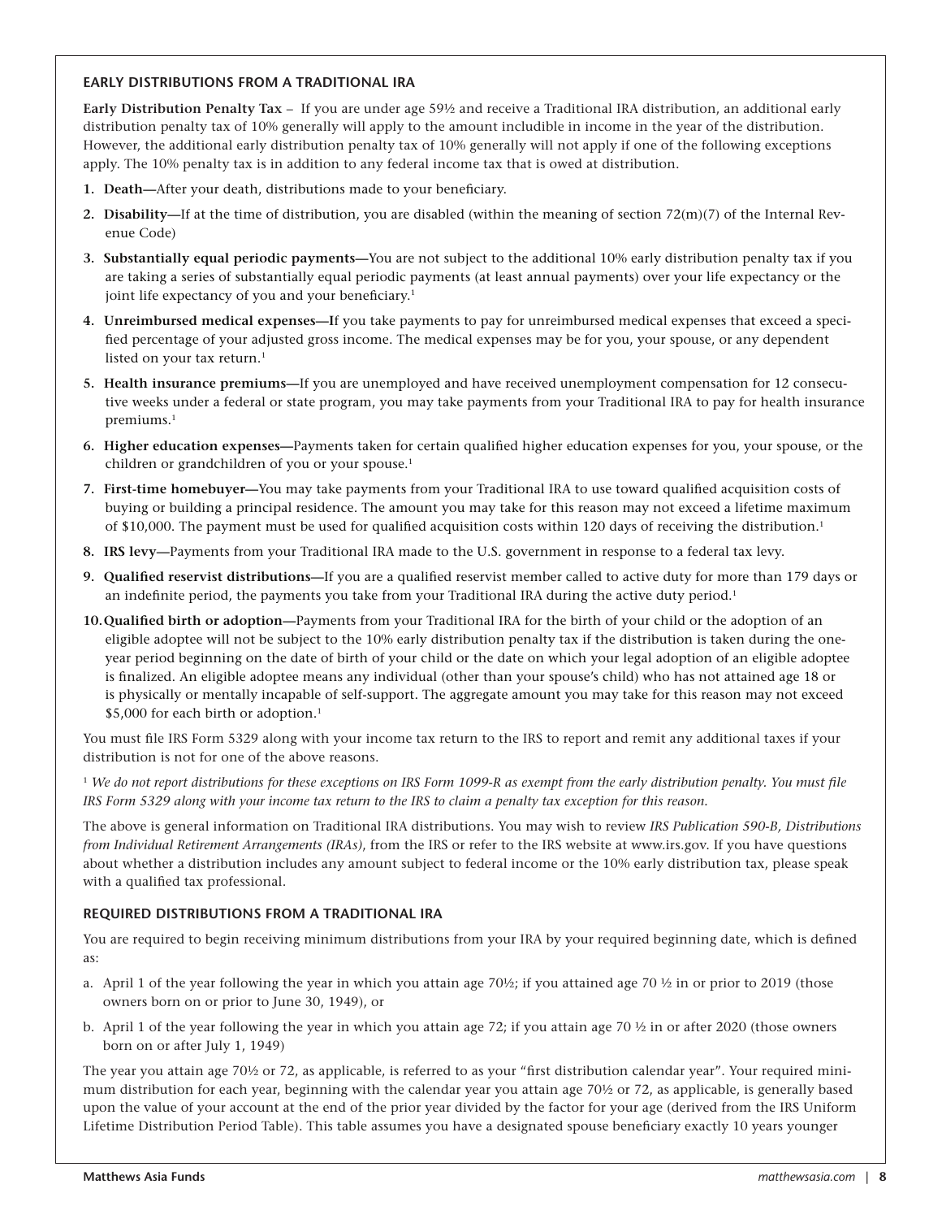### EARLY DISTRIBUTIONS FROM A TRADITIONAL IRA

**Early Distribution Penalty Tax** – If you are under age 59½ and receive a Traditional IRA distribution, an additional early distribution penalty tax of 10% generally will apply to the amount includible in income in the year of the distribution. However, the additional early distribution penalty tax of 10% generally will not apply if one of the following exceptions apply. The 10% penalty tax is in addition to any federal income tax that is owed at distribution.

1. **Death—**After your death, distributions made to your beneficiary.
2. **Disability—**If at the time of distribution, you are disabled (within the meaning of section 72(m)(7) of the Internal Revenue Code)
3. **Substantially equal periodic payments—**You are not subject to the additional 10% early distribution penalty tax if you are taking a series of substantially equal periodic payments (at least annual payments) over your life expectancy or the joint life expectancy of you and your beneficiary.[1]
4. **Unreimbursed medical expenses—**If you take payments to pay for unreimbursed medical expenses that exceed a specified percentage of your adjusted gross income. The medical expenses may be for you, your spouse, or any dependent listed on your tax return.[1]
5. **Health insurance premiums—**If you are unemployed and have received unemployment compensation for 12 consecutive weeks under a federal or state program, you may take payments from your Traditional IRA to pay for health insurance premiums.[1]
6. **Higher education expenses—**Payments taken for certain qualified higher education expenses for you, your spouse, or the children or grandchildren of you or your spouse.[1]
7. **First-time homebuyer—**You may take payments from your Traditional IRA to use toward qualified acquisition costs of buying or building a principal residence. The amount you may take for this reason may not exceed a lifetime maximum of $10,000. The payment must be used for qualified acquisition costs within 120 days of receiving the distribution.[1]
8. **IRS levy—**Payments from your Traditional IRA made to the U.S. government in response to a federal tax levy.
9. **Qualified reservist distributions—**If you are a qualified reservist member called to active duty for more than 179 days or an indefinite period, the payments you take from your Traditional IRA during the active duty period.[1]
10. **Qualified birth or adoption—**Payments from your Traditional IRA for the birth of your child or the adoption of an eligible adoptee will not be subject to the 10% early distribution penalty tax if the distribution is taken during the one-year period beginning on the date of birth of your child or the date on which your legal adoption of an eligible adoptee is finalized. An eligible adoptee means any individual (other than your spouse's child) who has not attained age 18 or is physically or mentally incapable of self-support. The aggregate amount you may take for this reason may not exceed $5,000 for each birth or adoption.[1]

You must file IRS Form 5329 along with your income tax return to the IRS to report and remit any additional taxes if your distribution is not for one of the above reasons.

[1] *We do not report distributions for these exceptions on IRS Form 1099-R as exempt from the early distribution penalty. You must file IRS Form 5329 along with your income tax return to the IRS to claim a penalty tax exception for this reason.*

The above is general information on Traditional IRA distributions. You may wish to review *IRS Publication 590-B, Distributions from Individual Retirement Arrangements (IRAs)*, from the IRS or refer to the IRS website at www.irs.gov. If you have questions about whether a distribution includes any amount subject to federal income or the 10% early distribution tax, please speak with a qualified tax professional.

### REQUIRED DISTRIBUTIONS FROM A TRADITIONAL IRA

You are required to begin receiving minimum distributions from your IRA by your required beginning date, which is defined as:

a. April 1 of the year following the year in which you attain age 70½; if you attained age 70 ½ in or prior to 2019 (those owners born on or prior to June 30, 1949), or

b. April 1 of the year following the year in which you attain age 72; if you attain age 70 ½ in or after 2020 (those owners born on or after July 1, 1949)

The year you attain age 70½ or 72, as applicable, is referred to as your "first distribution calendar year". Your required minimum distribution for each year, beginning with the calendar year you attain age 70½ or 72, as applicable, is generally based upon the value of your account at the end of the prior year divided by the factor for your age (derived from the IRS Uniform Lifetime Distribution Period Table). This table assumes you have a designated spouse beneficiary exactly 10 years younger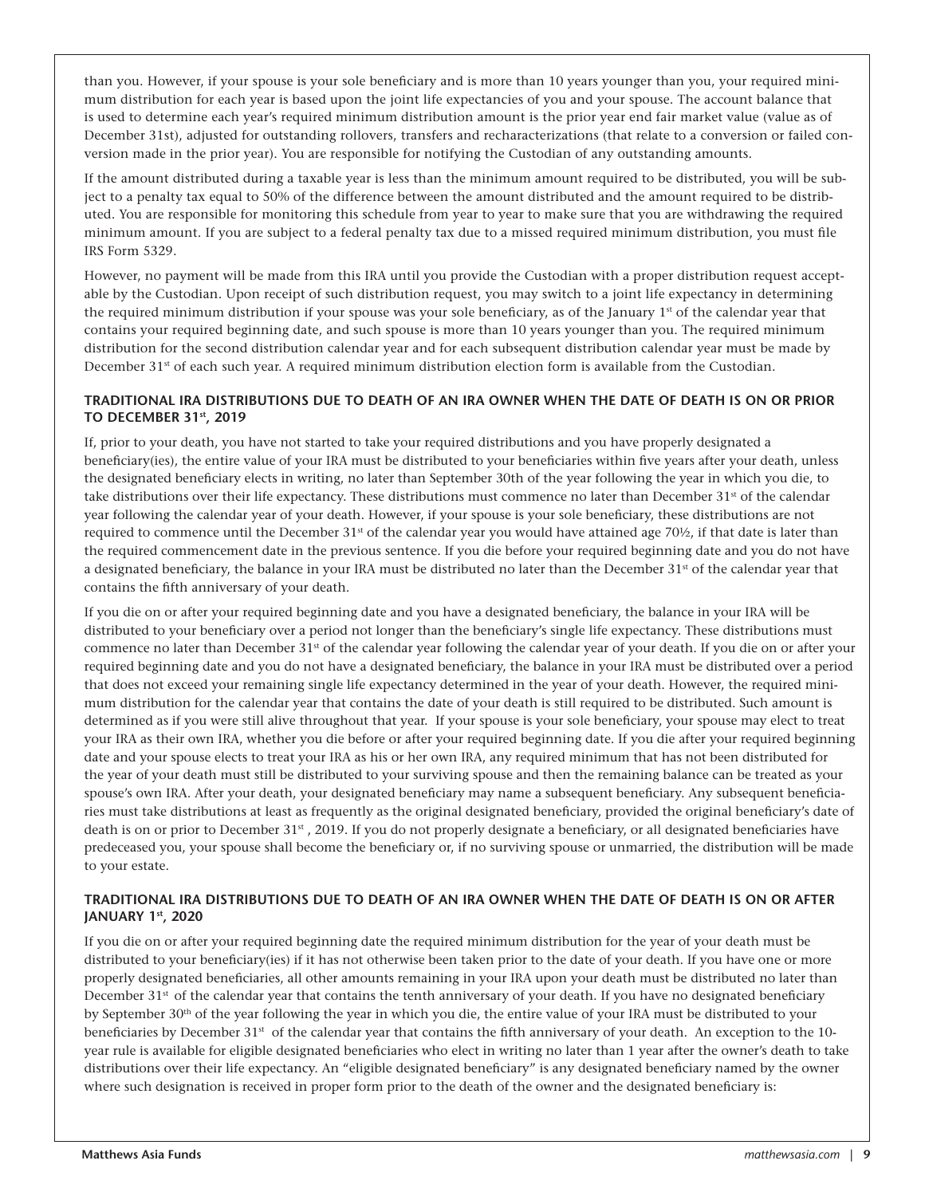than you. However, if your spouse is your sole beneficiary and is more than 10 years younger than you, your required minimum distribution for each year is based upon the joint life expectancies of you and your spouse. The account balance that is used to determine each year's required minimum distribution amount is the prior year end fair market value (value as of December 31st), adjusted for outstanding rollovers, transfers and recharacterizations (that relate to a conversion or failed conversion made in the prior year). You are responsible for notifying the Custodian of any outstanding amounts.

If the amount distributed during a taxable year is less than the minimum amount required to be distributed, you will be subject to a penalty tax equal to 50% of the difference between the amount distributed and the amount required to be distributed. You are responsible for monitoring this schedule from year to year to make sure that you are withdrawing the required minimum amount. If you are subject to a federal penalty tax due to a missed required minimum distribution, you must file IRS Form 5329.

However, no payment will be made from this IRA until you provide the Custodian with a proper distribution request acceptable by the Custodian. Upon receipt of such distribution request, you may switch to a joint life expectancy in determining the required minimum distribution if your spouse was your sole beneficiary, as of the January 1st of the calendar year that contains your required beginning date, and such spouse is more than 10 years younger than you. The required minimum distribution for the second distribution calendar year and for each subsequent distribution calendar year must be made by December 31st of each such year. A required minimum distribution election form is available from the Custodian.

### TRADITIONAL IRA DISTRIBUTIONS DUE TO DEATH OF AN IRA OWNER WHEN THE DATE OF DEATH IS ON OR PRIOR TO DECEMBER 31st, 2019

If, prior to your death, you have not started to take your required distributions and you have properly designated a beneficiary(ies), the entire value of your IRA must be distributed to your beneficiaries within five years after your death, unless the designated beneficiary elects in writing, no later than September 30th of the year following the year in which you die, to take distributions over their life expectancy. These distributions must commence no later than December 31st of the calendar year following the calendar year of your death. However, if your spouse is your sole beneficiary, these distributions are not required to commence until the December 31st of the calendar year you would have attained age 70½, if that date is later than the required commencement date in the previous sentence. If you die before your required beginning date and you do not have a designated beneficiary, the balance in your IRA must be distributed no later than the December 31st of the calendar year that contains the fifth anniversary of your death.

If you die on or after your required beginning date and you have a designated beneficiary, the balance in your IRA will be distributed to your beneficiary over a period not longer than the beneficiary's single life expectancy. These distributions must commence no later than December 31st of the calendar year following the calendar year of your death. If you die on or after your required beginning date and you do not have a designated beneficiary, the balance in your IRA must be distributed over a period that does not exceed your remaining single life expectancy determined in the year of your death. However, the required minimum distribution for the calendar year that contains the date of your death is still required to be distributed. Such amount is determined as if you were still alive throughout that year. If your spouse is your sole beneficiary, your spouse may elect to treat your IRA as their own IRA, whether you die before or after your required beginning date. If you die after your required beginning date and your spouse elects to treat your IRA as his or her own IRA, any required minimum that has not been distributed for the year of your death must still be distributed to your surviving spouse and then the remaining balance can be treated as your spouse's own IRA. After your death, your designated beneficiary may name a subsequent beneficiary. Any subsequent beneficiaries must take distributions at least as frequently as the original designated beneficiary, provided the original beneficiary's date of death is on or prior to December 31st , 2019. If you do not properly designate a beneficiary, or all designated beneficiaries have predeceased you, your spouse shall become the beneficiary or, if no surviving spouse or unmarried, the distribution will be made to your estate.

### TRADITIONAL IRA DISTRIBUTIONS DUE TO DEATH OF AN IRA OWNER WHEN THE DATE OF DEATH IS ON OR AFTER JANUARY 1st, 2020

If you die on or after your required beginning date the required minimum distribution for the year of your death must be distributed to your beneficiary(ies) if it has not otherwise been taken prior to the date of your death. If you have one or more properly designated beneficiaries, all other amounts remaining in your IRA upon your death must be distributed no later than December 31st of the calendar year that contains the tenth anniversary of your death. If you have no designated beneficiary by September 30th of the year following the year in which you die, the entire value of your IRA must be distributed to your beneficiaries by December 31st of the calendar year that contains the fifth anniversary of your death. An exception to the 10-year rule is available for eligible designated beneficiaries who elect in writing no later than 1 year after the owner's death to take distributions over their life expectancy. An "eligible designated beneficiary" is any designated beneficiary named by the owner where such designation is received in proper form prior to the death of the owner and the designated beneficiary is: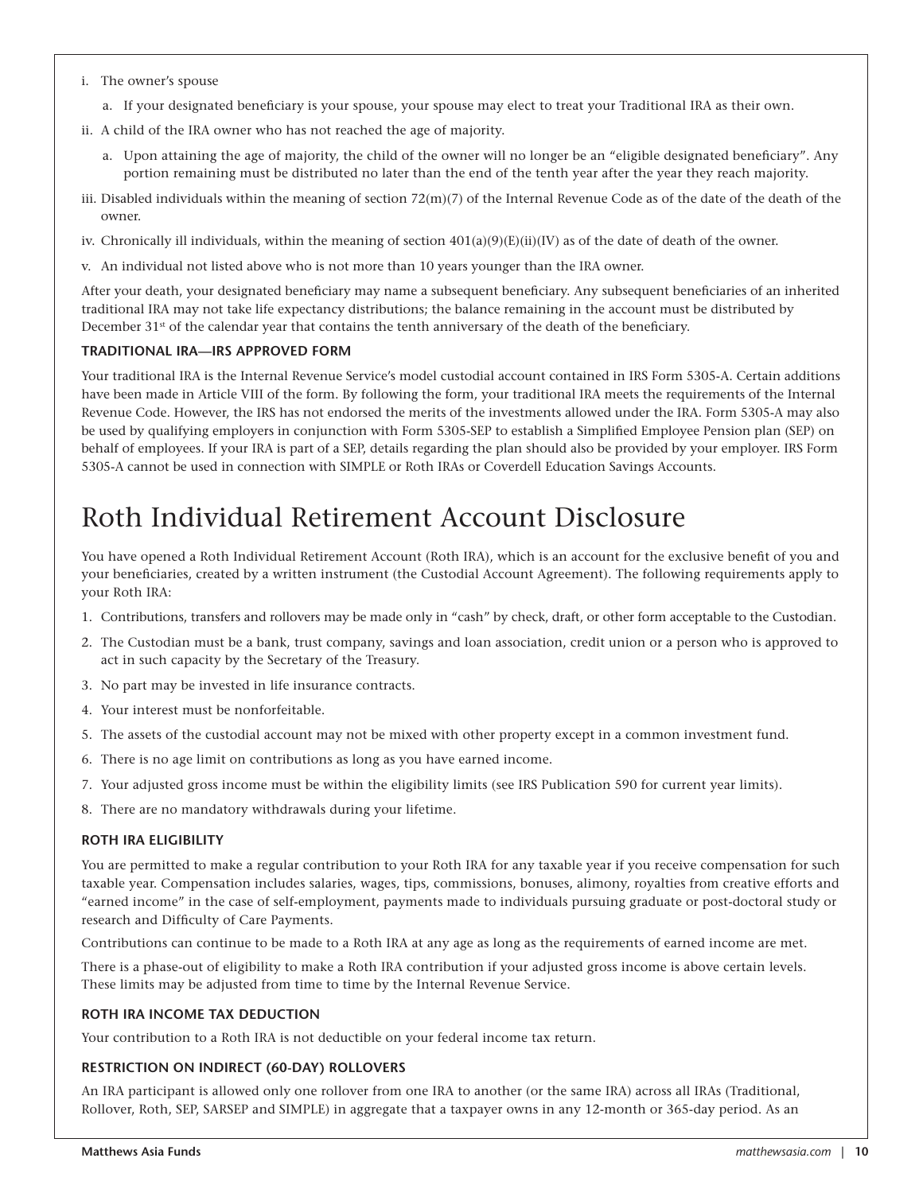i. The owner's spouse

   a. If your designated beneficiary is your spouse, your spouse may elect to treat your Traditional IRA as their own.

ii. A child of the IRA owner who has not reached the age of majority.

   a. Upon attaining the age of majority, the child of the owner will no longer be an "eligible designated beneficiary". Any portion remaining must be distributed no later than the end of the tenth year after the year they reach majority.

iii. Disabled individuals within the meaning of section 72(m)(7) of the Internal Revenue Code as of the date of the death of the owner.

iv. Chronically ill individuals, within the meaning of section 401(a)(9)(E)(ii)(IV) as of the date of death of the owner.

v. An individual not listed above who is not more than 10 years younger than the IRA owner.

After your death, your designated beneficiary may name a subsequent beneficiary. Any subsequent beneficiaries of an inherited traditional IRA may not take life expectancy distributions; the balance remaining in the account must be distributed by December 31st of the calendar year that contains the tenth anniversary of the death of the beneficiary.

### TRADITIONAL IRA—IRS APPROVED FORM

Your traditional IRA is the Internal Revenue Service's model custodial account contained in IRS Form 5305-A. Certain additions have been made in Article VIII of the form. By following the form, your traditional IRA meets the requirements of the Internal Revenue Code. However, the IRS has not endorsed the merits of the investments allowed under the IRA. Form 5305-A may also be used by qualifying employers in conjunction with Form 5305-SEP to establish a Simplified Employee Pension plan (SEP) on behalf of employees. If your IRA is part of a SEP, details regarding the plan should also be provided by your employer. IRS Form 5305-A cannot be used in connection with SIMPLE or Roth IRAs or Coverdell Education Savings Accounts.

# Roth Individual Retirement Account Disclosure

You have opened a Roth Individual Retirement Account (Roth IRA), which is an account for the exclusive benefit of you and your beneficiaries, created by a written instrument (the Custodial Account Agreement). The following requirements apply to your Roth IRA:

1. Contributions, transfers and rollovers may be made only in "cash" by check, draft, or other form acceptable to the Custodian.
2. The Custodian must be a bank, trust company, savings and loan association, credit union or a person who is approved to act in such capacity by the Secretary of the Treasury.
3. No part may be invested in life insurance contracts.
4. Your interest must be nonforfeitable.
5. The assets of the custodial account may not be mixed with other property except in a common investment fund.
6. There is no age limit on contributions as long as you have earned income.
7. Your adjusted gross income must be within the eligibility limits (see IRS Publication 590 for current year limits).
8. There are no mandatory withdrawals during your lifetime.

### ROTH IRA ELIGIBILITY

You are permitted to make a regular contribution to your Roth IRA for any taxable year if you receive compensation for such taxable year. Compensation includes salaries, wages, tips, commissions, bonuses, alimony, royalties from creative efforts and "earned income" in the case of self-employment, payments made to individuals pursuing graduate or post-doctoral study or research and Difficulty of Care Payments.

Contributions can continue to be made to a Roth IRA at any age as long as the requirements of earned income are met.

There is a phase-out of eligibility to make a Roth IRA contribution if your adjusted gross income is above certain levels. These limits may be adjusted from time to time by the Internal Revenue Service.

### ROTH IRA INCOME TAX DEDUCTION

Your contribution to a Roth IRA is not deductible on your federal income tax return.

### RESTRICTION ON INDIRECT (60-DAY) ROLLOVERS

An IRA participant is allowed only one rollover from one IRA to another (or the same IRA) across all IRAs (Traditional, Rollover, Roth, SEP, SARSEP and SIMPLE) in aggregate that a taxpayer owns in any 12-month or 365-day period. As an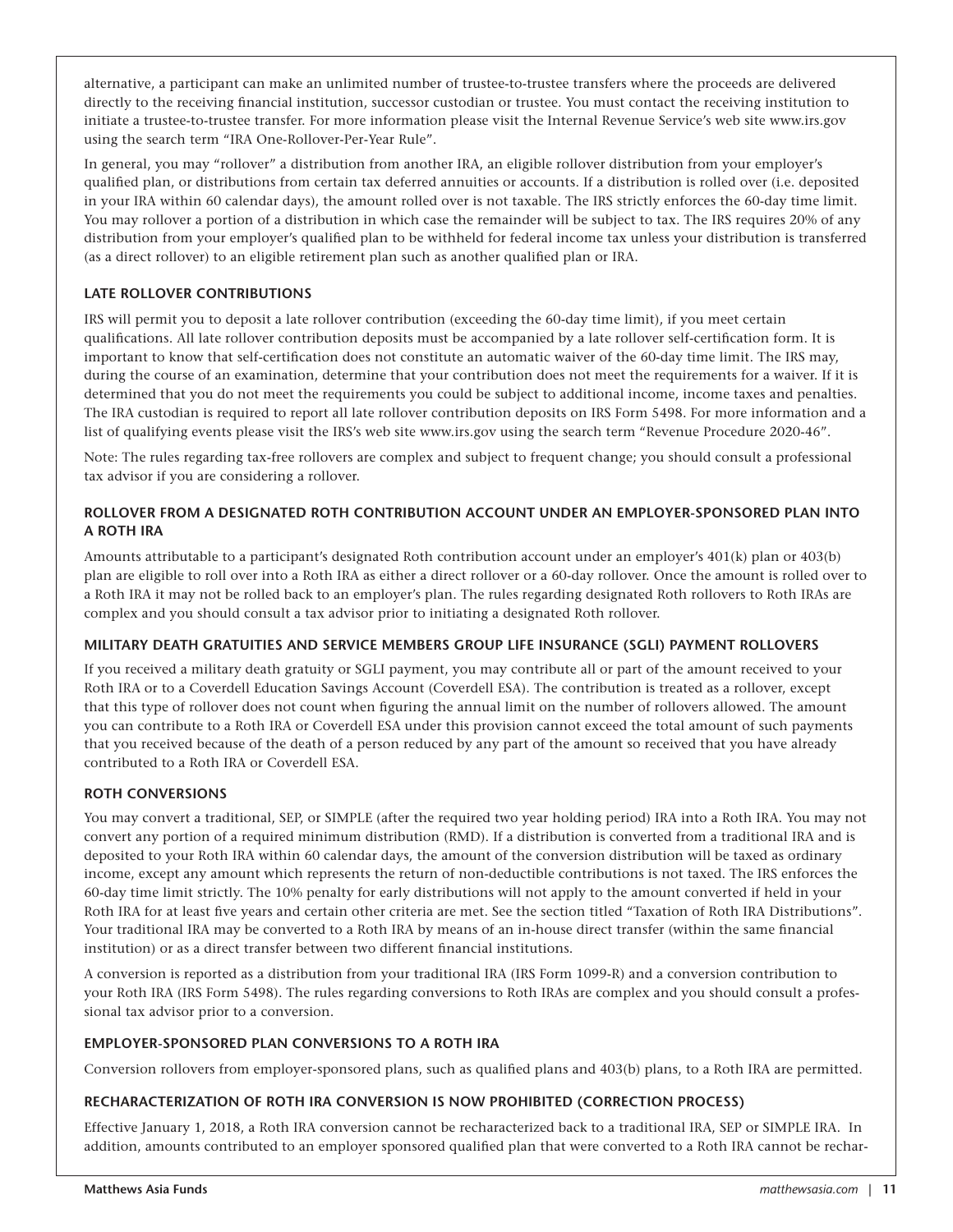alternative, a participant can make an unlimited number of trustee-to-trustee transfers where the proceeds are delivered directly to the receiving financial institution, successor custodian or trustee. You must contact the receiving institution to initiate a trustee-to-trustee transfer. For more information please visit the Internal Revenue Service's web site www.irs.gov using the search term "IRA One-Rollover-Per-Year Rule".

In general, you may "rollover" a distribution from another IRA, an eligible rollover distribution from your employer's qualified plan, or distributions from certain tax deferred annuities or accounts. If a distribution is rolled over (i.e. deposited in your IRA within 60 calendar days), the amount rolled over is not taxable. The IRS strictly enforces the 60-day time limit. You may rollover a portion of a distribution in which case the remainder will be subject to tax. The IRS requires 20% of any distribution from your employer's qualified plan to be withheld for federal income tax unless your distribution is transferred (as a direct rollover) to an eligible retirement plan such as another qualified plan or IRA.

### LATE ROLLOVER CONTRIBUTIONS

IRS will permit you to deposit a late rollover contribution (exceeding the 60-day time limit), if you meet certain qualifications. All late rollover contribution deposits must be accompanied by a late rollover self-certification form. It is important to know that self-certification does not constitute an automatic waiver of the 60-day time limit. The IRS may, during the course of an examination, determine that your contribution does not meet the requirements for a waiver. If it is determined that you do not meet the requirements you could be subject to additional income, income taxes and penalties. The IRA custodian is required to report all late rollover contribution deposits on IRS Form 5498. For more information and a list of qualifying events please visit the IRS's web site www.irs.gov using the search term "Revenue Procedure 2020-46".

Note: The rules regarding tax-free rollovers are complex and subject to frequent change; you should consult a professional tax advisor if you are considering a rollover.

### ROLLOVER FROM A DESIGNATED ROTH CONTRIBUTION ACCOUNT UNDER AN EMPLOYER-SPONSORED PLAN INTO A ROTH IRA

Amounts attributable to a participant's designated Roth contribution account under an employer's 401(k) plan or 403(b) plan are eligible to roll over into a Roth IRA as either a direct rollover or a 60-day rollover. Once the amount is rolled over to a Roth IRA it may not be rolled back to an employer's plan. The rules regarding designated Roth rollovers to Roth IRAs are complex and you should consult a tax advisor prior to initiating a designated Roth rollover.

### MILITARY DEATH GRATUITIES AND SERVICE MEMBERS GROUP LIFE INSURANCE (SGLI) PAYMENT ROLLOVERS

If you received a military death gratuity or SGLI payment, you may contribute all or part of the amount received to your Roth IRA or to a Coverdell Education Savings Account (Coverdell ESA). The contribution is treated as a rollover, except that this type of rollover does not count when figuring the annual limit on the number of rollovers allowed. The amount you can contribute to a Roth IRA or Coverdell ESA under this provision cannot exceed the total amount of such payments that you received because of the death of a person reduced by any part of the amount so received that you have already contributed to a Roth IRA or Coverdell ESA.

### ROTH CONVERSIONS

You may convert a traditional, SEP, or SIMPLE (after the required two year holding period) IRA into a Roth IRA. You may not convert any portion of a required minimum distribution (RMD). If a distribution is converted from a traditional IRA and is deposited to your Roth IRA within 60 calendar days, the amount of the conversion distribution will be taxed as ordinary income, except any amount which represents the return of non-deductible contributions is not taxed. The IRS enforces the 60-day time limit strictly. The 10% penalty for early distributions will not apply to the amount converted if held in your Roth IRA for at least five years and certain other criteria are met. See the section titled "Taxation of Roth IRA Distributions". Your traditional IRA may be converted to a Roth IRA by means of an in-house direct transfer (within the same financial institution) or as a direct transfer between two different financial institutions.

A conversion is reported as a distribution from your traditional IRA (IRS Form 1099-R) and a conversion contribution to your Roth IRA (IRS Form 5498). The rules regarding conversions to Roth IRAs are complex and you should consult a professional tax advisor prior to a conversion.

### EMPLOYER-SPONSORED PLAN CONVERSIONS TO A ROTH IRA

Conversion rollovers from employer-sponsored plans, such as qualified plans and 403(b) plans, to a Roth IRA are permitted.

### RECHARACTERIZATION OF ROTH IRA CONVERSION IS NOW PROHIBITED (CORRECTION PROCESS)

Effective January 1, 2018, a Roth IRA conversion cannot be recharacterized back to a traditional IRA, SEP or SIMPLE IRA. In addition, amounts contributed to an employer sponsored qualified plan that were converted to a Roth IRA cannot be rechar-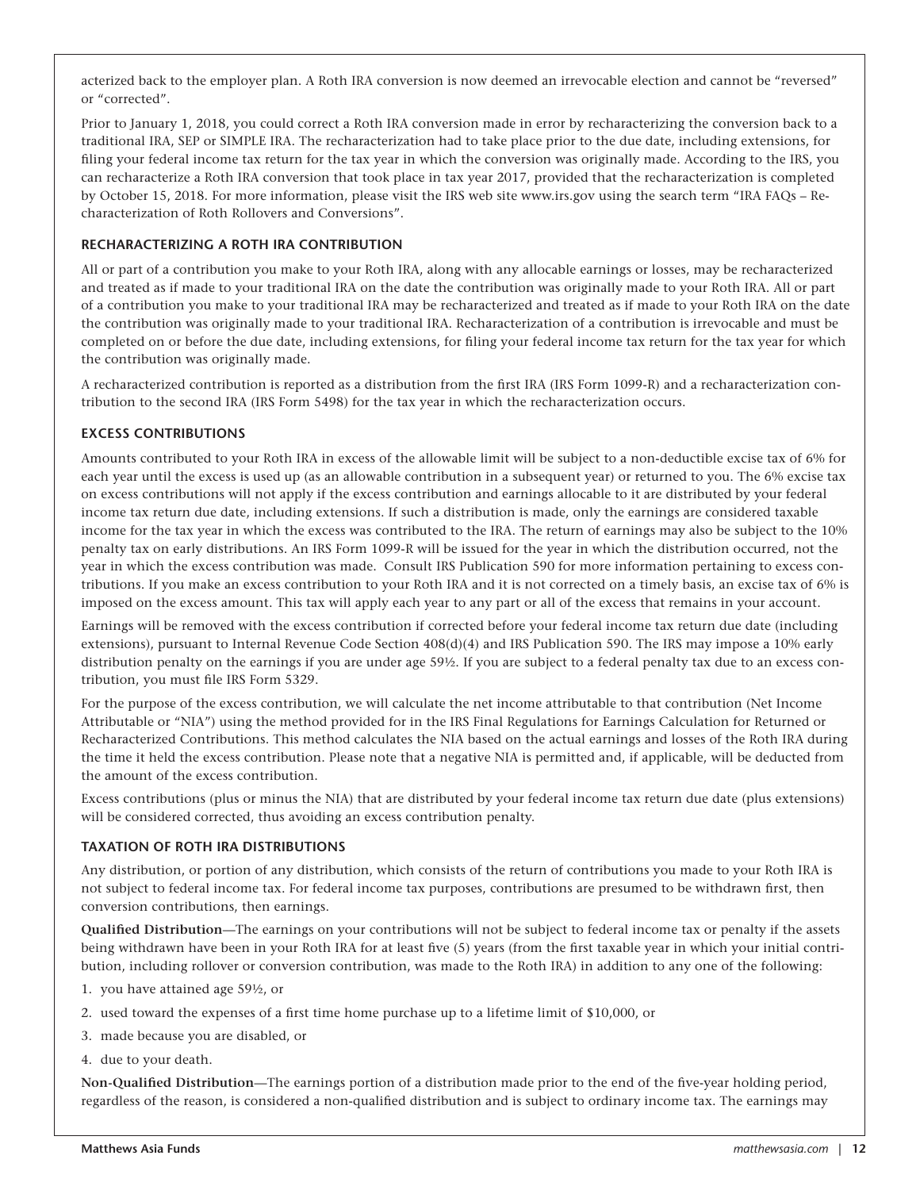acterized back to the employer plan. A Roth IRA conversion is now deemed an irrevocable election and cannot be "reversed" or "corrected".

Prior to January 1, 2018, you could correct a Roth IRA conversion made in error by recharacterizing the conversion back to a traditional IRA, SEP or SIMPLE IRA. The recharacterization had to take place prior to the due date, including extensions, for filing your federal income tax return for the tax year in which the conversion was originally made. According to the IRS, you can recharacterize a Roth IRA conversion that took place in tax year 2017, provided that the recharacterization is completed by October 15, 2018. For more information, please visit the IRS web site www.irs.gov using the search term "IRA FAQs – Recharacterization of Roth Rollovers and Conversions".

### RECHARACTERIZING A ROTH IRA CONTRIBUTION

All or part of a contribution you make to your Roth IRA, along with any allocable earnings or losses, may be recharacterized and treated as if made to your traditional IRA on the date the contribution was originally made to your Roth IRA. All or part of a contribution you make to your traditional IRA may be recharacterized and treated as if made to your Roth IRA on the date the contribution was originally made to your traditional IRA. Recharacterization of a contribution is irrevocable and must be completed on or before the due date, including extensions, for filing your federal income tax return for the tax year for which the contribution was originally made.

A recharacterized contribution is reported as a distribution from the first IRA (IRS Form 1099-R) and a recharacterization contribution to the second IRA (IRS Form 5498) for the tax year in which the recharacterization occurs.

### EXCESS CONTRIBUTIONS

Amounts contributed to your Roth IRA in excess of the allowable limit will be subject to a non-deductible excise tax of 6% for each year until the excess is used up (as an allowable contribution in a subsequent year) or returned to you. The 6% excise tax on excess contributions will not apply if the excess contribution and earnings allocable to it are distributed by your federal income tax return due date, including extensions. If such a distribution is made, only the earnings are considered taxable income for the tax year in which the excess was contributed to the IRA. The return of earnings may also be subject to the 10% penalty tax on early distributions. An IRS Form 1099-R will be issued for the year in which the distribution occurred, not the year in which the excess contribution was made. Consult IRS Publication 590 for more information pertaining to excess contributions. If you make an excess contribution to your Roth IRA and it is not corrected on a timely basis, an excise tax of 6% is imposed on the excess amount. This tax will apply each year to any part or all of the excess that remains in your account.

Earnings will be removed with the excess contribution if corrected before your federal income tax return due date (including extensions), pursuant to Internal Revenue Code Section 408(d)(4) and IRS Publication 590. The IRS may impose a 10% early distribution penalty on the earnings if you are under age 59½. If you are subject to a federal penalty tax due to an excess contribution, you must file IRS Form 5329.

For the purpose of the excess contribution, we will calculate the net income attributable to that contribution (Net Income Attributable or "NIA") using the method provided for in the IRS Final Regulations for Earnings Calculation for Returned or Recharacterized Contributions. This method calculates the NIA based on the actual earnings and losses of the Roth IRA during the time it held the excess contribution. Please note that a negative NIA is permitted and, if applicable, will be deducted from the amount of the excess contribution.

Excess contributions (plus or minus the NIA) that are distributed by your federal income tax return due date (plus extensions) will be considered corrected, thus avoiding an excess contribution penalty.

### TAXATION OF ROTH IRA DISTRIBUTIONS

Any distribution, or portion of any distribution, which consists of the return of contributions you made to your Roth IRA is not subject to federal income tax. For federal income tax purposes, contributions are presumed to be withdrawn first, then conversion contributions, then earnings.

**Qualified Distribution**—The earnings on your contributions will not be subject to federal income tax or penalty if the assets being withdrawn have been in your Roth IRA for at least five (5) years (from the first taxable year in which your initial contribution, including rollover or conversion contribution, was made to the Roth IRA) in addition to any one of the following:

1. you have attained age 59½, or
2. used toward the expenses of a first time home purchase up to a lifetime limit of $10,000, or
3. made because you are disabled, or
4. due to your death.

**Non-Qualified Distribution**—The earnings portion of a distribution made prior to the end of the five-year holding period, regardless of the reason, is considered a non-qualified distribution and is subject to ordinary income tax. The earnings may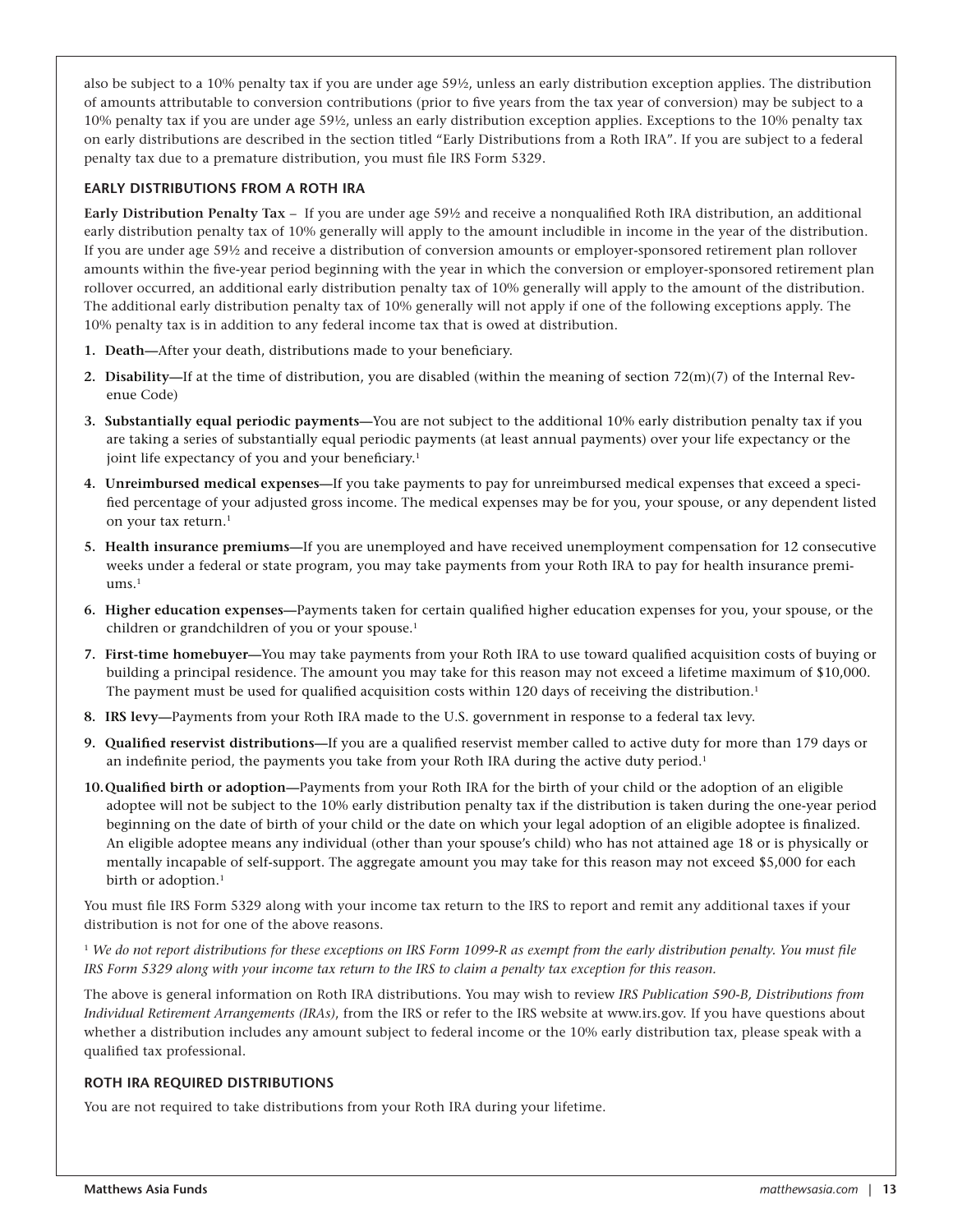also be subject to a 10% penalty tax if you are under age 59½, unless an early distribution exception applies. The distribution of amounts attributable to conversion contributions (prior to five years from the tax year of conversion) may be subject to a 10% penalty tax if you are under age 59½, unless an early distribution exception applies. Exceptions to the 10% penalty tax on early distributions are described in the section titled "Early Distributions from a Roth IRA". If you are subject to a federal penalty tax due to a premature distribution, you must file IRS Form 5329.

### EARLY DISTRIBUTIONS FROM A ROTH IRA

**Early Distribution Penalty Tax** – If you are under age 59½ and receive a nonqualified Roth IRA distribution, an additional early distribution penalty tax of 10% generally will apply to the amount includible in income in the year of the distribution. If you are under age 59½ and receive a distribution of conversion amounts or employer-sponsored retirement plan rollover amounts within the five-year period beginning with the year in which the conversion or employer-sponsored retirement plan rollover occurred, an additional early distribution penalty tax of 10% generally will apply to the amount of the distribution. The additional early distribution penalty tax of 10% generally will not apply if one of the following exceptions apply. The 10% penalty tax is in addition to any federal income tax that is owed at distribution.

1. **Death—**After your death, distributions made to your beneficiary.
2. **Disability—**If at the time of distribution, you are disabled (within the meaning of section 72(m)(7) of the Internal Revenue Code)
3. **Substantially equal periodic payments—**You are not subject to the additional 10% early distribution penalty tax if you are taking a series of substantially equal periodic payments (at least annual payments) over your life expectancy or the joint life expectancy of you and your beneficiary.[1]
4. **Unreimbursed medical expenses—**If you take payments to pay for unreimbursed medical expenses that exceed a specified percentage of your adjusted gross income. The medical expenses may be for you, your spouse, or any dependent listed on your tax return.[1]
5. **Health insurance premiums—**If you are unemployed and have received unemployment compensation for 12 consecutive weeks under a federal or state program, you may take payments from your Roth IRA to pay for health insurance premiums.[1]
6. **Higher education expenses—**Payments taken for certain qualified higher education expenses for you, your spouse, or the children or grandchildren of you or your spouse.[1]
7. **First-time homebuyer—**You may take payments from your Roth IRA to use toward qualified acquisition costs of buying or building a principal residence. The amount you may take for this reason may not exceed a lifetime maximum of $10,000. The payment must be used for qualified acquisition costs within 120 days of receiving the distribution.[1]
8. **IRS levy—**Payments from your Roth IRA made to the U.S. government in response to a federal tax levy.
9. **Qualified reservist distributions—**If you are a qualified reservist member called to active duty for more than 179 days or an indefinite period, the payments you take from your Roth IRA during the active duty period.[1]
10. **Qualified birth or adoption—**Payments from your Roth IRA for the birth of your child or the adoption of an eligible adoptee will not be subject to the 10% early distribution penalty tax if the distribution is taken during the one-year period beginning on the date of birth of your child or the date on which your legal adoption of an eligible adoptee is finalized. An eligible adoptee means any individual (other than your spouse's child) who has not attained age 18 or is physically or mentally incapable of self-support. The aggregate amount you may take for this reason may not exceed $5,000 for each birth or adoption.[1]

You must file IRS Form 5329 along with your income tax return to the IRS to report and remit any additional taxes if your distribution is not for one of the above reasons.

[1] *We do not report distributions for these exceptions on IRS Form 1099-R as exempt from the early distribution penalty. You must file IRS Form 5329 along with your income tax return to the IRS to claim a penalty tax exception for this reason.*

The above is general information on Roth IRA distributions. You may wish to review *IRS Publication 590-B, Distributions from Individual Retirement Arrangements (IRAs)*, from the IRS or refer to the IRS website at www.irs.gov. If you have questions about whether a distribution includes any amount subject to federal income or the 10% early distribution tax, please speak with a qualified tax professional.

### ROTH IRA REQUIRED DISTRIBUTIONS

You are not required to take distributions from your Roth IRA during your lifetime.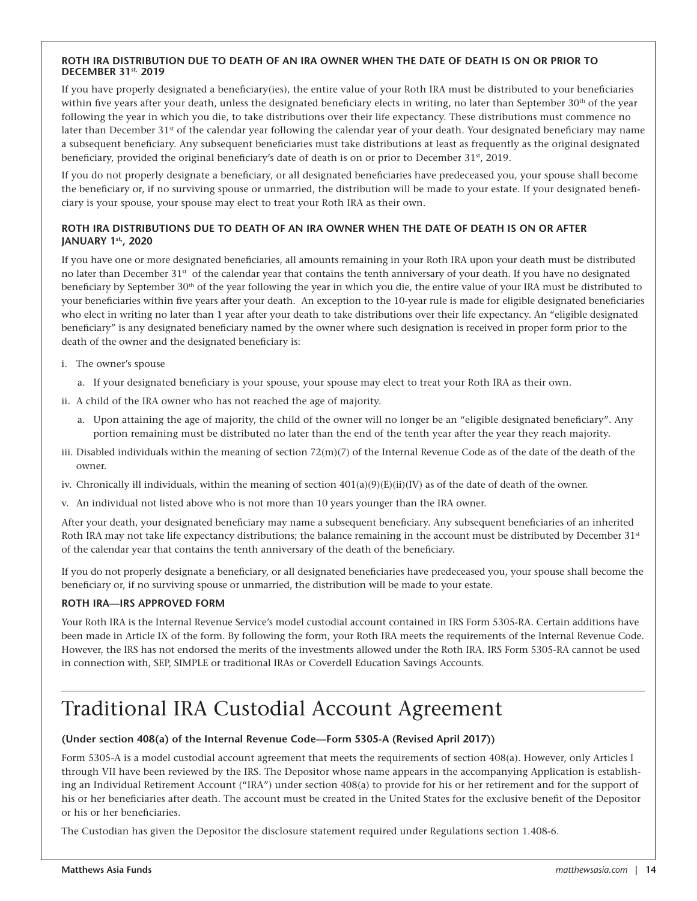### ROTH IRA DISTRIBUTION DUE TO DEATH OF AN IRA OWNER WHEN THE DATE OF DEATH IS ON OR PRIOR TO DECEMBER 31st, 2019

If you have properly designated a beneficiary(ies), the entire value of your Roth IRA must be distributed to your beneficiaries within five years after your death, unless the designated beneficiary elects in writing, no later than September 30th of the year following the year in which you die, to take distributions over their life expectancy. These distributions must commence no later than December 31st of the calendar year following the calendar year of your death. Your designated beneficiary may name a subsequent beneficiary. Any subsequent beneficiaries must take distributions at least as frequently as the original designated beneficiary, provided the original beneficiary's date of death is on or prior to December 31st, 2019.

If you do not properly designate a beneficiary, or all designated beneficiaries have predeceased you, your spouse shall become the beneficiary or, if no surviving spouse or unmarried, the distribution will be made to your estate. If your designated beneficiary is your spouse, your spouse may elect to treat your Roth IRA as their own.

### ROTH IRA DISTRIBUTIONS DUE TO DEATH OF AN IRA OWNER WHEN THE DATE OF DEATH IS ON OR AFTER JANUARY 1st, 2020

If you have one or more designated beneficiaries, all amounts remaining in your Roth IRA upon your death must be distributed no later than December 31st of the calendar year that contains the tenth anniversary of your death. If you have no designated beneficiary by September 30th of the year following the year in which you die, the entire value of your IRA must be distributed to your beneficiaries within five years after your death. An exception to the 10-year rule is made for eligible designated beneficiaries who elect in writing no later than 1 year after your death to take distributions over their life expectancy. An "eligible designated beneficiary" is any designated beneficiary named by the owner where such designation is received in proper form prior to the death of the owner and the designated beneficiary is:

i. The owner's spouse
   a. If your designated beneficiary is your spouse, your spouse may elect to treat your Roth IRA as their own.
ii. A child of the IRA owner who has not reached the age of majority.
   a. Upon attaining the age of majority, the child of the owner will no longer be an "eligible designated beneficiary". Any portion remaining must be distributed no later than the end of the tenth year after the year they reach majority.
iii. Disabled individuals within the meaning of section 72(m)(7) of the Internal Revenue Code as of the date of the death of the owner.
iv. Chronically ill individuals, within the meaning of section 401(a)(9)(E)(ii)(IV) as of the date of death of the owner.
v. An individual not listed above who is not more than 10 years younger than the IRA owner.

After your death, your designated beneficiary may name a subsequent beneficiary. Any subsequent beneficiaries of an inherited Roth IRA may not take life expectancy distributions; the balance remaining in the account must be distributed by December 31st of the calendar year that contains the tenth anniversary of the death of the beneficiary.

If you do not properly designate a beneficiary, or all designated beneficiaries have predeceased you, your spouse shall become the beneficiary or, if no surviving spouse or unmarried, the distribution will be made to your estate.

### ROTH IRA—IRS APPROVED FORM

Your Roth IRA is the Internal Revenue Service's model custodial account contained in IRS Form 5305-RA. Certain additions have been made in Article IX of the form. By following the form, your Roth IRA meets the requirements of the Internal Revenue Code. However, the IRS has not endorsed the merits of the investments allowed under the Roth IRA. IRS Form 5305-RA cannot be used in connection with, SEP, SIMPLE or traditional IRAs or Coverdell Education Savings Accounts.

---

# Traditional IRA Custodial Account Agreement

**(Under section 408(a) of the Internal Revenue Code—Form 5305-A (Revised April 2017))**

Form 5305-A is a model custodial account agreement that meets the requirements of section 408(a). However, only Articles I through VII have been reviewed by the IRS. The Depositor whose name appears in the accompanying Application is establishing an Individual Retirement Account ("IRA") under section 408(a) to provide for his or her retirement and for the support of his or her beneficiaries after death. The account must be created in the United States for the exclusive benefit of the Depositor or his or her beneficiaries.

The Custodian has given the Depositor the disclosure statement required under Regulations section 1.408-6.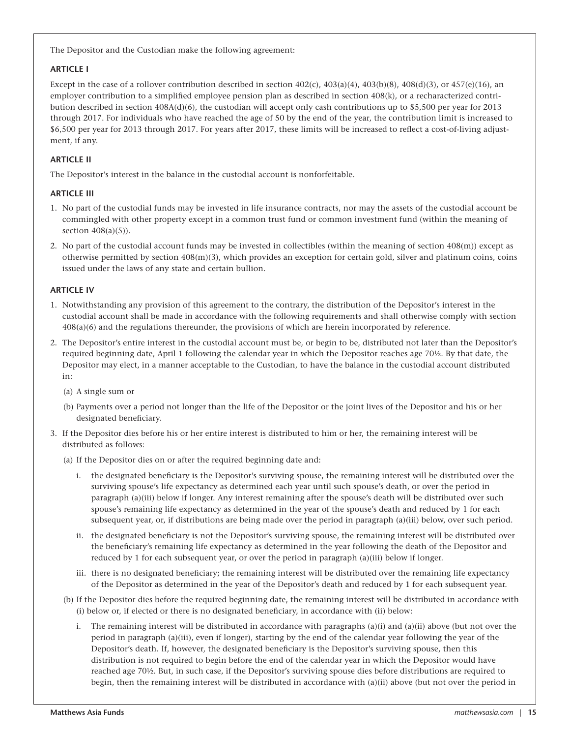The Depositor and the Custodian make the following agreement:

**ARTICLE I**

Except in the case of a rollover contribution described in section 402(c), 403(a)(4), 403(b)(8), 408(d)(3), or 457(e)(16), an employer contribution to a simplified employee pension plan as described in section 408(k), or a recharacterized contribution described in section 408A(d)(6), the custodian will accept only cash contributions up to $5,500 per year for 2013 through 2017. For individuals who have reached the age of 50 by the end of the year, the contribution limit is increased to $6,500 per year for 2013 through 2017. For years after 2017, these limits will be increased to reflect a cost-of-living adjustment, if any.

**ARTICLE II**

The Depositor's interest in the balance in the custodial account is nonforfeitable.

**ARTICLE III**

1. No part of the custodial funds may be invested in life insurance contracts, nor may the assets of the custodial account be commingled with other property except in a common trust fund or common investment fund (within the meaning of section 408(a)(5)).
2. No part of the custodial account funds may be invested in collectibles (within the meaning of section 408(m)) except as otherwise permitted by section 408(m)(3), which provides an exception for certain gold, silver and platinum coins, coins issued under the laws of any state and certain bullion.

**ARTICLE IV**

1. Notwithstanding any provision of this agreement to the contrary, the distribution of the Depositor's interest in the custodial account shall be made in accordance with the following requirements and shall otherwise comply with section 408(a)(6) and the regulations thereunder, the provisions of which are herein incorporated by reference.
2. The Depositor's entire interest in the custodial account must be, or begin to be, distributed not later than the Depositor's required beginning date, April 1 following the calendar year in which the Depositor reaches age 70½. By that date, the Depositor may elect, in a manner acceptable to the Custodian, to have the balance in the custodial account distributed in:
   (a) A single sum or
   (b) Payments over a period not longer than the life of the Depositor or the joint lives of the Depositor and his or her designated beneficiary.
3. If the Depositor dies before his or her entire interest is distributed to him or her, the remaining interest will be distributed as follows:
   (a) If the Depositor dies on or after the required beginning date and:
      i. the designated beneficiary is the Depositor's surviving spouse, the remaining interest will be distributed over the surviving spouse's life expectancy as determined each year until such spouse's death, or over the period in paragraph (a)(iii) below if longer. Any interest remaining after the spouse's death will be distributed over such spouse's remaining life expectancy as determined in the year of the spouse's death and reduced by 1 for each subsequent year, or, if distributions are being made over the period in paragraph (a)(iii) below, over such period.
      ii. the designated beneficiary is not the Depositor's surviving spouse, the remaining interest will be distributed over the beneficiary's remaining life expectancy as determined in the year following the death of the Depositor and reduced by 1 for each subsequent year, or over the period in paragraph (a)(iii) below if longer.
      iii. there is no designated beneficiary; the remaining interest will be distributed over the remaining life expectancy of the Depositor as determined in the year of the Depositor's death and reduced by 1 for each subsequent year.
   (b) If the Depositor dies before the required beginning date, the remaining interest will be distributed in accordance with (i) below or, if elected or there is no designated beneficiary, in accordance with (ii) below:
      i. The remaining interest will be distributed in accordance with paragraphs (a)(i) and (a)(ii) above (but not over the period in paragraph (a)(iii), even if longer), starting by the end of the calendar year following the year of the Depositor's death. If, however, the designated beneficiary is the Depositor's surviving spouse, then this distribution is not required to begin before the end of the calendar year in which the Depositor would have reached age 70½. But, in such case, if the Depositor's surviving spouse dies before distributions are required to begin, then the remaining interest will be distributed in accordance with (a)(ii) above (but not over the period in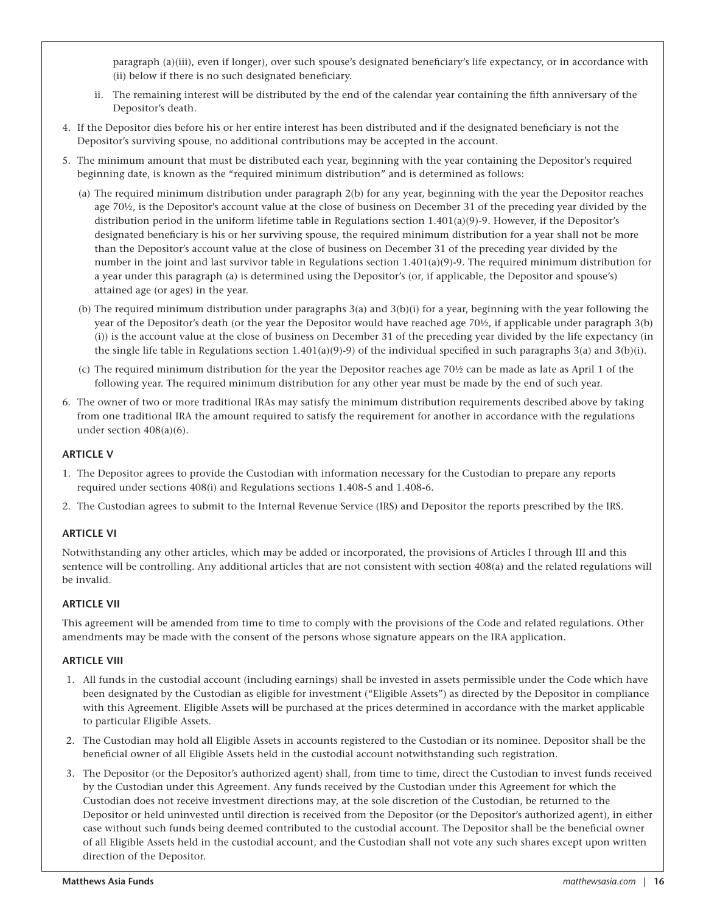paragraph (a)(iii), even if longer), over such spouse's designated beneficiary's life expectancy, or in accordance with (ii) below if there is no such designated beneficiary.

   ii. The remaining interest will be distributed by the end of the calendar year containing the fifth anniversary of the Depositor's death.

4. If the Depositor dies before his or her entire interest has been distributed and if the designated beneficiary is not the Depositor's surviving spouse, no additional contributions may be accepted in the account.

5. The minimum amount that must be distributed each year, beginning with the year containing the Depositor's required beginning date, is known as the "required minimum distribution" and is determined as follows:

   (a) The required minimum distribution under paragraph 2(b) for any year, beginning with the year the Depositor reaches age 70½, is the Depositor's account value at the close of business on December 31 of the preceding year divided by the distribution period in the uniform lifetime table in Regulations section 1.401(a)(9)-9. However, if the Depositor's designated beneficiary is his or her surviving spouse, the required minimum distribution for a year shall not be more than the Depositor's account value at the close of business on December 31 of the preceding year divided by the number in the joint and last survivor table in Regulations section 1.401(a)(9)-9. The required minimum distribution for a year under this paragraph (a) is determined using the Depositor's (or, if applicable, the Depositor and spouse's) attained age (or ages) in the year.

   (b) The required minimum distribution under paragraphs 3(a) and 3(b)(i) for a year, beginning with the year following the year of the Depositor's death (or the year the Depositor would have reached age 70½, if applicable under paragraph 3(b)(i)) is the account value at the close of business on December 31 of the preceding year divided by the life expectancy (in the single life table in Regulations section 1.401(a)(9)-9) of the individual specified in such paragraphs 3(a) and 3(b)(i).

   (c) The required minimum distribution for the year the Depositor reaches age 70½ can be made as late as April 1 of the following year. The required minimum distribution for any other year must be made by the end of such year.

6. The owner of two or more traditional IRAs may satisfy the minimum distribution requirements described above by taking from one traditional IRA the amount required to satisfy the requirement for another in accordance with the regulations under section 408(a)(6).

### ARTICLE V

1. The Depositor agrees to provide the Custodian with information necessary for the Custodian to prepare any reports required under sections 408(i) and Regulations sections 1.408-5 and 1.408-6.
2. The Custodian agrees to submit to the Internal Revenue Service (IRS) and Depositor the reports prescribed by the IRS.

### ARTICLE VI

Notwithstanding any other articles, which may be added or incorporated, the provisions of Articles I through III and this sentence will be controlling. Any additional articles that are not consistent with section 408(a) and the related regulations will be invalid.

### ARTICLE VII

This agreement will be amended from time to time to comply with the provisions of the Code and related regulations. Other amendments may be made with the consent of the persons whose signature appears on the IRA application.

### ARTICLE VIII

1. All funds in the custodial account (including earnings) shall be invested in assets permissible under the Code which have been designated by the Custodian as eligible for investment ("Eligible Assets") as directed by the Depositor in compliance with this Agreement. Eligible Assets will be purchased at the prices determined in accordance with the market applicable to particular Eligible Assets.
2. The Custodian may hold all Eligible Assets in accounts registered to the Custodian or its nominee. Depositor shall be the beneficial owner of all Eligible Assets held in the custodial account notwithstanding such registration.
3. The Depositor (or the Depositor's authorized agent) shall, from time to time, direct the Custodian to invest funds received by the Custodian under this Agreement. Any funds received by the Custodian under this Agreement for which the Custodian does not receive investment directions may, at the sole discretion of the Custodian, be returned to the Depositor or held uninvested until direction is received from the Depositor (or the Depositor's authorized agent), in either case without such funds being deemed contributed to the custodial account. The Depositor shall be the beneficial owner of all Eligible Assets held in the custodial account, and the Custodian shall not vote any such shares except upon written direction of the Depositor.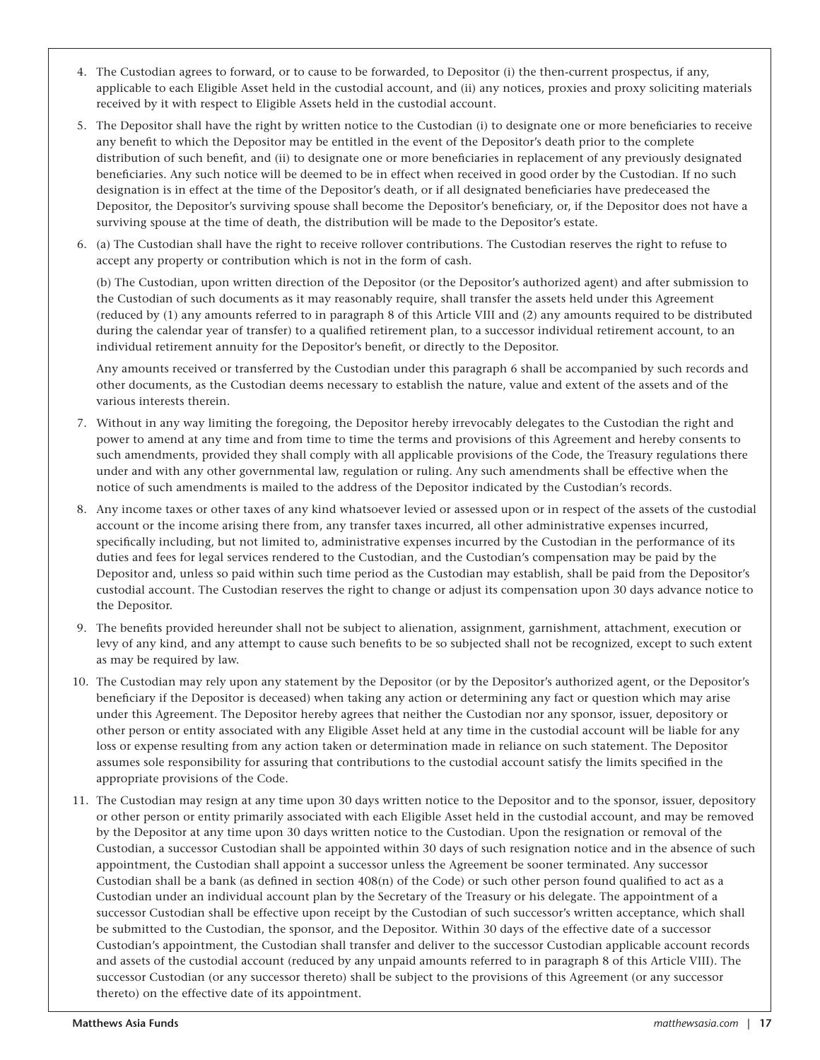4. The Custodian agrees to forward, or to cause to be forwarded, to Depositor (i) the then-current prospectus, if any, applicable to each Eligible Asset held in the custodial account, and (ii) any notices, proxies and proxy soliciting materials received by it with respect to Eligible Assets held in the custodial account.

5. The Depositor shall have the right by written notice to the Custodian (i) to designate one or more beneficiaries to receive any benefit to which the Depositor may be entitled in the event of the Depositor's death prior to the complete distribution of such benefit, and (ii) to designate one or more beneficiaries in replacement of any previously designated beneficiaries. Any such notice will be deemed to be in effect when received in good order by the Custodian. If no such designation is in effect at the time of the Depositor's death, or if all designated beneficiaries have predeceased the Depositor, the Depositor's surviving spouse shall become the Depositor's beneficiary, or, if the Depositor does not have a surviving spouse at the time of death, the distribution will be made to the Depositor's estate.

6. (a) The Custodian shall have the right to receive rollover contributions. The Custodian reserves the right to refuse to accept any property or contribution which is not in the form of cash.

   (b) The Custodian, upon written direction of the Depositor (or the Depositor's authorized agent) and after submission to the Custodian of such documents as it may reasonably require, shall transfer the assets held under this Agreement (reduced by (1) any amounts referred to in paragraph 8 of this Article VIII and (2) any amounts required to be distributed during the calendar year of transfer) to a qualified retirement plan, to a successor individual retirement account, to an individual retirement annuity for the Depositor's benefit, or directly to the Depositor.

   Any amounts received or transferred by the Custodian under this paragraph 6 shall be accompanied by such records and other documents, as the Custodian deems necessary to establish the nature, value and extent of the assets and of the various interests therein.

7. Without in any way limiting the foregoing, the Depositor hereby irrevocably delegates to the Custodian the right and power to amend at any time and from time to time the terms and provisions of this Agreement and hereby consents to such amendments, provided they shall comply with all applicable provisions of the Code, the Treasury regulations there under and with any other governmental law, regulation or ruling. Any such amendments shall be effective when the notice of such amendments is mailed to the address of the Depositor indicated by the Custodian's records.

8. Any income taxes or other taxes of any kind whatsoever levied or assessed upon or in respect of the assets of the custodial account or the income arising there from, any transfer taxes incurred, all other administrative expenses incurred, specifically including, but not limited to, administrative expenses incurred by the Custodian in the performance of its duties and fees for legal services rendered to the Custodian, and the Custodian's compensation may be paid by the Depositor and, unless so paid within such time period as the Custodian may establish, shall be paid from the Depositor's custodial account. The Custodian reserves the right to change or adjust its compensation upon 30 days advance notice to the Depositor.

9. The benefits provided hereunder shall not be subject to alienation, assignment, garnishment, attachment, execution or levy of any kind, and any attempt to cause such benefits to be so subjected shall not be recognized, except to such extent as may be required by law.

10. The Custodian may rely upon any statement by the Depositor (or by the Depositor's authorized agent, or the Depositor's beneficiary if the Depositor is deceased) when taking any action or determining any fact or question which may arise under this Agreement. The Depositor hereby agrees that neither the Custodian nor any sponsor, issuer, depository or other person or entity associated with any Eligible Asset held at any time in the custodial account will be liable for any loss or expense resulting from any action taken or determination made in reliance on such statement. The Depositor assumes sole responsibility for assuring that contributions to the custodial account satisfy the limits specified in the appropriate provisions of the Code.

11. The Custodian may resign at any time upon 30 days written notice to the Depositor and to the sponsor, issuer, depository or other person or entity primarily associated with each Eligible Asset held in the custodial account, and may be removed by the Depositor at any time upon 30 days written notice to the Custodian. Upon the resignation or removal of the Custodian, a successor Custodian shall be appointed within 30 days of such resignation notice and in the absence of such appointment, the Custodian shall appoint a successor unless the Agreement be sooner terminated. Any successor Custodian shall be a bank (as defined in section 408(n) of the Code) or such other person found qualified to act as a Custodian under an individual account plan by the Secretary of the Treasury or his delegate. The appointment of a successor Custodian shall be effective upon receipt by the Custodian of such successor's written acceptance, which shall be submitted to the Custodian, the sponsor, and the Depositor. Within 30 days of the effective date of a successor Custodian's appointment, the Custodian shall transfer and deliver to the successor Custodian applicable account records and assets of the custodial account (reduced by any unpaid amounts referred to in paragraph 8 of this Article VIII). The successor Custodian (or any successor thereto) shall be subject to the provisions of this Agreement (or any successor thereto) on the effective date of its appointment.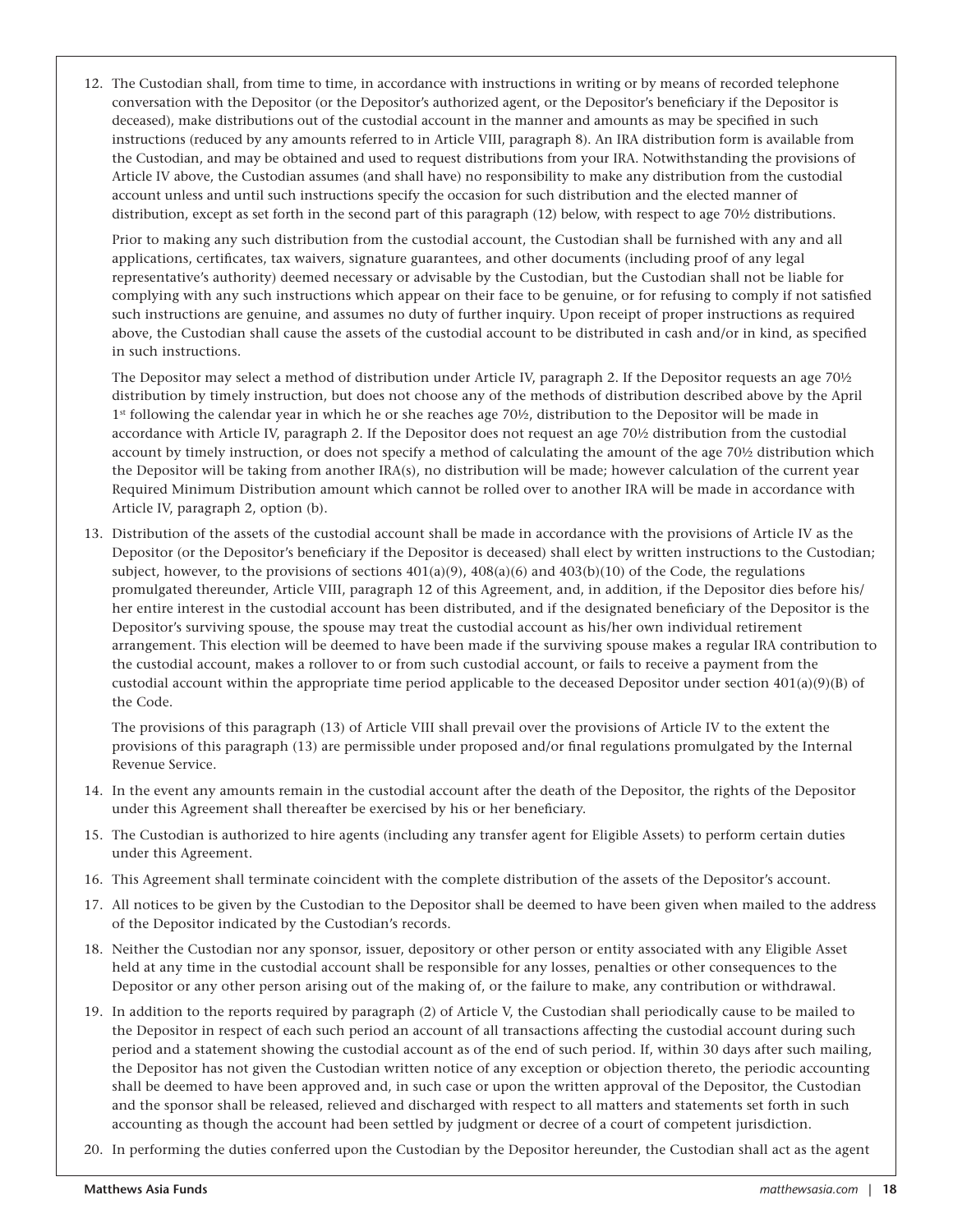12. The Custodian shall, from time to time, in accordance with instructions in writing or by means of recorded telephone conversation with the Depositor (or the Depositor's authorized agent, or the Depositor's beneficiary if the Depositor is deceased), make distributions out of the custodial account in the manner and amounts as may be specified in such instructions (reduced by any amounts referred to in Article VIII, paragraph 8). An IRA distribution form is available from the Custodian, and may be obtained and used to request distributions from your IRA. Notwithstanding the provisions of Article IV above, the Custodian assumes (and shall have) no responsibility to make any distribution from the custodial account unless and until such instructions specify the occasion for such distribution and the elected manner of distribution, except as set forth in the second part of this paragraph (12) below, with respect to age 70½ distributions.

    Prior to making any such distribution from the custodial account, the Custodian shall be furnished with any and all applications, certificates, tax waivers, signature guarantees, and other documents (including proof of any legal representative's authority) deemed necessary or advisable by the Custodian, but the Custodian shall not be liable for complying with any such instructions which appear on their face to be genuine, or for refusing to comply if not satisfied such instructions are genuine, and assumes no duty of further inquiry. Upon receipt of proper instructions as required above, the Custodian shall cause the assets of the custodial account to be distributed in cash and/or in kind, as specified in such instructions.

    The Depositor may select a method of distribution under Article IV, paragraph 2. If the Depositor requests an age 70½ distribution by timely instruction, but does not choose any of the methods of distribution described above by the April 1st following the calendar year in which he or she reaches age 70½, distribution to the Depositor will be made in accordance with Article IV, paragraph 2. If the Depositor does not request an age 70½ distribution from the custodial account by timely instruction, or does not specify a method of calculating the amount of the age 70½ distribution which the Depositor will be taking from another IRA(s), no distribution will be made; however calculation of the current year Required Minimum Distribution amount which cannot be rolled over to another IRA will be made in accordance with Article IV, paragraph 2, option (b).

13. Distribution of the assets of the custodial account shall be made in accordance with the provisions of Article IV as the Depositor (or the Depositor's beneficiary if the Depositor is deceased) shall elect by written instructions to the Custodian; subject, however, to the provisions of sections 401(a)(9), 408(a)(6) and 403(b)(10) of the Code, the regulations promulgated thereunder, Article VIII, paragraph 12 of this Agreement, and, in addition, if the Depositor dies before his/her entire interest in the custodial account has been distributed, and if the designated beneficiary of the Depositor is the Depositor's surviving spouse, the spouse may treat the custodial account as his/her own individual retirement arrangement. This election will be deemed to have been made if the surviving spouse makes a regular IRA contribution to the custodial account, makes a rollover to or from such custodial account, or fails to receive a payment from the custodial account within the appropriate time period applicable to the deceased Depositor under section 401(a)(9)(B) of the Code.

    The provisions of this paragraph (13) of Article VIII shall prevail over the provisions of Article IV to the extent the provisions of this paragraph (13) are permissible under proposed and/or final regulations promulgated by the Internal Revenue Service.

14. In the event any amounts remain in the custodial account after the death of the Depositor, the rights of the Depositor under this Agreement shall thereafter be exercised by his or her beneficiary.

15. The Custodian is authorized to hire agents (including any transfer agent for Eligible Assets) to perform certain duties under this Agreement.

16. This Agreement shall terminate coincident with the complete distribution of the assets of the Depositor's account.

17. All notices to be given by the Custodian to the Depositor shall be deemed to have been given when mailed to the address of the Depositor indicated by the Custodian's records.

18. Neither the Custodian nor any sponsor, issuer, depository or other person or entity associated with any Eligible Asset held at any time in the custodial account shall be responsible for any losses, penalties or other consequences to the Depositor or any other person arising out of the making of, or the failure to make, any contribution or withdrawal.

19. In addition to the reports required by paragraph (2) of Article V, the Custodian shall periodically cause to be mailed to the Depositor in respect of each such period an account of all transactions affecting the custodial account during such period and a statement showing the custodial account as of the end of such period. If, within 30 days after such mailing, the Depositor has not given the Custodian written notice of any exception or objection thereto, the periodic accounting shall be deemed to have been approved and, in such case or upon the written approval of the Depositor, the Custodian and the sponsor shall be released, relieved and discharged with respect to all matters and statements set forth in such accounting as though the account had been settled by judgment or decree of a court of competent jurisdiction.

20. In performing the duties conferred upon the Custodian by the Depositor hereunder, the Custodian shall act as the agent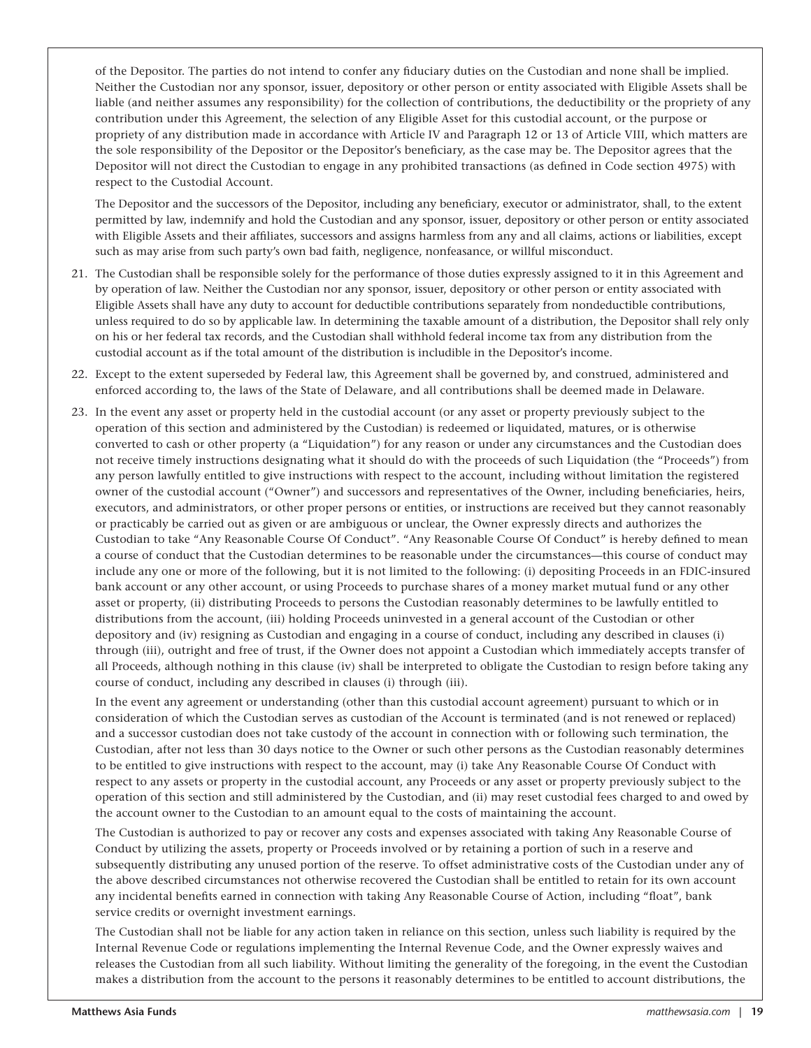of the Depositor. The parties do not intend to confer any fiduciary duties on the Custodian and none shall be implied. Neither the Custodian nor any sponsor, issuer, depository or other person or entity associated with Eligible Assets shall be liable (and neither assumes any responsibility) for the collection of contributions, the deductibility or the propriety of any contribution under this Agreement, the selection of any Eligible Asset for this custodial account, or the purpose or propriety of any distribution made in accordance with Article IV and Paragraph 12 or 13 of Article VIII, which matters are the sole responsibility of the Depositor or the Depositor's beneficiary, as the case may be. The Depositor agrees that the Depositor will not direct the Custodian to engage in any prohibited transactions (as defined in Code section 4975) with respect to the Custodial Account.

The Depositor and the successors of the Depositor, including any beneficiary, executor or administrator, shall, to the extent permitted by law, indemnify and hold the Custodian and any sponsor, issuer, depository or other person or entity associated with Eligible Assets and their affiliates, successors and assigns harmless from any and all claims, actions or liabilities, except such as may arise from such party's own bad faith, negligence, nonfeasance, or willful misconduct.

21. The Custodian shall be responsible solely for the performance of those duties expressly assigned to it in this Agreement and by operation of law. Neither the Custodian nor any sponsor, issuer, depository or other person or entity associated with Eligible Assets shall have any duty to account for deductible contributions separately from nondeductible contributions, unless required to do so by applicable law. In determining the taxable amount of a distribution, the Depositor shall rely only on his or her federal tax records, and the Custodian shall withhold federal income tax from any distribution from the custodial account as if the total amount of the distribution is includible in the Depositor's income.

22. Except to the extent superseded by Federal law, this Agreement shall be governed by, and construed, administered and enforced according to, the laws of the State of Delaware, and all contributions shall be deemed made in Delaware.

23. In the event any asset or property held in the custodial account (or any asset or property previously subject to the operation of this section and administered by the Custodian) is redeemed or liquidated, matures, or is otherwise converted to cash or other property (a "Liquidation") for any reason or under any circumstances and the Custodian does not receive timely instructions designating what it should do with the proceeds of such Liquidation (the "Proceeds") from any person lawfully entitled to give instructions with respect to the account, including without limitation the registered owner of the custodial account ("Owner") and successors and representatives of the Owner, including beneficiaries, heirs, executors, and administrators, or other proper persons or entities, or instructions are received but they cannot reasonably or practicably be carried out as given or are ambiguous or unclear, the Owner expressly directs and authorizes the Custodian to take "Any Reasonable Course Of Conduct". "Any Reasonable Course Of Conduct" is hereby defined to mean a course of conduct that the Custodian determines to be reasonable under the circumstances—this course of conduct may include any one or more of the following, but it is not limited to the following: (i) depositing Proceeds in an FDIC-insured bank account or any other account, or using Proceeds to purchase shares of a money market mutual fund or any other asset or property, (ii) distributing Proceeds to persons the Custodian reasonably determines to be lawfully entitled to distributions from the account, (iii) holding Proceeds uninvested in a general account of the Custodian or other depository and (iv) resigning as Custodian and engaging in a course of conduct, including any described in clauses (i) through (iii), outright and free of trust, if the Owner does not appoint a Custodian which immediately accepts transfer of all Proceeds, although nothing in this clause (iv) shall be interpreted to obligate the Custodian to resign before taking any course of conduct, including any described in clauses (i) through (iii).

    In the event any agreement or understanding (other than this custodial account agreement) pursuant to which or in consideration of which the Custodian serves as custodian of the Account is terminated (and is not renewed or replaced) and a successor custodian does not take custody of the account in connection with or following such termination, the Custodian, after not less than 30 days notice to the Owner or such other persons as the Custodian reasonably determines to be entitled to give instructions with respect to the account, may (i) take Any Reasonable Course Of Conduct with respect to any assets or property in the custodial account, any Proceeds or any asset or property previously subject to the operation of this section and still administered by the Custodian, and (ii) may reset custodial fees charged to and owed by the account owner to the Custodian to an amount equal to the costs of maintaining the account.

    The Custodian is authorized to pay or recover any costs and expenses associated with taking Any Reasonable Course of Conduct by utilizing the assets, property or Proceeds involved or by retaining a portion of such in a reserve and subsequently distributing any unused portion of the reserve. To offset administrative costs of the Custodian under any of the above described circumstances not otherwise recovered the Custodian shall be entitled to retain for its own account any incidental benefits earned in connection with taking Any Reasonable Course of Action, including "float", bank service credits or overnight investment earnings.

    The Custodian shall not be liable for any action taken in reliance on this section, unless such liability is required by the Internal Revenue Code or regulations implementing the Internal Revenue Code, and the Owner expressly waives and releases the Custodian from all such liability. Without limiting the generality of the foregoing, in the event the Custodian makes a distribution from the account to the persons it reasonably determines to be entitled to account distributions, the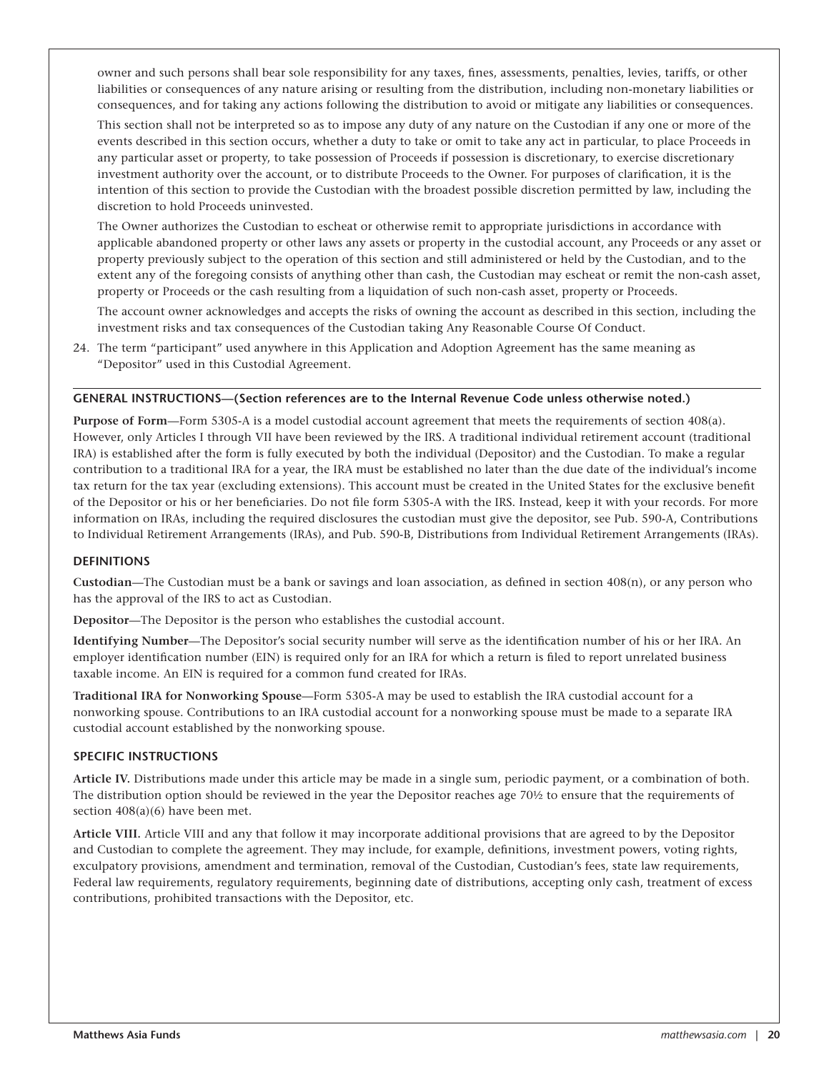owner and such persons shall bear sole responsibility for any taxes, fines, assessments, penalties, levies, tariffs, or other liabilities or consequences of any nature arising or resulting from the distribution, including non-monetary liabilities or consequences, and for taking any actions following the distribution to avoid or mitigate any liabilities or consequences.

This section shall not be interpreted so as to impose any duty of any nature on the Custodian if any one or more of the events described in this section occurs, whether a duty to take or omit to take any act in particular, to place Proceeds in any particular asset or property, to take possession of Proceeds if possession is discretionary, to exercise discretionary investment authority over the account, or to distribute Proceeds to the Owner. For purposes of clarification, it is the intention of this section to provide the Custodian with the broadest possible discretion permitted by law, including the discretion to hold Proceeds uninvested.

The Owner authorizes the Custodian to escheat or otherwise remit to appropriate jurisdictions in accordance with applicable abandoned property or other laws any assets or property in the custodial account, any Proceeds or any asset or property previously subject to the operation of this section and still administered or held by the Custodian, and to the extent any of the foregoing consists of anything other than cash, the Custodian may escheat or remit the non-cash asset, property or Proceeds or the cash resulting from a liquidation of such non-cash asset, property or Proceeds.

The account owner acknowledges and accepts the risks of owning the account as described in this section, including the investment risks and tax consequences of the Custodian taking Any Reasonable Course Of Conduct.

24. The term "participant" used anywhere in this Application and Adoption Agreement has the same meaning as "Depositor" used in this Custodial Agreement.

### GENERAL INSTRUCTIONS—(Section references are to the Internal Revenue Code unless otherwise noted.)

**Purpose of Form**—Form 5305-A is a model custodial account agreement that meets the requirements of section 408(a). However, only Articles I through VII have been reviewed by the IRS. A traditional individual retirement account (traditional IRA) is established after the form is fully executed by both the individual (Depositor) and the Custodian. To make a regular contribution to a traditional IRA for a year, the IRA must be established no later than the due date of the individual's income tax return for the tax year (excluding extensions). This account must be created in the United States for the exclusive benefit of the Depositor or his or her beneficiaries. Do not file form 5305-A with the IRS. Instead, keep it with your records. For more information on IRAs, including the required disclosures the custodian must give the depositor, see Pub. 590-A, Contributions to Individual Retirement Arrangements (IRAs), and Pub. 590-B, Distributions from Individual Retirement Arrangements (IRAs).

### DEFINITIONS

**Custodian**—The Custodian must be a bank or savings and loan association, as defined in section 408(n), or any person who has the approval of the IRS to act as Custodian.

**Depositor**—The Depositor is the person who establishes the custodial account.

**Identifying Number**—The Depositor's social security number will serve as the identification number of his or her IRA. An employer identification number (EIN) is required only for an IRA for which a return is filed to report unrelated business taxable income. An EIN is required for a common fund created for IRAs.

**Traditional IRA for Nonworking Spouse**—Form 5305-A may be used to establish the IRA custodial account for a nonworking spouse. Contributions to an IRA custodial account for a nonworking spouse must be made to a separate IRA custodial account established by the nonworking spouse.

### SPECIFIC INSTRUCTIONS

**Article IV.** Distributions made under this article may be made in a single sum, periodic payment, or a combination of both. The distribution option should be reviewed in the year the Depositor reaches age 70½ to ensure that the requirements of section 408(a)(6) have been met.

**Article VIII.** Article VIII and any that follow it may incorporate additional provisions that are agreed to by the Depositor and Custodian to complete the agreement. They may include, for example, definitions, investment powers, voting rights, exculpatory provisions, amendment and termination, removal of the Custodian, Custodian's fees, state law requirements, Federal law requirements, regulatory requirements, beginning date of distributions, accepting only cash, treatment of excess contributions, prohibited transactions with the Depositor, etc.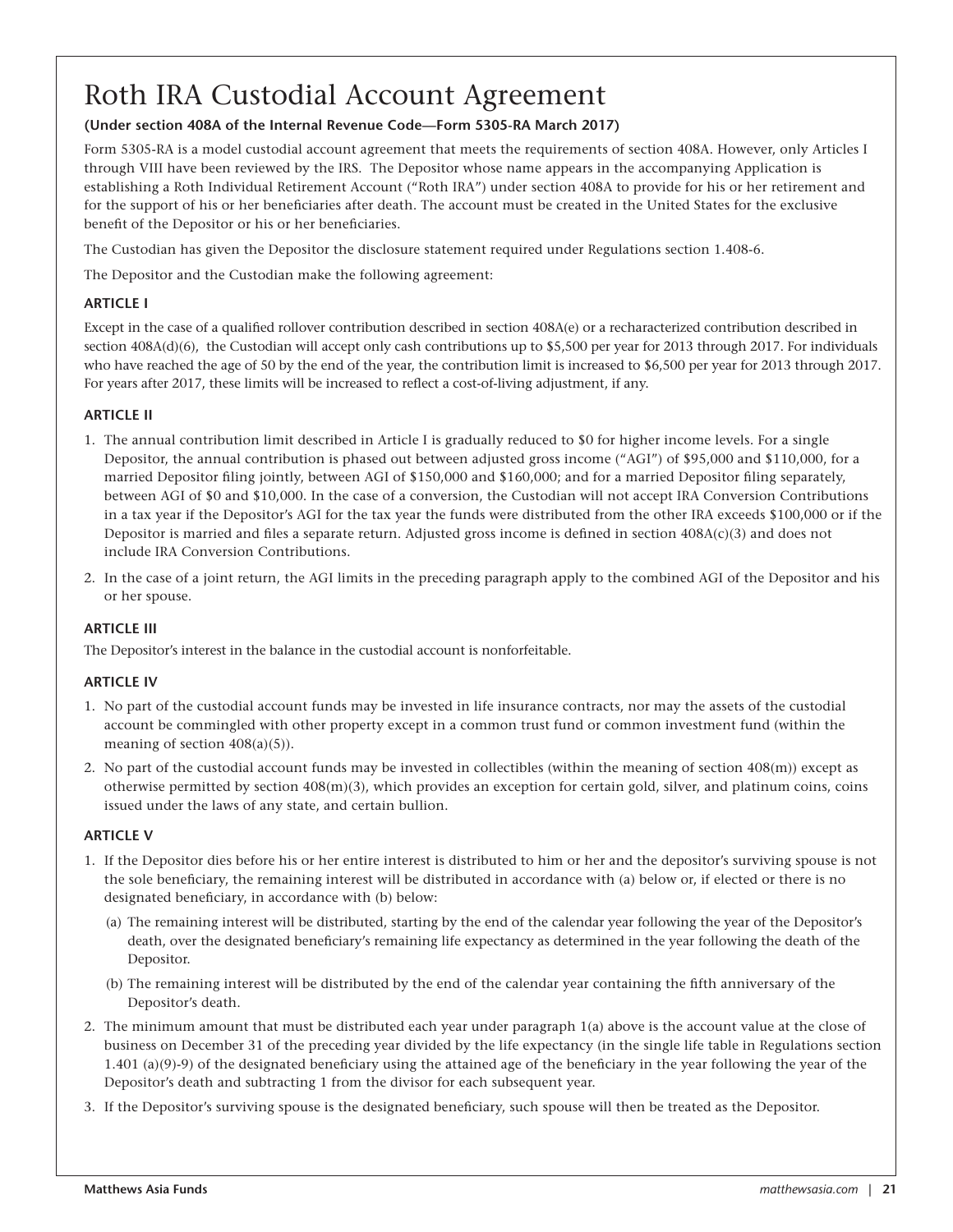# Roth IRA Custodial Account Agreement

**(Under section 408A of the Internal Revenue Code—Form 5305-RA March 2017)**

Form 5305-RA is a model custodial account agreement that meets the requirements of section 408A. However, only Articles I through VIII have been reviewed by the IRS. The Depositor whose name appears in the accompanying Application is establishing a Roth Individual Retirement Account ("Roth IRA") under section 408A to provide for his or her retirement and for the support of his or her beneficiaries after death. The account must be created in the United States for the exclusive benefit of the Depositor or his or her beneficiaries.

The Custodian has given the Depositor the disclosure statement required under Regulations section 1.408-6.

The Depositor and the Custodian make the following agreement:

**ARTICLE I**

Except in the case of a qualified rollover contribution described in section 408A(e) or a recharacterized contribution described in section 408A(d)(6), the Custodian will accept only cash contributions up to $5,500 per year for 2013 through 2017. For individuals who have reached the age of 50 by the end of the year, the contribution limit is increased to $6,500 per year for 2013 through 2017. For years after 2017, these limits will be increased to reflect a cost-of-living adjustment, if any.

**ARTICLE II**

1. The annual contribution limit described in Article I is gradually reduced to $0 for higher income levels. For a single Depositor, the annual contribution is phased out between adjusted gross income ("AGI") of $95,000 and $110,000, for a married Depositor filing jointly, between AGI of $150,000 and $160,000; and for a married Depositor filing separately, between AGI of $0 and $10,000. In the case of a conversion, the Custodian will not accept IRA Conversion Contributions in a tax year if the Depositor's AGI for the tax year the funds were distributed from the other IRA exceeds $100,000 or if the Depositor is married and files a separate return. Adjusted gross income is defined in section 408A(c)(3) and does not include IRA Conversion Contributions.
2. In the case of a joint return, the AGI limits in the preceding paragraph apply to the combined AGI of the Depositor and his or her spouse.

**ARTICLE III**

The Depositor's interest in the balance in the custodial account is nonforfeitable.

**ARTICLE IV**

1. No part of the custodial account funds may be invested in life insurance contracts, nor may the assets of the custodial account be commingled with other property except in a common trust fund or common investment fund (within the meaning of section 408(a)(5)).
2. No part of the custodial account funds may be invested in collectibles (within the meaning of section 408(m)) except as otherwise permitted by section 408(m)(3), which provides an exception for certain gold, silver, and platinum coins, coins issued under the laws of any state, and certain bullion.

**ARTICLE V**

1. If the Depositor dies before his or her entire interest is distributed to him or her and the depositor's surviving spouse is not the sole beneficiary, the remaining interest will be distributed in accordance with (a) below or, if elected or there is no designated beneficiary, in accordance with (b) below:
   (a) The remaining interest will be distributed, starting by the end of the calendar year following the year of the Depositor's death, over the designated beneficiary's remaining life expectancy as determined in the year following the death of the Depositor.
   (b) The remaining interest will be distributed by the end of the calendar year containing the fifth anniversary of the Depositor's death.
2. The minimum amount that must be distributed each year under paragraph 1(a) above is the account value at the close of business on December 31 of the preceding year divided by the life expectancy (in the single life table in Regulations section 1.401 (a)(9)-9) of the designated beneficiary using the attained age of the beneficiary in the year following the year of the Depositor's death and subtracting 1 from the divisor for each subsequent year.
3. If the Depositor's surviving spouse is the designated beneficiary, such spouse will then be treated as the Depositor.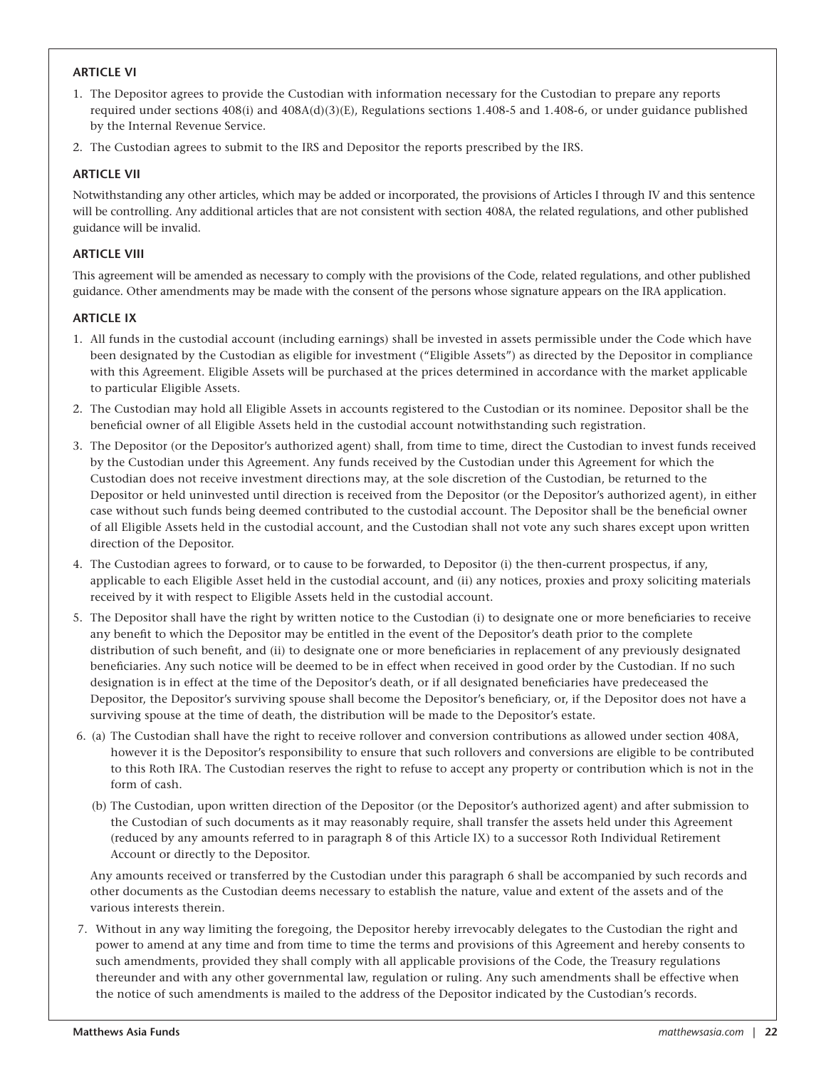**ARTICLE VI**

1. The Depositor agrees to provide the Custodian with information necessary for the Custodian to prepare any reports required under sections 408(i) and 408A(d)(3)(E), Regulations sections 1.408-5 and 1.408-6, or under guidance published by the Internal Revenue Service.
2. The Custodian agrees to submit to the IRS and Depositor the reports prescribed by the IRS.

**ARTICLE VII**

Notwithstanding any other articles, which may be added or incorporated, the provisions of Articles I through IV and this sentence will be controlling. Any additional articles that are not consistent with section 408A, the related regulations, and other published guidance will be invalid.

**ARTICLE VIII**

This agreement will be amended as necessary to comply with the provisions of the Code, related regulations, and other published guidance. Other amendments may be made with the consent of the persons whose signature appears on the IRA application.

**ARTICLE IX**

1. All funds in the custodial account (including earnings) shall be invested in assets permissible under the Code which have been designated by the Custodian as eligible for investment ("Eligible Assets") as directed by the Depositor in compliance with this Agreement. Eligible Assets will be purchased at the prices determined in accordance with the market applicable to particular Eligible Assets.
2. The Custodian may hold all Eligible Assets in accounts registered to the Custodian or its nominee. Depositor shall be the beneficial owner of all Eligible Assets held in the custodial account notwithstanding such registration.
3. The Depositor (or the Depositor's authorized agent) shall, from time to time, direct the Custodian to invest funds received by the Custodian under this Agreement. Any funds received by the Custodian under this Agreement for which the Custodian does not receive investment directions may, at the sole discretion of the Custodian, be returned to the Depositor or held uninvested until direction is received from the Depositor (or the Depositor's authorized agent), in either case without such funds being deemed contributed to the custodial account. The Depositor shall be the beneficial owner of all Eligible Assets held in the custodial account, and the Custodian shall not vote any such shares except upon written direction of the Depositor.
4. The Custodian agrees to forward, or to cause to be forwarded, to Depositor (i) the then-current prospectus, if any, applicable to each Eligible Asset held in the custodial account, and (ii) any notices, proxies and proxy soliciting materials received by it with respect to Eligible Assets held in the custodial account.
5. The Depositor shall have the right by written notice to the Custodian (i) to designate one or more beneficiaries to receive any benefit to which the Depositor may be entitled in the event of the Depositor's death prior to the complete distribution of such benefit, and (ii) to designate one or more beneficiaries in replacement of any previously designated beneficiaries. Any such notice will be deemed to be in effect when received in good order by the Custodian. If no such designation is in effect at the time of the Depositor's death, or if all designated beneficiaries have predeceased the Depositor, the Depositor's surviving spouse shall become the Depositor's beneficiary, or, if the Depositor does not have a surviving spouse at the time of death, the distribution will be made to the Depositor's estate.
6. (a) The Custodian shall have the right to receive rollover and conversion contributions as allowed under section 408A, however it is the Depositor's responsibility to ensure that such rollovers and conversions are eligible to be contributed to this Roth IRA. The Custodian reserves the right to refuse to accept any property or contribution which is not in the form of cash.

   (b) The Custodian, upon written direction of the Depositor (or the Depositor's authorized agent) and after submission to the Custodian of such documents as it may reasonably require, shall transfer the assets held under this Agreement (reduced by any amounts referred to in paragraph 8 of this Article IX) to a successor Roth Individual Retirement Account or directly to the Depositor.

   Any amounts received or transferred by the Custodian under this paragraph 6 shall be accompanied by such records and other documents as the Custodian deems necessary to establish the nature, value and extent of the assets and of the various interests therein.
7. Without in any way limiting the foregoing, the Depositor hereby irrevocably delegates to the Custodian the right and power to amend at any time and from time to time the terms and provisions of this Agreement and hereby consents to such amendments, provided they shall comply with all applicable provisions of the Code, the Treasury regulations thereunder and with any other governmental law, regulation or ruling. Any such amendments shall be effective when the notice of such amendments is mailed to the address of the Depositor indicated by the Custodian's records.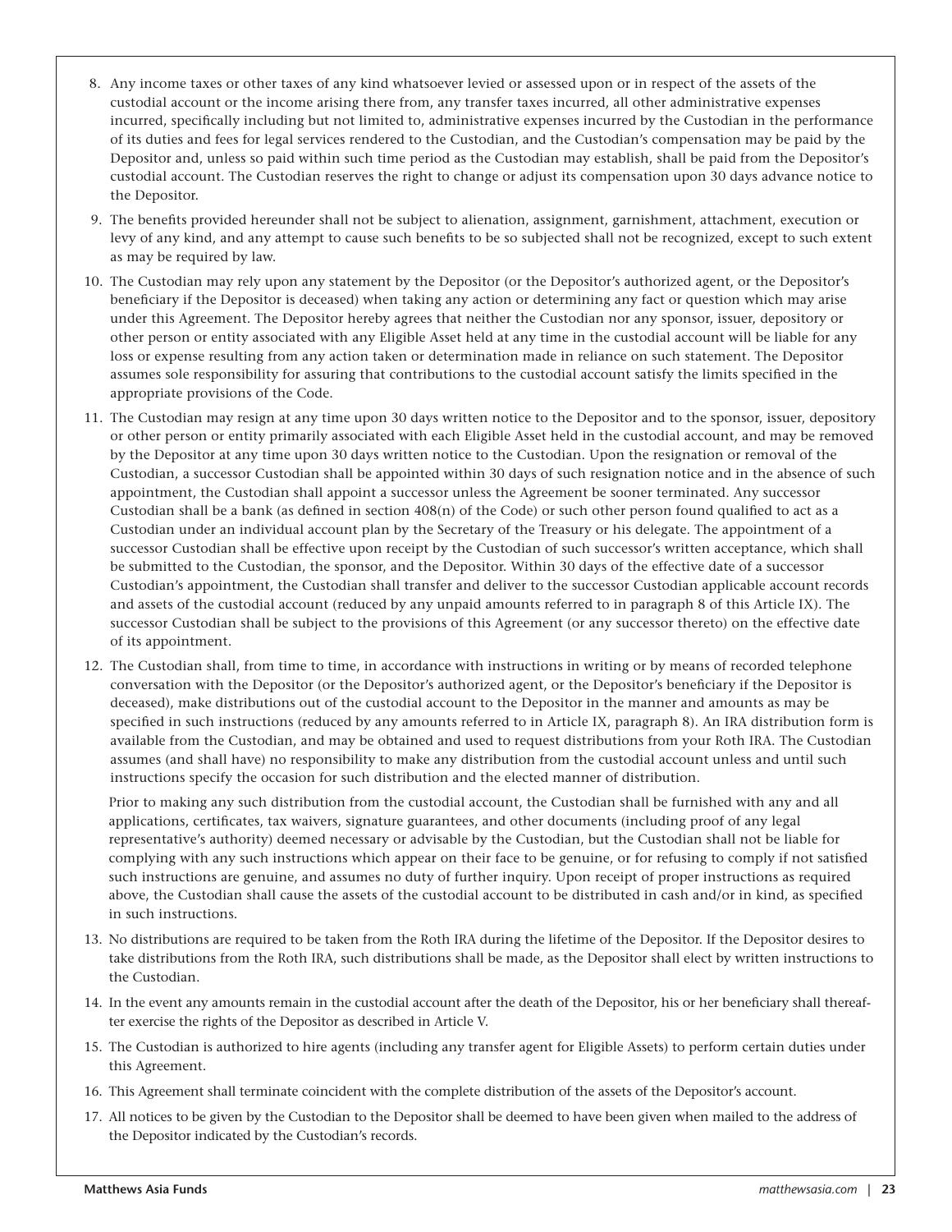8. Any income taxes or other taxes of any kind whatsoever levied or assessed upon or in respect of the assets of the custodial account or the income arising there from, any transfer taxes incurred, all other administrative expenses incurred, specifically including but not limited to, administrative expenses incurred by the Custodian in the performance of its duties and fees for legal services rendered to the Custodian, and the Custodian's compensation may be paid by the Depositor and, unless so paid within such time period as the Custodian may establish, shall be paid from the Depositor's custodial account. The Custodian reserves the right to change or adjust its compensation upon 30 days advance notice to the Depositor.

9. The benefits provided hereunder shall not be subject to alienation, assignment, garnishment, attachment, execution or levy of any kind, and any attempt to cause such benefits to be so subjected shall not be recognized, except to such extent as may be required by law.

10. The Custodian may rely upon any statement by the Depositor (or the Depositor's authorized agent, or the Depositor's beneficiary if the Depositor is deceased) when taking any action or determining any fact or question which may arise under this Agreement. The Depositor hereby agrees that neither the Custodian nor any sponsor, issuer, depository or other person or entity associated with any Eligible Asset held at any time in the custodial account will be liable for any loss or expense resulting from any action taken or determination made in reliance on such statement. The Depositor assumes sole responsibility for assuring that contributions to the custodial account satisfy the limits specified in the appropriate provisions of the Code.

11. The Custodian may resign at any time upon 30 days written notice to the Depositor and to the sponsor, issuer, depository or other person or entity primarily associated with each Eligible Asset held in the custodial account, and may be removed by the Depositor at any time upon 30 days written notice to the Custodian. Upon the resignation or removal of the Custodian, a successor Custodian shall be appointed within 30 days of such resignation notice and in the absence of such appointment, the Custodian shall appoint a successor unless the Agreement be sooner terminated. Any successor Custodian shall be a bank (as defined in section 408(n) of the Code) or such other person found qualified to act as a Custodian under an individual account plan by the Secretary of the Treasury or his delegate. The appointment of a successor Custodian shall be effective upon receipt by the Custodian of such successor's written acceptance, which shall be submitted to the Custodian, the sponsor, and the Depositor. Within 30 days of the effective date of a successor Custodian's appointment, the Custodian shall transfer and deliver to the successor Custodian applicable account records and assets of the custodial account (reduced by any unpaid amounts referred to in paragraph 8 of this Article IX). The successor Custodian shall be subject to the provisions of this Agreement (or any successor thereto) on the effective date of its appointment.

12. The Custodian shall, from time to time, in accordance with instructions in writing or by means of recorded telephone conversation with the Depositor (or the Depositor's authorized agent, or the Depositor's beneficiary if the Depositor is deceased), make distributions out of the custodial account to the Depositor in the manner and amounts as may be specified in such instructions (reduced by any amounts referred to in Article IX, paragraph 8). An IRA distribution form is available from the Custodian, and may be obtained and used to request distributions from your Roth IRA. The Custodian assumes (and shall have) no responsibility to make any distribution from the custodial account unless and until such instructions specify the occasion for such distribution and the elected manner of distribution.

    Prior to making any such distribution from the custodial account, the Custodian shall be furnished with any and all applications, certificates, tax waivers, signature guarantees, and other documents (including proof of any legal representative's authority) deemed necessary or advisable by the Custodian, but the Custodian shall not be liable for complying with any such instructions which appear on their face to be genuine, or for refusing to comply if not satisfied such instructions are genuine, and assumes no duty of further inquiry. Upon receipt of proper instructions as required above, the Custodian shall cause the assets of the custodial account to be distributed in cash and/or in kind, as specified in such instructions.

13. No distributions are required to be taken from the Roth IRA during the lifetime of the Depositor. If the Depositor desires to take distributions from the Roth IRA, such distributions shall be made, as the Depositor shall elect by written instructions to the Custodian.

14. In the event any amounts remain in the custodial account after the death of the Depositor, his or her beneficiary shall thereafter exercise the rights of the Depositor as described in Article V.

15. The Custodian is authorized to hire agents (including any transfer agent for Eligible Assets) to perform certain duties under this Agreement.

16. This Agreement shall terminate coincident with the complete distribution of the assets of the Depositor's account.

17. All notices to be given by the Custodian to the Depositor shall be deemed to have been given when mailed to the address of the Depositor indicated by the Custodian's records.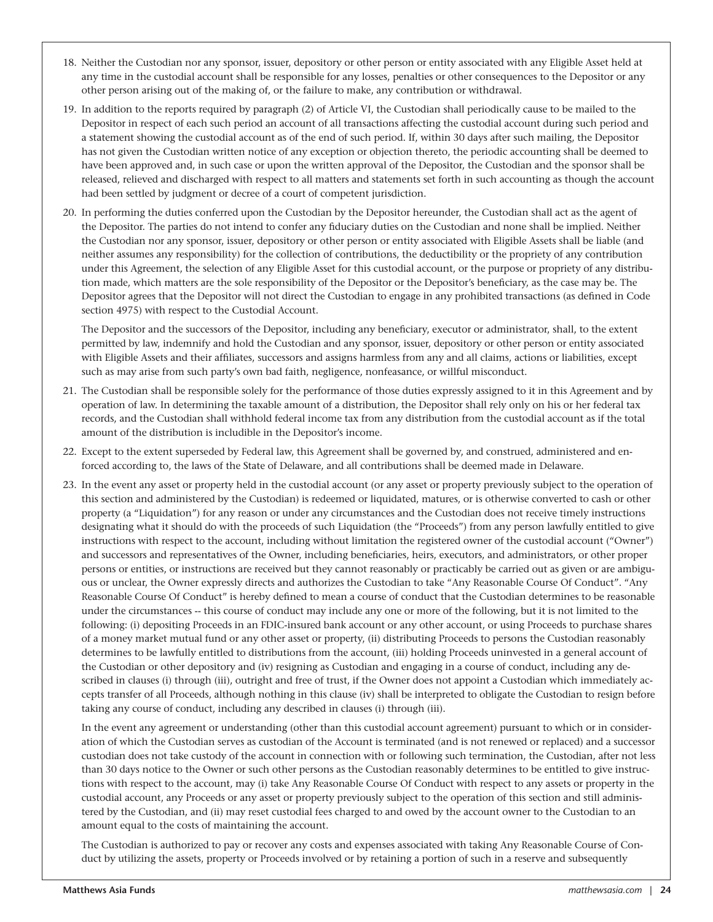18. Neither the Custodian nor any sponsor, issuer, depository or other person or entity associated with any Eligible Asset held at any time in the custodial account shall be responsible for any losses, penalties or other consequences to the Depositor or any other person arising out of the making of, or the failure to make, any contribution or withdrawal.

19. In addition to the reports required by paragraph (2) of Article VI, the Custodian shall periodically cause to be mailed to the Depositor in respect of each such period an account of all transactions affecting the custodial account during such period and a statement showing the custodial account as of the end of such period. If, within 30 days after such mailing, the Depositor has not given the Custodian written notice of any exception or objection thereto, the periodic accounting shall be deemed to have been approved and, in such case or upon the written approval of the Depositor, the Custodian and the sponsor shall be released, relieved and discharged with respect to all matters and statements set forth in such accounting as though the account had been settled by judgment or decree of a court of competent jurisdiction.

20. In performing the duties conferred upon the Custodian by the Depositor hereunder, the Custodian shall act as the agent of the Depositor. The parties do not intend to confer any fiduciary duties on the Custodian and none shall be implied. Neither the Custodian nor any sponsor, issuer, depository or other person or entity associated with Eligible Assets shall be liable (and neither assumes any responsibility) for the collection of contributions, the deductibility or the propriety of any contribution under this Agreement, the selection of any Eligible Asset for this custodial account, or the purpose or propriety of any distribution made, which matters are the sole responsibility of the Depositor or the Depositor's beneficiary, as the case may be. The Depositor agrees that the Depositor will not direct the Custodian to engage in any prohibited transactions (as defined in Code section 4975) with respect to the Custodial Account.

    The Depositor and the successors of the Depositor, including any beneficiary, executor or administrator, shall, to the extent permitted by law, indemnify and hold the Custodian and any sponsor, issuer, depository or other person or entity associated with Eligible Assets and their affiliates, successors and assigns harmless from any and all claims, actions or liabilities, except such as may arise from such party's own bad faith, negligence, nonfeasance, or willful misconduct.

21. The Custodian shall be responsible solely for the performance of those duties expressly assigned to it in this Agreement and by operation of law. In determining the taxable amount of a distribution, the Depositor shall rely only on his or her federal tax records, and the Custodian shall withhold federal income tax from any distribution from the custodial account as if the total amount of the distribution is includible in the Depositor's income.

22. Except to the extent superseded by Federal law, this Agreement shall be governed by, and construed, administered and enforced according to, the laws of the State of Delaware, and all contributions shall be deemed made in Delaware.

23. In the event any asset or property held in the custodial account (or any asset or property previously subject to the operation of this section and administered by the Custodian) is redeemed or liquidated, matures, or is otherwise converted to cash or other property (a "Liquidation") for any reason or under any circumstances and the Custodian does not receive timely instructions designating what it should do with the proceeds of such Liquidation (the "Proceeds") from any person lawfully entitled to give instructions with respect to the account, including without limitation the registered owner of the custodial account ("Owner") and successors and representatives of the Owner, including beneficiaries, heirs, executors, and administrators, or other proper persons or entities, or instructions are received but they cannot reasonably or practicably be carried out as given or are ambiguous or unclear, the Owner expressly directs and authorizes the Custodian to take "Any Reasonable Course Of Conduct". "Any Reasonable Course Of Conduct" is hereby defined to mean a course of conduct that the Custodian determines to be reasonable under the circumstances -- this course of conduct may include any one or more of the following, but it is not limited to the following: (i) depositing Proceeds in an FDIC-insured bank account or any other account, or using Proceeds to purchase shares of a money market mutual fund or any other asset or property, (ii) distributing Proceeds to persons the Custodian reasonably determines to be lawfully entitled to distributions from the account, (iii) holding Proceeds uninvested in a general account of the Custodian or other depository and (iv) resigning as Custodian and engaging in a course of conduct, including any described in clauses (i) through (iii), outright and free of trust, if the Owner does not appoint a Custodian which immediately accepts transfer of all Proceeds, although nothing in this clause (iv) shall be interpreted to obligate the Custodian to resign before taking any course of conduct, including any described in clauses (i) through (iii).

    In the event any agreement or understanding (other than this custodial account agreement) pursuant to which or in consideration of which the Custodian serves as custodian of the Account is terminated (and is not renewed or replaced) and a successor custodian does not take custody of the account in connection with or following such termination, the Custodian, after not less than 30 days notice to the Owner or such other persons as the Custodian reasonably determines to be entitled to give instructions with respect to the account, may (i) take Any Reasonable Course Of Conduct with respect to any assets or property in the custodial account, any Proceeds or any asset or property previously subject to the operation of this section and still administered by the Custodian, and (ii) may reset custodial fees charged to and owed by the account owner to the Custodian to an amount equal to the costs of maintaining the account.

    The Custodian is authorized to pay or recover any costs and expenses associated with taking Any Reasonable Course of Conduct by utilizing the assets, property or Proceeds involved or by retaining a portion of such in a reserve and subsequently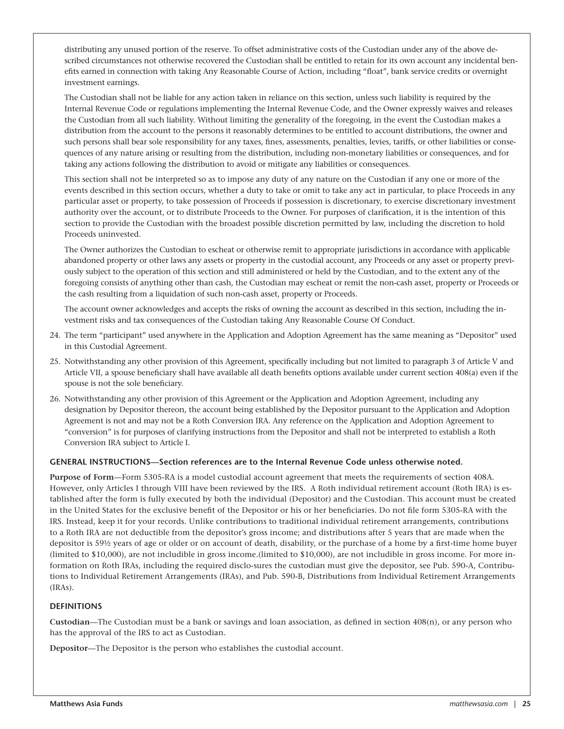distributing any unused portion of the reserve. To offset administrative costs of the Custodian under any of the above described circumstances not otherwise recovered the Custodian shall be entitled to retain for its own account any incidental benefits earned in connection with taking Any Reasonable Course of Action, including "float", bank service credits or overnight investment earnings.

The Custodian shall not be liable for any action taken in reliance on this section, unless such liability is required by the Internal Revenue Code or regulations implementing the Internal Revenue Code, and the Owner expressly waives and releases the Custodian from all such liability. Without limiting the generality of the foregoing, in the event the Custodian makes a distribution from the account to the persons it reasonably determines to be entitled to account distributions, the owner and such persons shall bear sole responsibility for any taxes, fines, assessments, penalties, levies, tariffs, or other liabilities or consequences of any nature arising or resulting from the distribution, including non-monetary liabilities or consequences, and for taking any actions following the distribution to avoid or mitigate any liabilities or consequences.

This section shall not be interpreted so as to impose any duty of any nature on the Custodian if any one or more of the events described in this section occurs, whether a duty to take or omit to take any act in particular, to place Proceeds in any particular asset or property, to take possession of Proceeds if possession is discretionary, to exercise discretionary investment authority over the account, or to distribute Proceeds to the Owner. For purposes of clarification, it is the intention of this section to provide the Custodian with the broadest possible discretion permitted by law, including the discretion to hold Proceeds uninvested.

The Owner authorizes the Custodian to escheat or otherwise remit to appropriate jurisdictions in accordance with applicable abandoned property or other laws any assets or property in the custodial account, any Proceeds or any asset or property previously subject to the operation of this section and still administered or held by the Custodian, and to the extent any of the foregoing consists of anything other than cash, the Custodian may escheat or remit the non-cash asset, property or Proceeds or the cash resulting from a liquidation of such non-cash asset, property or Proceeds.

The account owner acknowledges and accepts the risks of owning the account as described in this section, including the investment risks and tax consequences of the Custodian taking Any Reasonable Course Of Conduct.

24. The term "participant" used anywhere in the Application and Adoption Agreement has the same meaning as "Depositor" used in this Custodial Agreement.
25. Notwithstanding any other provision of this Agreement, specifically including but not limited to paragraph 3 of Article V and Article VII, a spouse beneficiary shall have available all death benefits options available under current section 408(a) even if the spouse is not the sole beneficiary.
26. Notwithstanding any other provision of this Agreement or the Application and Adoption Agreement, including any designation by Depositor thereon, the account being established by the Depositor pursuant to the Application and Adoption Agreement is not and may not be a Roth Conversion IRA. Any reference on the Application and Adoption Agreement to "conversion" is for purposes of clarifying instructions from the Depositor and shall not be interpreted to establish a Roth Conversion IRA subject to Article I.

### GENERAL INSTRUCTIONS—Section references are to the Internal Revenue Code unless otherwise noted.

**Purpose of Form**—Form 5305-RA is a model custodial account agreement that meets the requirements of section 408A. However, only Articles I through VIII have been reviewed by the IRS. A Roth individual retirement account (Roth IRA) is established after the form is fully executed by both the individual (Depositor) and the Custodian. This account must be created in the United States for the exclusive benefit of the Depositor or his or her beneficiaries. Do not file form 5305-RA with the IRS. Instead, keep it for your records. Unlike contributions to traditional individual retirement arrangements, contributions to a Roth IRA are not deductible from the depositor's gross income; and distributions after 5 years that are made when the depositor is 59½ years of age or older or on account of death, disability, or the purchase of a home by a first-time home buyer (limited to $10,000), are not includible in gross income.(limited to $10,000), are not includible in gross income. For more information on Roth IRAs, including the required disclo-sures the custodian must give the depositor, see Pub. 590-A, Contributions to Individual Retirement Arrangements (IRAs), and Pub. 590-B, Distributions from Individual Retirement Arrangements (IRAs).

### DEFINITIONS

**Custodian**—The Custodian must be a bank or savings and loan association, as defined in section 408(n), or any person who has the approval of the IRS to act as Custodian.

**Depositor**—The Depositor is the person who establishes the custodial account.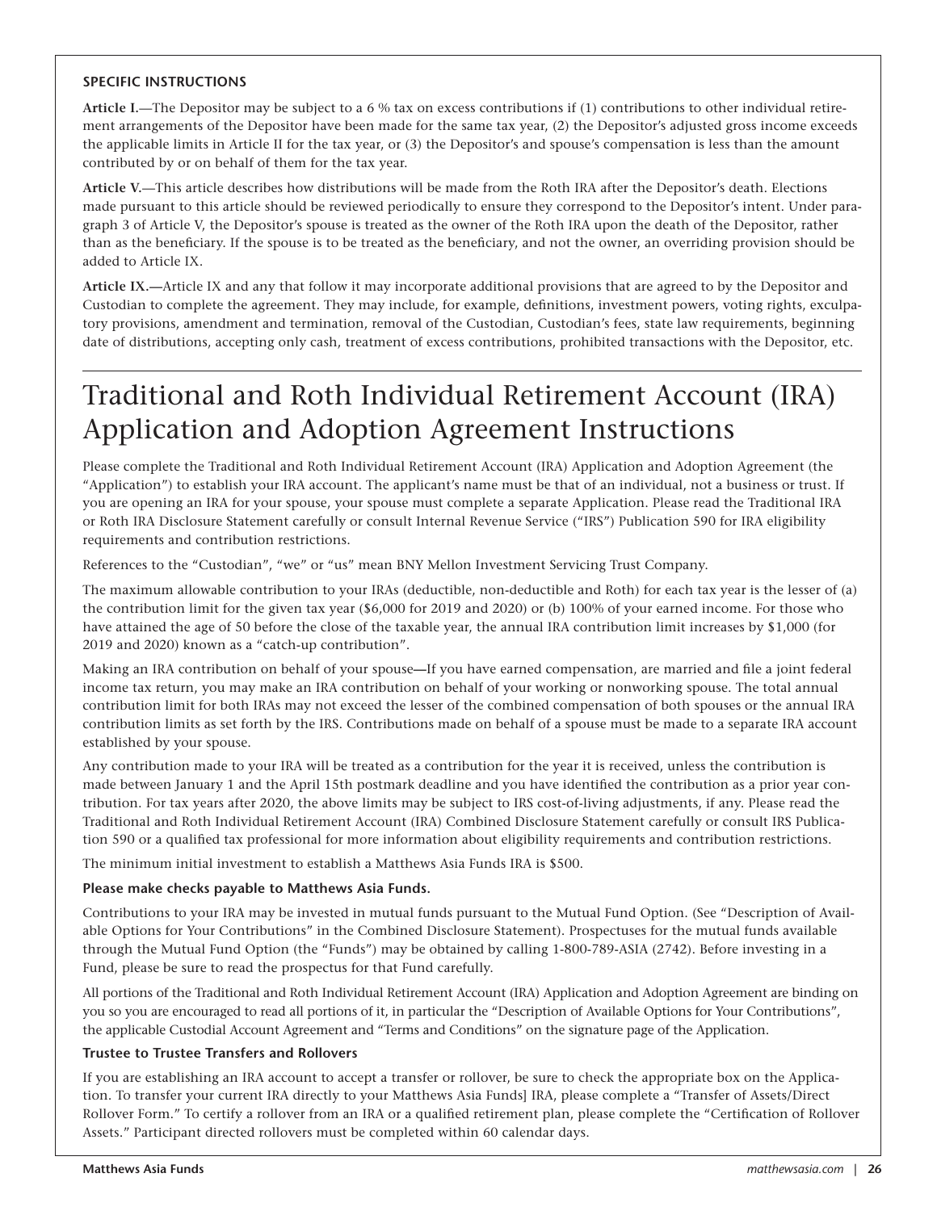### SPECIFIC INSTRUCTIONS

**Article I.**—The Depositor may be subject to a 6 % tax on excess contributions if (1) contributions to other individual retirement arrangements of the Depositor have been made for the same tax year, (2) the Depositor's adjusted gross income exceeds the applicable limits in Article II for the tax year, or (3) the Depositor's and spouse's compensation is less than the amount contributed by or on behalf of them for the tax year.

**Article V.**—This article describes how distributions will be made from the Roth IRA after the Depositor's death. Elections made pursuant to this article should be reviewed periodically to ensure they correspond to the Depositor's intent. Under paragraph 3 of Article V, the Depositor's spouse is treated as the owner of the Roth IRA upon the death of the Depositor, rather than as the beneficiary. If the spouse is to be treated as the beneficiary, and not the owner, an overriding provision should be added to Article IX.

**Article IX.—**Article IX and any that follow it may incorporate additional provisions that are agreed to by the Depositor and Custodian to complete the agreement. They may include, for example, definitions, investment powers, voting rights, exculpatory provisions, amendment and termination, removal of the Custodian, Custodian's fees, state law requirements, beginning date of distributions, accepting only cash, treatment of excess contributions, prohibited transactions with the Depositor, etc.

# Traditional and Roth Individual Retirement Account (IRA) Application and Adoption Agreement Instructions

Please complete the Traditional and Roth Individual Retirement Account (IRA) Application and Adoption Agreement (the "Application") to establish your IRA account. The applicant's name must be that of an individual, not a business or trust. If you are opening an IRA for your spouse, your spouse must complete a separate Application. Please read the Traditional IRA or Roth IRA Disclosure Statement carefully or consult Internal Revenue Service ("IRS") Publication 590 for IRA eligibility requirements and contribution restrictions.

References to the "Custodian", "we" or "us" mean BNY Mellon Investment Servicing Trust Company.

The maximum allowable contribution to your IRAs (deductible, non-deductible and Roth) for each tax year is the lesser of (a) the contribution limit for the given tax year ($6,000 for 2019 and 2020) or (b) 100% of your earned income. For those who have attained the age of 50 before the close of the taxable year, the annual IRA contribution limit increases by $1,000 (for 2019 and 2020) known as a "catch-up contribution".

Making an IRA contribution on behalf of your spouse**—**If you have earned compensation, are married and file a joint federal income tax return, you may make an IRA contribution on behalf of your working or nonworking spouse. The total annual contribution limit for both IRAs may not exceed the lesser of the combined compensation of both spouses or the annual IRA contribution limits as set forth by the IRS. Contributions made on behalf of a spouse must be made to a separate IRA account established by your spouse.

Any contribution made to your IRA will be treated as a contribution for the year it is received, unless the contribution is made between January 1 and the April 15th postmark deadline and you have identified the contribution as a prior year contribution. For tax years after 2020, the above limits may be subject to IRS cost-of-living adjustments, if any. Please read the Traditional and Roth Individual Retirement Account (IRA) Combined Disclosure Statement carefully or consult IRS Publication 590 or a qualified tax professional for more information about eligibility requirements and contribution restrictions.

The minimum initial investment to establish a Matthews Asia Funds IRA is $500.

**Please make checks payable to Matthews Asia Funds.**

Contributions to your IRA may be invested in mutual funds pursuant to the Mutual Fund Option. (See "Description of Available Options for Your Contributions" in the Combined Disclosure Statement). Prospectuses for the mutual funds available through the Mutual Fund Option (the "Funds") may be obtained by calling 1-800-789-ASIA (2742). Before investing in a Fund, please be sure to read the prospectus for that Fund carefully.

All portions of the Traditional and Roth Individual Retirement Account (IRA) Application and Adoption Agreement are binding on you so you are encouraged to read all portions of it, in particular the "Description of Available Options for Your Contributions", the applicable Custodial Account Agreement and "Terms and Conditions" on the signature page of the Application.

**Trustee to Trustee Transfers and Rollovers**

If you are establishing an IRA account to accept a transfer or rollover, be sure to check the appropriate box on the Application. To transfer your current IRA directly to your Matthews Asia Funds] IRA, please complete a "Transfer of Assets/Direct Rollover Form." To certify a rollover from an IRA or a qualified retirement plan, please complete the "Certification of Rollover Assets." Participant directed rollovers must be completed within 60 calendar days.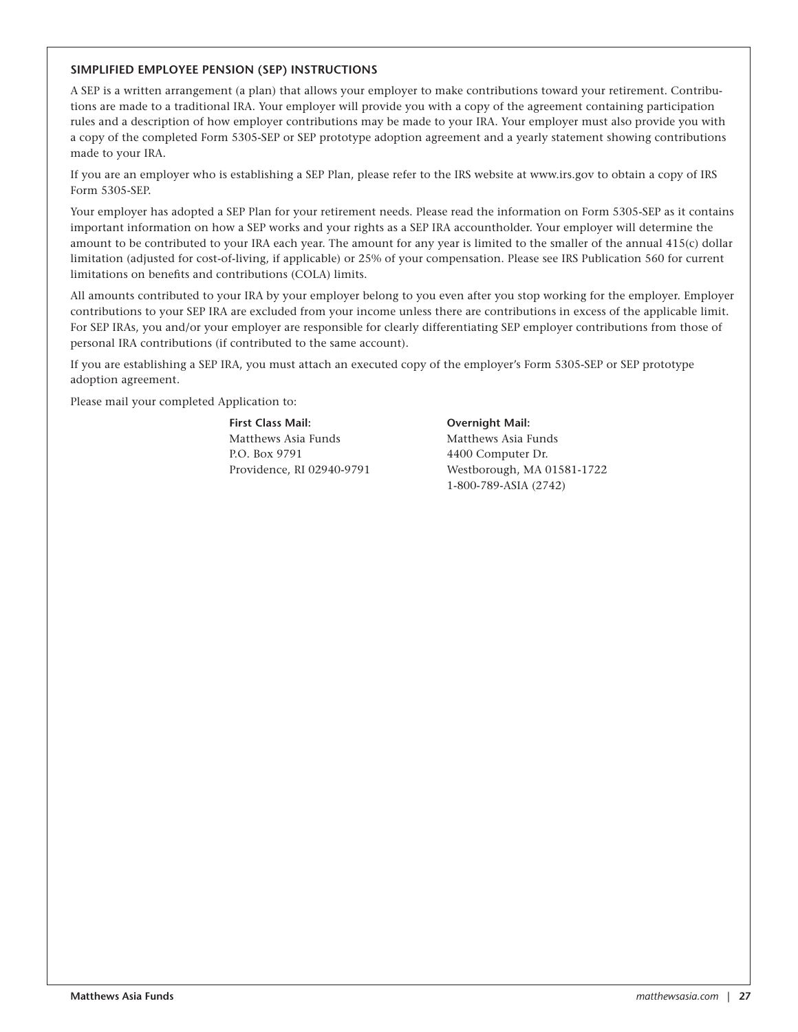## SIMPLIFIED EMPLOYEE PENSION (SEP) INSTRUCTIONS

A SEP is a written arrangement (a plan) that allows your employer to make contributions toward your retirement. Contributions are made to a traditional IRA. Your employer will provide you with a copy of the agreement containing participation rules and a description of how employer contributions may be made to your IRA. Your employer must also provide you with a copy of the completed Form 5305-SEP or SEP prototype adoption agreement and a yearly statement showing contributions made to your IRA.

If you are an employer who is establishing a SEP Plan, please refer to the IRS website at www.irs.gov to obtain a copy of IRS Form 5305-SEP.

Your employer has adopted a SEP Plan for your retirement needs. Please read the information on Form 5305-SEP as it contains important information on how a SEP works and your rights as a SEP IRA accountholder. Your employer will determine the amount to be contributed to your IRA each year. The amount for any year is limited to the smaller of the annual 415(c) dollar limitation (adjusted for cost-of-living, if applicable) or 25% of your compensation. Please see IRS Publication 560 for current limitations on benefits and contributions (COLA) limits.

All amounts contributed to your IRA by your employer belong to you even after you stop working for the employer. Employer contributions to your SEP IRA are excluded from your income unless there are contributions in excess of the applicable limit. For SEP IRAs, you and/or your employer are responsible for clearly differentiating SEP employer contributions from those of personal IRA contributions (if contributed to the same account).

If you are establishing a SEP IRA, you must attach an executed copy of the employer's Form 5305-SEP or SEP prototype adoption agreement.

Please mail your completed Application to:

**First Class Mail:**
Matthews Asia Funds
P.O. Box 9791
Providence, RI 02940-9791

**Overnight Mail:**
Matthews Asia Funds
4400 Computer Dr.
Westborough, MA 01581-1722
1-800-789-ASIA (2742)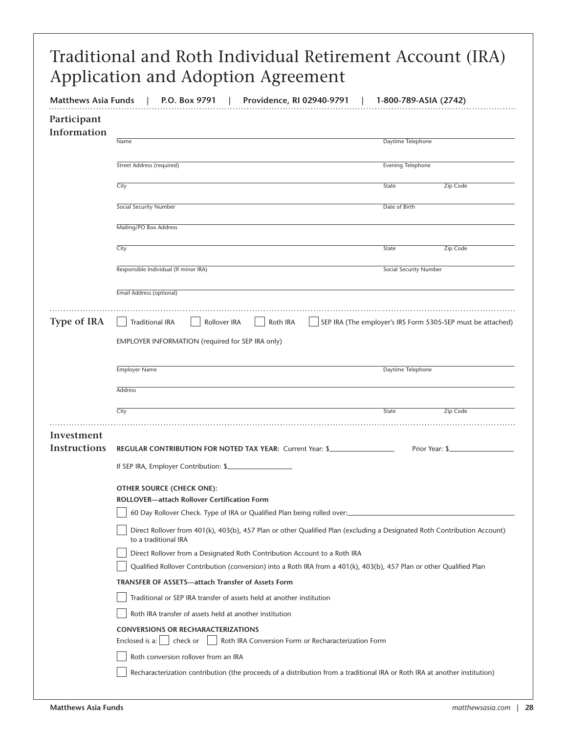# Traditional and Roth Individual Retirement Account (IRA) Application and Adoption Agreement

**Matthews Asia Funds | P.O. Box 9791 | Providence, RI 02940-9791 | 1-800-789-ASIA (2742)**

## Participant Information

Name ______________________ Daytime Telephone ______________________

Street Address (required) ______________________ Evening Telephone ______________________

City ______________________ State ________ Zip Code ________

Social Security Number ______________________ Date of Birth ______________________

Mailing/PO Box Address ______________________

City ______________________ State ________ Zip Code ________

Responsible Individual (If minor IRA) ______________________ Social Security Number ______________________

Email Address (optional) ______________________

## Type of IRA

☐ Traditional IRA ☐ Rollover IRA ☐ Roth IRA ☐ SEP IRA (The employer's IRS Form 5305-SEP must be attached)

EMPLOYER INFORMATION (required for SEP IRA only)

Employer Name ______________________ Daytime Telephone ______________________

Address ______________________

City ______________________ State ________ Zip Code ________

## Investment Instructions

**REGULAR CONTRIBUTION FOR NOTED TAX YEAR:** Current Year: $________ Prior Year: $________

If SEP IRA, Employer Contribution: $________

**OTHER SOURCE (CHECK ONE):**

**ROLLOVER—attach Rollover Certification Form**

☐ 60 Day Rollover Check. Type of IRA or Qualified Plan being rolled over: ______________________

☐ Direct Rollover from 401(k), 403(b), 457 Plan or other Qualified Plan (excluding a Designated Roth Contribution Account) to a traditional IRA

☐ Direct Rollover from a Designated Roth Contribution Account to a Roth IRA

☐ Qualified Rollover Contribution (conversion) into a Roth IRA from a 401(k), 403(b), 457 Plan or other Qualified Plan

**TRANSFER OF ASSETS—attach Transfer of Assets Form**

☐ Traditional or SEP IRA transfer of assets held at another institution

☐ Roth IRA transfer of assets held at another institution

**CONVERSIONS OR RECHARACTERIZATIONS**

Enclosed is a: ☐ check or ☐ Roth IRA Conversion Form or Recharacterization Form

☐ Roth conversion rollover from an IRA

☐ Recharacterization contribution (the proceeds of a distribution from a traditional IRA or Roth IRA at another institution)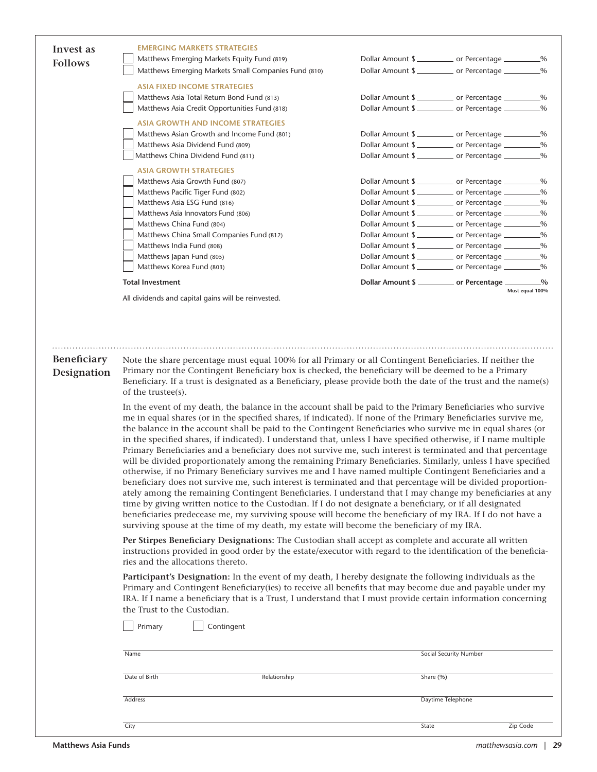## Invest as Follows

**EMERGING MARKETS STRATEGIES**

| Fund | Dollar Amount | Percentage |
|---|---|---|
| ☐ Matthews Emerging Markets Equity Fund (819) | Dollar Amount $ _________ | or Percentage _________% |
| ☐ Matthews Emerging Markets Small Companies Fund (810) | Dollar Amount $ _________ | or Percentage _________% |
| **ASIA FIXED INCOME STRATEGIES** | | |
| ☐ Matthews Asia Total Return Bond Fund (813) | Dollar Amount $ _________ | or Percentage _________% |
| ☐ Matthews Asia Credit Opportunities Fund (818) | Dollar Amount $ _________ | or Percentage _________% |
| **ASIA GROWTH AND INCOME STRATEGIES** | | |
| ☐ Matthews Asian Growth and Income Fund (801) | Dollar Amount $ _________ | or Percentage _________% |
| ☐ Matthews Asia Dividend Fund (809) | Dollar Amount $ _________ | or Percentage _________% |
| ☐ Matthews China Dividend Fund (811) | Dollar Amount $ _________ | or Percentage _________% |
| **ASIA GROWTH STRATEGIES** | | |
| ☐ Matthews Asia Growth Fund (807) | Dollar Amount $ _________ | or Percentage _________% |
| ☐ Matthews Pacific Tiger Fund (802) | Dollar Amount $ _________ | or Percentage _________% |
| ☐ Matthews Asia ESG Fund (816) | Dollar Amount $ _________ | or Percentage _________% |
| ☐ Matthews Asia Innovators Fund (806) | Dollar Amount $ _________ | or Percentage _________% |
| ☐ Matthews China Fund (804) | Dollar Amount $ _________ | or Percentage _________% |
| ☐ Matthews China Small Companies Fund (812) | Dollar Amount $ _________ | or Percentage _________% |
| ☐ Matthews India Fund (808) | Dollar Amount $ _________ | or Percentage _________% |
| ☐ Matthews Japan Fund (805) | Dollar Amount $ _________ | or Percentage _________% |
| ☐ Matthews Korea Fund (803) | Dollar Amount $ _________ | or Percentage _________% |
| **Total Investment** | **Dollar Amount $ _________** | **or Percentage _________%** (Must equal 100%) |

All dividends and capital gains will be reinvested.

## Beneficiary Designation

Note the share percentage must equal 100% for all Primary or all Contingent Beneficiaries. If neither the Primary nor the Contingent Beneficiary box is checked, the beneficiary will be deemed to be a Primary Beneficiary. If a trust is designated as a Beneficiary, please provide both the date of the trust and the name(s) of the trustee(s).

In the event of my death, the balance in the account shall be paid to the Primary Beneficiaries who survive me in equal shares (or in the specified shares, if indicated). If none of the Primary Beneficiaries survive me, the balance in the account shall be paid to the Contingent Beneficiaries who survive me in equal shares (or in the specified shares, if indicated). I understand that, unless I have specified otherwise, if I name multiple Primary Beneficiaries and a beneficiary does not survive me, such interest is terminated and that percentage will be divided proportionately among the remaining Primary Beneficiaries. Similarly, unless I have specified otherwise, if no Primary Beneficiary survives me and I have named multiple Contingent Beneficiaries and a beneficiary does not survive me, such interest is terminated and that percentage will be divided proportionately among the remaining Contingent Beneficiaries. I understand that I may change my beneficiaries at any time by giving written notice to the Custodian. If I do not designate a beneficiary, or if all designated beneficiaries predecease me, my surviving spouse will become the beneficiary of my IRA. If I do not have a surviving spouse at the time of my death, my estate will become the beneficiary of my IRA.

**Per Stirpes Beneficiary Designations:** The Custodian shall accept as complete and accurate all written instructions provided in good order by the estate/executor with regard to the identification of the beneficiaries and the allocations thereto.

**Participant's Designation:** In the event of my death, I hereby designate the following individuals as the Primary and Contingent Beneficiary(ies) to receive all benefits that may become due and payable under my IRA. If I name a beneficiary that is a Trust, I understand that I must provide certain information concerning the Trust to the Custodian.

☐ Primary ☐ Contingent

Name _______________________ Social Security Number _______________________

Date of Birth _______________ Relationship _______________ Share (%) _______________

Address _______________________ Daytime Telephone _______________________

City _______________________ State _______________ Zip Code _______________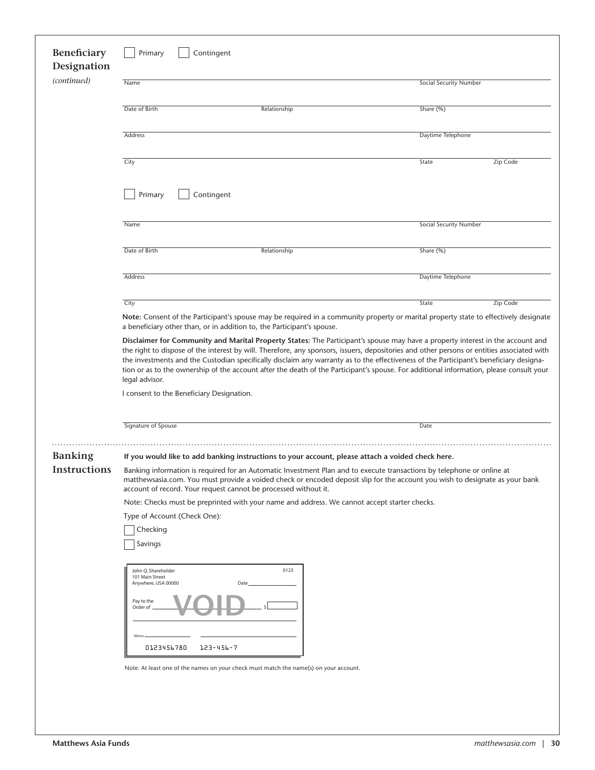## Beneficiary Designation

*(continued)*

☐ Primary ☐ Contingent

Name _______________ Social Security Number _______________

Date of Birth _______________ Relationship _______________ Share (%) _______________

Address _______________ Daytime Telephone _______________

City _______________ State _______________ Zip Code _______________

☐ Primary ☐ Contingent

Name _______________ Social Security Number _______________

Date of Birth _______________ Relationship _______________ Share (%) _______________

Address _______________ Daytime Telephone _______________

City _______________ State _______________ Zip Code _______________

**Note:** Consent of the Participant's spouse may be required in a community property or marital property state to effectively designate a beneficiary other than, or in addition to, the Participant's spouse.

**Disclaimer for Community and Marital Property States:** The Participant's spouse may have a property interest in the account and the right to dispose of the interest by will. Therefore, any sponsors, issuers, depositories and other persons or entities associated with the investments and the Custodian specifically disclaim any warranty as to the effectiveness of the Participant's beneficiary designation or as to the ownership of the account after the death of the Participant's spouse. For additional information, please consult your legal advisor.

I consent to the Beneficiary Designation.

Signature of Spouse _______________ Date _______________

## Banking Instructions

**If you would like to add banking instructions to your account, please attach a voided check here.**

Banking information is required for an Automatic Investment Plan and to execute transactions by telephone or online at matthewsasia.com. You must provide a voided check or encoded deposit slip for the account you wish to designate as your bank account of record. Your request cannot be processed without it.

Note: Checks must be preprinted with your name and address. We cannot accept starter checks.

Type of Account (Check One):

☐ Checking

☐ Savings

John Q. Shareholder
101 Main Street
Anywhere, USA 00000

0123

Date _______________

Pay to the Order of _______________ VOID $ _______________

Memo _______________

0123456780 123-456-7

Note: At least one of the names on your check must match the name(s) on your account.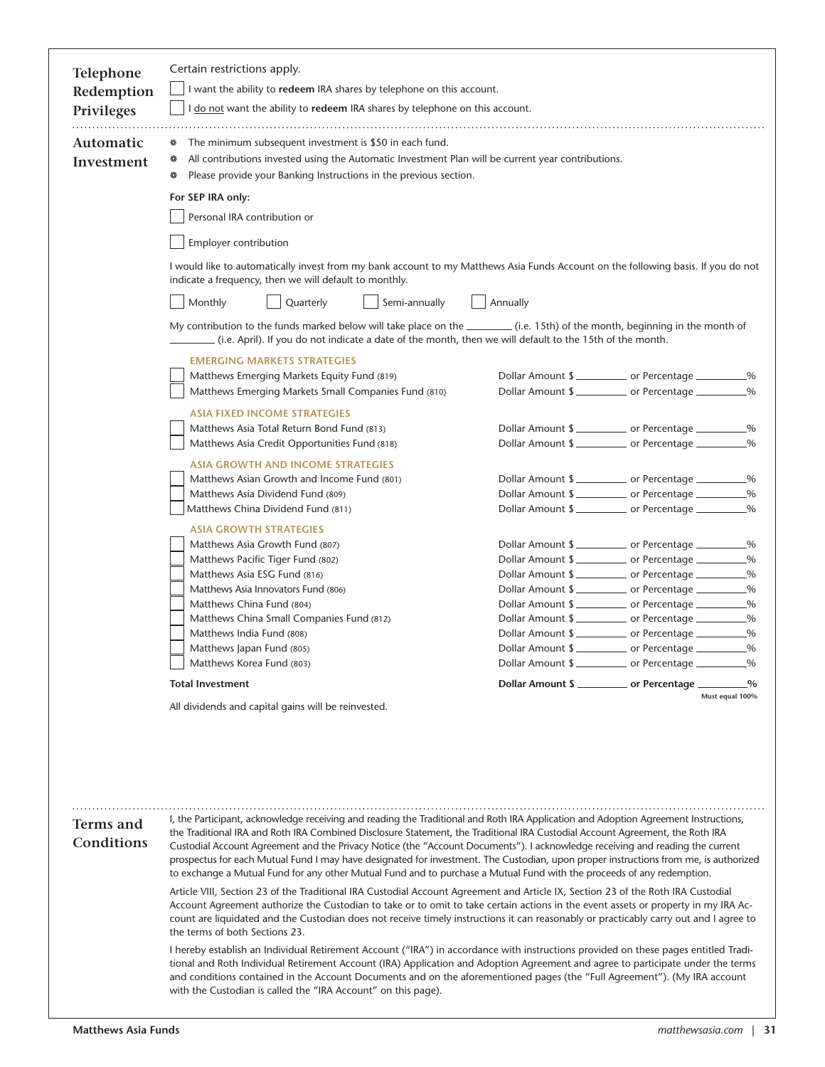## Telephone Redemption Privileges

Certain restrictions apply.

- ☐ I want the ability to **redeem** IRA shares by telephone on this account.
- ☐ I do not want the ability to **redeem** IRA shares by telephone on this account.

## Automatic Investment

- The minimum subsequent investment is $50 in each fund.
- All contributions invested using the Automatic Investment Plan will be current year contributions.
- Please provide your Banking Instructions in the previous section.

**For SEP IRA only:**

☐ Personal IRA contribution or

☐ Employer contribution

I would like to automatically invest from my bank account to my Matthews Asia Funds Account on the following basis. If you do not indicate a frequency, then we will default to monthly.

☐ Monthly ☐ Quarterly ☐ Semi-annually ☐ Annually

My contribution to the funds marked below will take place on the ________ (i.e. 15th) of the month, beginning in the month of ________ (i.e. April). If you do not indicate a date of the month, then we will default to the 15th of the month.

| Fund | Dollar Amount | Percentage |
|---|---|---|
| **EMERGING MARKETS STRATEGIES** | | |
| ☐ Matthews Emerging Markets Equity Fund (819) | Dollar Amount $ ________ | or Percentage ________% |
| ☐ Matthews Emerging Markets Small Companies Fund (810) | Dollar Amount $ ________ | or Percentage ________% |
| **ASIA FIXED INCOME STRATEGIES** | | |
| ☐ Matthews Asia Total Return Bond Fund (813) | Dollar Amount $ ________ | or Percentage ________% |
| ☐ Matthews Asia Credit Opportunities Fund (818) | Dollar Amount $ ________ | or Percentage ________% |
| **ASIA GROWTH AND INCOME STRATEGIES** | | |
| ☐ Matthews Asian Growth and Income Fund (801) | Dollar Amount $ ________ | or Percentage ________% |
| ☐ Matthews Asia Dividend Fund (809) | Dollar Amount $ ________ | or Percentage ________% |
| ☐ Matthews China Dividend Fund (811) | Dollar Amount $ ________ | or Percentage ________% |
| **ASIA GROWTH STRATEGIES** | | |
| ☐ Matthews Asia Growth Fund (807) | Dollar Amount $ ________ | or Percentage ________% |
| ☐ Matthews Pacific Tiger Fund (802) | Dollar Amount $ ________ | or Percentage ________% |
| ☐ Matthews Asia ESG Fund (816) | Dollar Amount $ ________ | or Percentage ________% |
| ☐ Matthews Asia Innovators Fund (806) | Dollar Amount $ ________ | or Percentage ________% |
| ☐ Matthews China Fund (804) | Dollar Amount $ ________ | or Percentage ________% |
| ☐ Matthews China Small Companies Fund (812) | Dollar Amount $ ________ | or Percentage ________% |
| ☐ Matthews India Fund (808) | Dollar Amount $ ________ | or Percentage ________% |
| ☐ Matthews Japan Fund (805) | Dollar Amount $ ________ | or Percentage ________% |
| ☐ Matthews Korea Fund (803) | Dollar Amount $ ________ | or Percentage ________% |
| **Total Investment** | **Dollar Amount $** ________ | **or Percentage** ________% (Must equal 100%) |

All dividends and capital gains will be reinvested.

## Terms and Conditions

I, the Participant, acknowledge receiving and reading the Traditional and Roth IRA Application and Adoption Agreement Instructions, the Traditional IRA and Roth IRA Combined Disclosure Statement, the Traditional IRA Custodial Account Agreement, the Roth IRA Custodial Account Agreement and the Privacy Notice (the "Account Documents"). I acknowledge receiving and reading the current prospectus for each Mutual Fund I may have designated for investment. The Custodian, upon proper instructions from me, is authorized to exchange a Mutual Fund for any other Mutual Fund and to purchase a Mutual Fund with the proceeds of any redemption.

Article VIII, Section 23 of the Traditional IRA Custodial Account Agreement and Article IX, Section 23 of the Roth IRA Custodial Account Agreement authorize the Custodian to take or to omit to take certain actions in the event assets or property in my IRA Account are liquidated and the Custodian does not receive timely instructions it can reasonably or practicably carry out and I agree to the terms of both Sections 23.

I hereby establish an Individual Retirement Account ("IRA") in accordance with instructions provided on these pages entitled Traditional and Roth Individual Retirement Account (IRA) Application and Adoption Agreement and agree to participate under the terms and conditions contained in the Account Documents and on the aforementioned pages (the "Full Agreement"). (My IRA account with the Custodian is called the "IRA Account" on this page).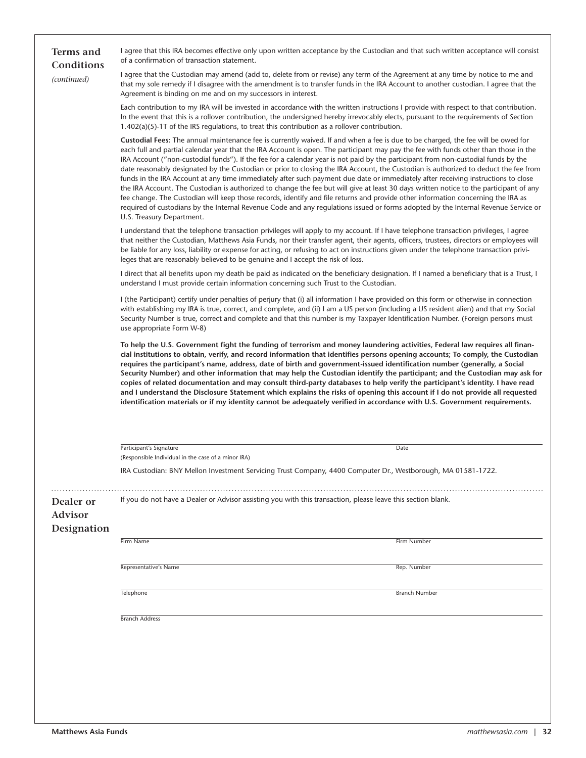## Terms and Conditions *(continued)*

I agree that this IRA becomes effective only upon written acceptance by the Custodian and that such written acceptance will consist of a confirmation of transaction statement.

I agree that the Custodian may amend (add to, delete from or revise) any term of the Agreement at any time by notice to me and that my sole remedy if I disagree with the amendment is to transfer funds in the IRA Account to another custodian. I agree that the Agreement is binding on me and on my successors in interest.

Each contribution to my IRA will be invested in accordance with the written instructions I provide with respect to that contribution. In the event that this is a rollover contribution, the undersigned hereby irrevocably elects, pursuant to the requirements of Section 1.402(a)(5)-1T of the IRS regulations, to treat this contribution as a rollover contribution.

**Custodial Fees:** The annual maintenance fee is currently waived. If and when a fee is due to be charged, the fee will be owed for each full and partial calendar year that the IRA Account is open. The participant may pay the fee with funds other than those in the IRA Account ("non-custodial funds"). If the fee for a calendar year is not paid by the participant from non-custodial funds by the date reasonably designated by the Custodian or prior to closing the IRA Account, the Custodian is authorized to deduct the fee from funds in the IRA Account at any time immediately after such payment due date or immediately after receiving instructions to close the IRA Account. The Custodian is authorized to change the fee but will give at least 30 days written notice to the participant of any fee change. The Custodian will keep those records, identify and file returns and provide other information concerning the IRA as required of custodians by the Internal Revenue Code and any regulations issued or forms adopted by the Internal Revenue Service or U.S. Treasury Department.

I understand that the telephone transaction privileges will apply to my account. If I have telephone transaction privileges, I agree that neither the Custodian, Matthews Asia Funds, nor their transfer agent, their agents, officers, trustees, directors or employees will be liable for any loss, liability or expense for acting, or refusing to act on instructions given under the telephone transaction privileges that are reasonably believed to be genuine and I accept the risk of loss.

I direct that all benefits upon my death be paid as indicated on the beneficiary designation. If I named a beneficiary that is a Trust, I understand I must provide certain information concerning such Trust to the Custodian.

I (the Participant) certify under penalties of perjury that (i) all information I have provided on this form or otherwise in connection with establishing my IRA is true, correct, and complete, and (ii) I am a US person (including a US resident alien) and that my Social Security Number is true, correct and complete and that this number is my Taxpayer Identification Number. (Foreign persons must use appropriate Form W-8)

**To help the U.S. Government fight the funding of terrorism and money laundering activities, Federal law requires all financial institutions to obtain, verify, and record information that identifies persons opening accounts; To comply, the Custodian requires the participant's name, address, date of birth and government-issued identification number (generally, a Social Security Number) and other information that may help the Custodian identify the participant; and the Custodian may ask for copies of related documentation and may consult third-party databases to help verify the participant's identity. I have read and I understand the Disclosure Statement which explains the risks of opening this account if I do not provide all requested identification materials or if my identity cannot be adequately verified in accordance with U.S. Government requirements.**

Participant's Signature ______________________ Date ____________
(Responsible Individual in the case of a minor IRA)

IRA Custodian: BNY Mellon Investment Servicing Trust Company, 4400 Computer Dr., Westborough, MA 01581-1722.

## Dealer or Advisor Designation

If you do not have a Dealer or Advisor assisting you with this transaction, please leave this section blank.

Firm Name ______________________ Firm Number ____________

Representative's Name ______________________ Rep. Number ____________

Telephone ______________________ Branch Number ____________

Branch Address ______________________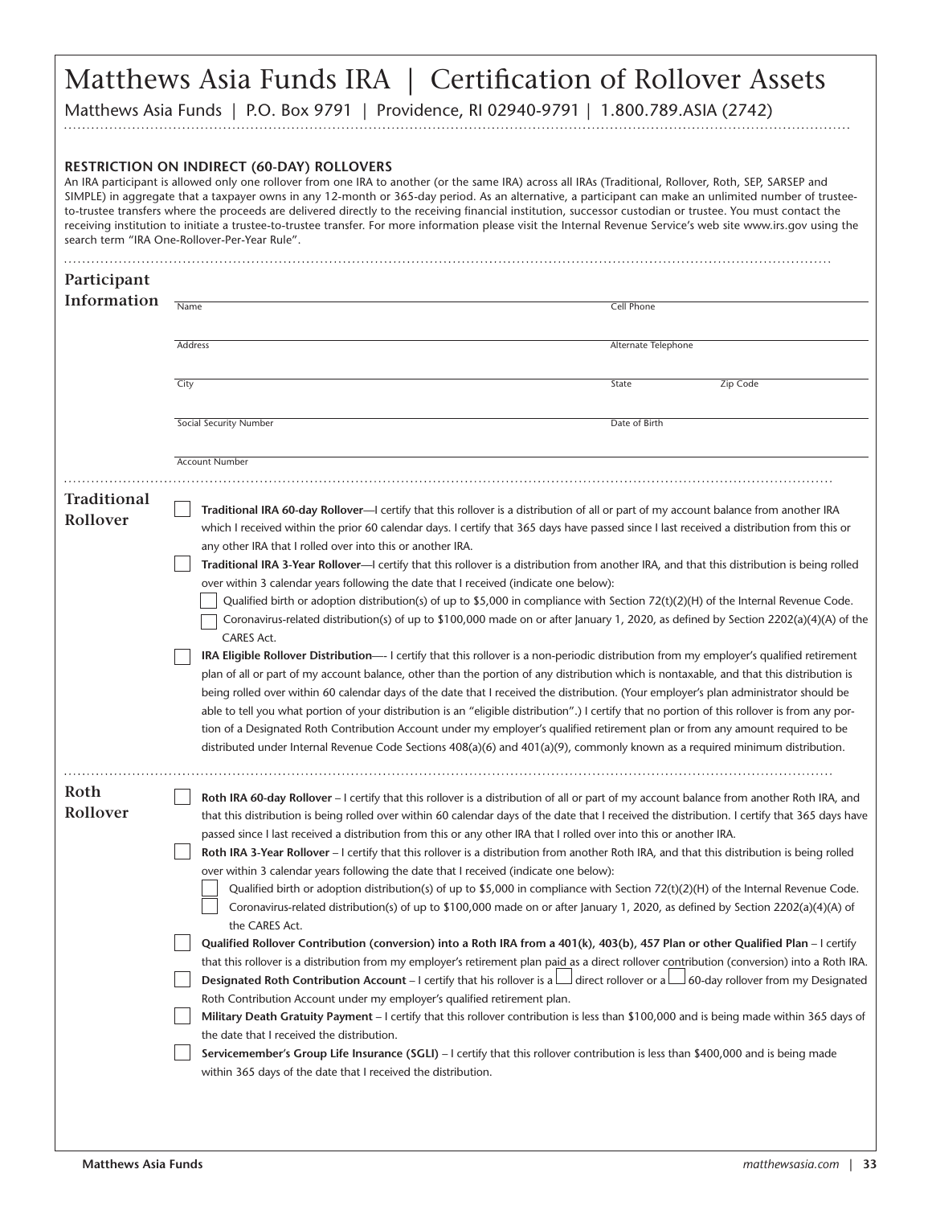# Matthews Asia Funds IRA | Certification of Rollover Assets

Matthews Asia Funds | P.O. Box 9791 | Providence, RI 02940-9791 | 1.800.789.ASIA (2742)

**RESTRICTION ON INDIRECT (60-DAY) ROLLOVERS**

An IRA participant is allowed only one rollover from one IRA to another (or the same IRA) across all IRAs (Traditional, Rollover, Roth, SEP, SARSEP and SIMPLE) in aggregate that a taxpayer owns in any 12-month or 365-day period. As an alternative, a participant can make an unlimited number of trustee-to-trustee transfers where the proceeds are delivered directly to the receiving financial institution, successor custodian or trustee. You must contact the receiving institution to initiate a trustee-to-trustee transfer. For more information please visit the Internal Revenue Service's web site www.irs.gov using the search term "IRA One-Rollover-Per-Year Rule".

## Participant Information

Name ____________________ Cell Phone ____________________

Address ____________________ Alternate Telephone ____________________

City ____________________ State __________ Zip Code __________

Social Security Number ____________________ Date of Birth ____________________

Account Number ____________________

## Traditional Rollover

☐ **Traditional IRA 60-day Rollover**—I certify that this rollover is a distribution of all or part of my account balance from another IRA which I received within the prior 60 calendar days. I certify that 365 days have passed since I last received a distribution from this or any other IRA that I rolled over into this or another IRA.

☐ **Traditional IRA 3-Year Rollover**—I certify that this rollover is a distribution from another IRA, and that this distribution is being rolled over within 3 calendar years following the date that I received (indicate one below):

- ☐ Qualified birth or adoption distribution(s) of up to $5,000 in compliance with Section 72(t)(2)(H) of the Internal Revenue Code.
- ☐ Coronavirus-related distribution(s) of up to $100,000 made on or after January 1, 2020, as defined by Section 2202(a)(4)(A) of the CARES Act.

☐ **IRA Eligible Rollover Distribution**—- I certify that this rollover is a non-periodic distribution from my employer's qualified retirement plan of all or part of my account balance, other than the portion of any distribution which is nontaxable, and that this distribution is being rolled over within 60 calendar days of the date that I received the distribution. (Your employer's plan administrator should be able to tell you what portion of your distribution is an "eligible distribution".) I certify that no portion of this rollover is from any portion of a Designated Roth Contribution Account under my employer's qualified retirement plan or from any amount required to be distributed under Internal Revenue Code Sections 408(a)(6) and 401(a)(9), commonly known as a required minimum distribution.

## Roth Rollover

☐ **Roth IRA 60-day Rollover** – I certify that this rollover is a distribution of all or part of my account balance from another Roth IRA, and that this distribution is being rolled over within 60 calendar days of the date that I received the distribution. I certify that 365 days have passed since I last received a distribution from this or any other IRA that I rolled over into this or another IRA.

☐ **Roth IRA 3-Year Rollover** – I certify that this rollover is a distribution from another Roth IRA, and that this distribution is being rolled over within 3 calendar years following the date that I received (indicate one below):

- ☐ Qualified birth or adoption distribution(s) of up to $5,000 in compliance with Section 72(t)(2)(H) of the Internal Revenue Code.
- ☐ Coronavirus-related distribution(s) of up to $100,000 made on or after January 1, 2020, as defined by Section 2202(a)(4)(A) of the CARES Act.

☐ **Qualified Rollover Contribution (conversion) into a Roth IRA from a 401(k), 403(b), 457 Plan or other Qualified Plan** – I certify that this rollover is a distribution from my employer's retirement plan paid as a direct rollover contribution (conversion) into a Roth IRA.

☐ **Designated Roth Contribution Account** – I certify that his rollover is a ☐ direct rollover or a ☐ 60-day rollover from my Designated Roth Contribution Account under my employer's qualified retirement plan.

☐ **Military Death Gratuity Payment** – I certify that this rollover contribution is less than $100,000 and is being made within 365 days of the date that I received the distribution.

☐ **Servicemember's Group Life Insurance (SGLI)** – I certify that this rollover contribution is less than $400,000 and is being made within 365 days of the date that I received the distribution.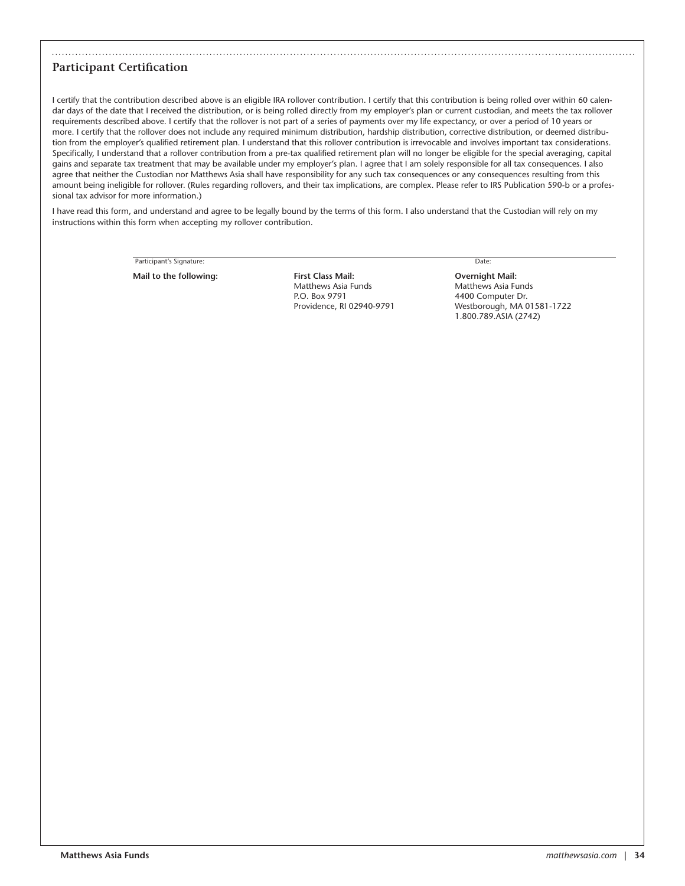## Participant Certification

I certify that the contribution described above is an eligible IRA rollover contribution. I certify that this contribution is being rolled over within 60 calendar days of the date that I received the distribution, or is being rolled directly from my employer's plan or current custodian, and meets the tax rollover requirements described above. I certify that the rollover is not part of a series of payments over my life expectancy, or over a period of 10 years or more. I certify that the rollover does not include any required minimum distribution, hardship distribution, corrective distribution, or deemed distribution from the employer's qualified retirement plan. I understand that this rollover contribution is irrevocable and involves important tax considerations. Specifically, I understand that a rollover contribution from a pre-tax qualified retirement plan will no longer be eligible for the special averaging, capital gains and separate tax treatment that may be available under my employer's plan. I agree that I am solely responsible for all tax consequences. I also agree that neither the Custodian nor Matthews Asia shall have responsibility for any such tax consequences or any consequences resulting from this amount being ineligible for rollover. (Rules regarding rollovers, and their tax implications, are complex. Please refer to IRS Publication 590-b or a professional tax advisor for more information.)

I have read this form, and understand and agree to be legally bound by the terms of this form. I also understand that the Custodian will rely on my instructions within this form when accepting my rollover contribution.

Participant's Signature: ______________________________ Date: ______________

**Mail to the following:**

**First Class Mail:**
Matthews Asia Funds
P.O. Box 9791
Providence, RI 02940-9791

**Overnight Mail:**
Matthews Asia Funds
4400 Computer Dr.
Westborough, MA 01581-1722
1.800.789.ASIA (2742)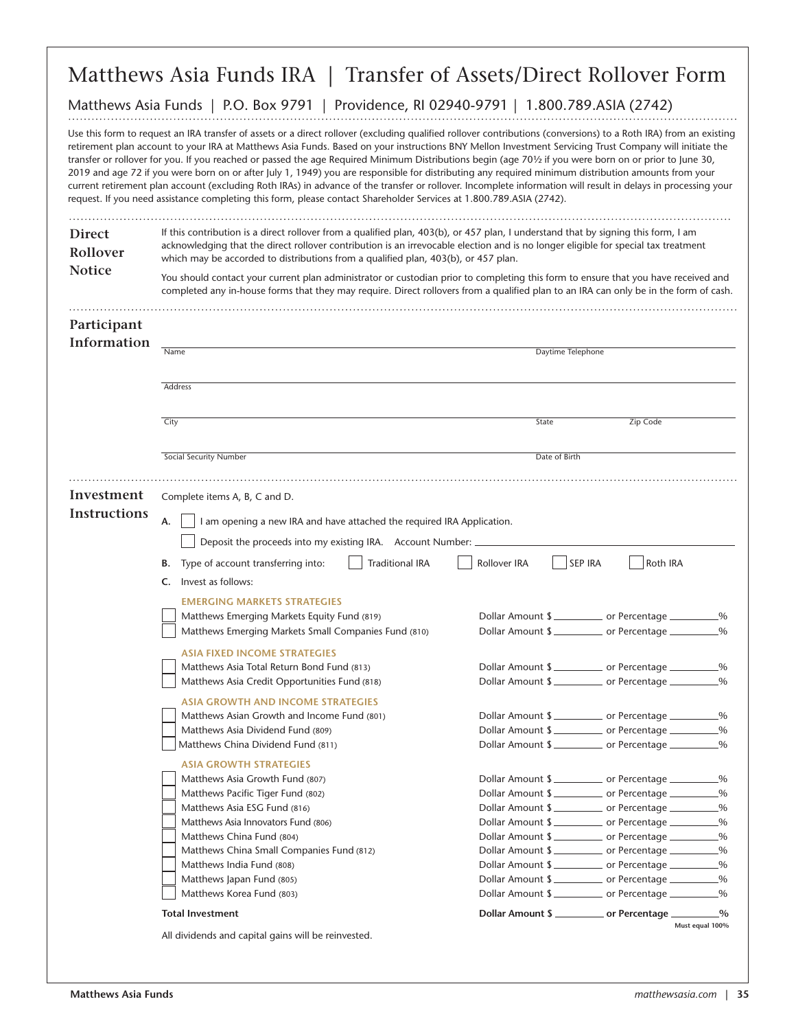# Matthews Asia Funds IRA | Transfer of Assets/Direct Rollover Form

Matthews Asia Funds | P.O. Box 9791 | Providence, RI 02940-9791 | 1.800.789.ASIA (2742)

Use this form to request an IRA transfer of assets or a direct rollover (excluding qualified rollover contributions (conversions) to a Roth IRA) from an existing retirement plan account to your IRA at Matthews Asia Funds. Based on your instructions BNY Mellon Investment Servicing Trust Company will initiate the transfer or rollover for you. If you reached or passed the age Required Minimum Distributions begin (age 70½ if you were born on or prior to June 30, 2019 and age 72 if you were born on or after July 1, 1949) you are responsible for distributing any required minimum distribution amounts from your current retirement plan account (excluding Roth IRAs) in advance of the transfer or rollover. Incomplete information will result in delays in processing your request. If you need assistance completing this form, please contact Shareholder Services at 1.800.789.ASIA (2742).

## Direct Rollover Notice

If this contribution is a direct rollover from a qualified plan, 403(b), or 457 plan, I understand that by signing this form, I am acknowledging that the direct rollover contribution is an irrevocable election and is no longer eligible for special tax treatment which may be accorded to distributions from a qualified plan, 403(b), or 457 plan.

You should contact your current plan administrator or custodian prior to completing this form to ensure that you have received and completed any in-house forms that they may require. Direct rollovers from a qualified plan to an IRA can only be in the form of cash.

## Participant Information

Name ______________________ Daytime Telephone ______________________

Address ______________________

City ______________________ State ________ Zip Code ________

Social Security Number ______________________ Date of Birth ______________________

## Investment Instructions

Complete items A, B, C and D.

**A.** ☐ I am opening a new IRA and have attached the required IRA Application.

☐ Deposit the proceeds into my existing IRA. Account Number: ______________________

**B.** Type of account transferring into: ☐ Traditional IRA ☐ Rollover IRA ☐ SEP IRA ☐ Roth IRA

**C.** Invest as follows:

**EMERGING MARKETS STRATEGIES**

| Fund | Dollar Amount | or Percentage |
|---|---|---|
| ☐ Matthews Emerging Markets Equity Fund (819) | Dollar Amount $ ________ | or Percentage ________% |
| ☐ Matthews Emerging Markets Small Companies Fund (810) | Dollar Amount $ ________ | or Percentage ________% |

**ASIA FIXED INCOME STRATEGIES**

| Fund | Dollar Amount | or Percentage |
|---|---|---|
| ☐ Matthews Asia Total Return Bond Fund (813) | Dollar Amount $ ________ | or Percentage ________% |
| ☐ Matthews Asia Credit Opportunities Fund (818) | Dollar Amount $ ________ | or Percentage ________% |

**ASIA GROWTH AND INCOME STRATEGIES**

| Fund | Dollar Amount | or Percentage |
|---|---|---|
| ☐ Matthews Asian Growth and Income Fund (801) | Dollar Amount $ ________ | or Percentage ________% |
| ☐ Matthews Asia Dividend Fund (809) | Dollar Amount $ ________ | or Percentage ________% |
| ☐ Matthews China Dividend Fund (811) | Dollar Amount $ ________ | or Percentage ________% |

**ASIA GROWTH STRATEGIES**

| Fund | Dollar Amount | or Percentage |
|---|---|---|
| ☐ Matthews Asia Growth Fund (807) | Dollar Amount $ ________ | or Percentage ________% |
| ☐ Matthews Pacific Tiger Fund (802) | Dollar Amount $ ________ | or Percentage ________% |
| ☐ Matthews Asia ESG Fund (816) | Dollar Amount $ ________ | or Percentage ________% |
| ☐ Matthews Asia Innovators Fund (806) | Dollar Amount $ ________ | or Percentage ________% |
| ☐ Matthews China Fund (804) | Dollar Amount $ ________ | or Percentage ________% |
| ☐ Matthews China Small Companies Fund (812) | Dollar Amount $ ________ | or Percentage ________% |
| ☐ Matthews India Fund (808) | Dollar Amount $ ________ | or Percentage ________% |
| ☐ Matthews Japan Fund (805) | Dollar Amount $ ________ | or Percentage ________% |
| ☐ Matthews Korea Fund (803) | Dollar Amount $ ________ | or Percentage ________% |

**Total Investment** — **Dollar Amount $ ________ or Percentage ________%** (Must equal 100%)

All dividends and capital gains will be reinvested.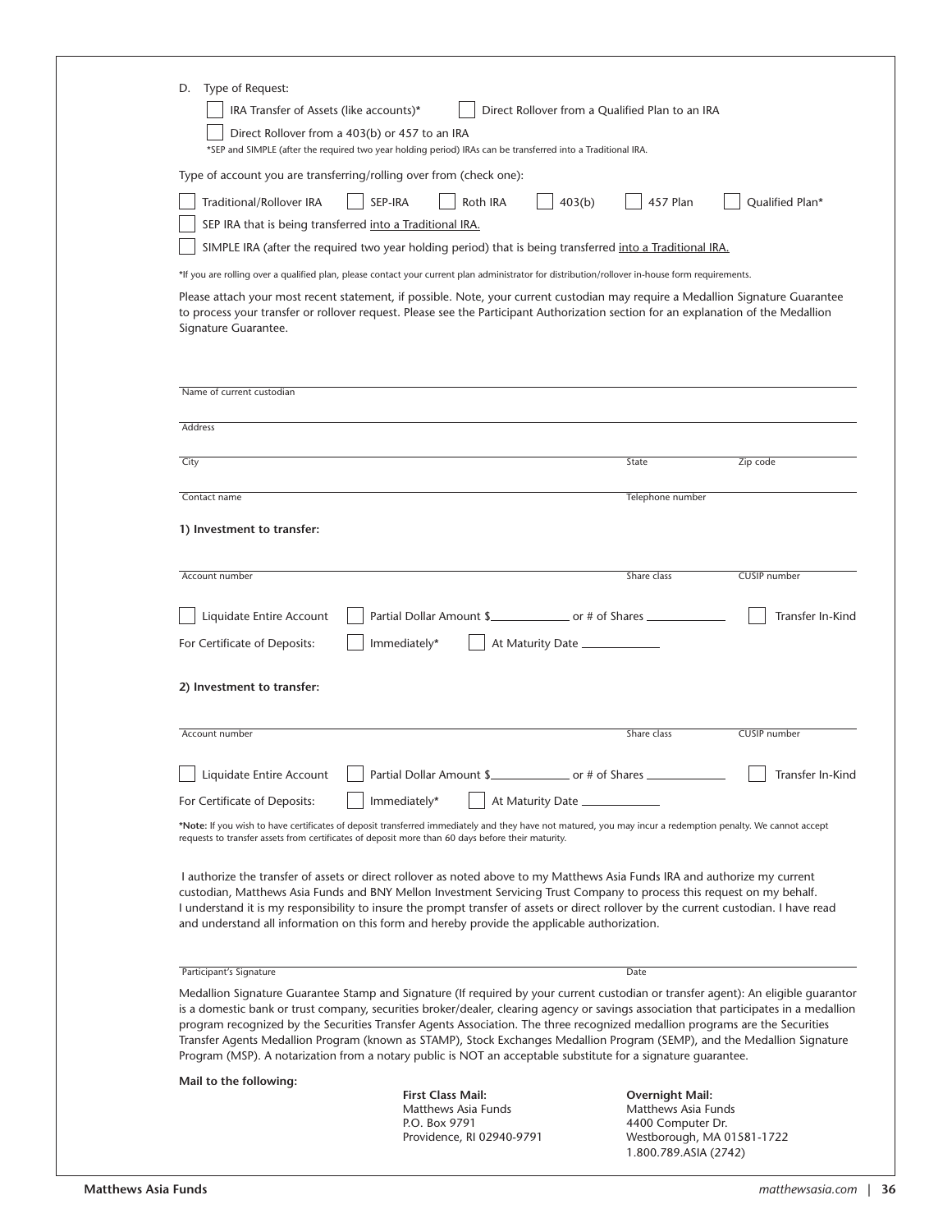D. Type of Request:

- [ ] IRA Transfer of Assets (like accounts)*
- [ ] Direct Rollover from a Qualified Plan to an IRA
- [ ] Direct Rollover from a 403(b) or 457 to an IRA

*SEP and SIMPLE (after the required two year holding period) IRAs can be transferred into a Traditional IRA.

Type of account you are transferring/rolling over from (check one):

- [ ] Traditional/Rollover IRA
- [ ] SEP-IRA
- [ ] Roth IRA
- [ ] 403(b)
- [ ] 457 Plan
- [ ] Qualified Plan*
- [ ] SEP IRA that is being transferred into a Traditional IRA.
- [ ] SIMPLE IRA (after the required two year holding period) that is being transferred into a Traditional IRA.

*If you are rolling over a qualified plan, please contact your current plan administrator for distribution/rollover in-house form requirements.

Please attach your most recent statement, if possible. Note, your current custodian may require a Medallion Signature Guarantee to process your transfer or rollover request. Please see the Participant Authorization section for an explanation of the Medallion Signature Guarantee.

Name of current custodian ______________________________

Address ______________________________

City ______________ State ______________ Zip code ______________

Contact name ______________ Telephone number ______________

**1) Investment to transfer:**

Account number ______________ Share class ______________ CUSIP number ______________

- [ ] Liquidate Entire Account
- [ ] Partial Dollar Amount $____________ or # of Shares ____________
- [ ] Transfer In-Kind

For Certificate of Deposits:
- [ ] Immediately*
- [ ] At Maturity Date ____________

**2) Investment to transfer:**

Account number ______________ Share class ______________ CUSIP number ______________

- [ ] Liquidate Entire Account
- [ ] Partial Dollar Amount $____________ or # of Shares ____________
- [ ] Transfer In-Kind

For Certificate of Deposits:
- [ ] Immediately*
- [ ] At Maturity Date ____________

***Note:** If you wish to have certificates of deposit transferred immediately and they have not matured, you may incur a redemption penalty. We cannot accept requests to transfer assets from certificates of deposit more than 60 days before their maturity.

I authorize the transfer of assets or direct rollover as noted above to my Matthews Asia Funds IRA and authorize my current custodian, Matthews Asia Funds and BNY Mellon Investment Servicing Trust Company to process this request on my behalf. I understand it is my responsibility to insure the prompt transfer of assets or direct rollover by the current custodian. I have read and understand all information on this form and hereby provide the applicable authorization.

Participant's Signature ______________________________ Date ______________

Medallion Signature Guarantee Stamp and Signature (If required by your current custodian or transfer agent): An eligible guarantor is a domestic bank or trust company, securities broker/dealer, clearing agency or savings association that participates in a medallion program recognized by the Securities Transfer Agents Association. The three recognized medallion programs are the Securities Transfer Agents Medallion Program (known as STAMP), Stock Exchanges Medallion Program (SEMP), and the Medallion Signature Program (MSP). A notarization from a notary public is NOT an acceptable substitute for a signature guarantee.

**Mail to the following:**

**First Class Mail:**
Matthews Asia Funds
P.O. Box 9791
Providence, RI 02940-9791

**Overnight Mail:**
Matthews Asia Funds
4400 Computer Dr.
Westborough, MA 01581-1722
1.800.789.ASIA (2742)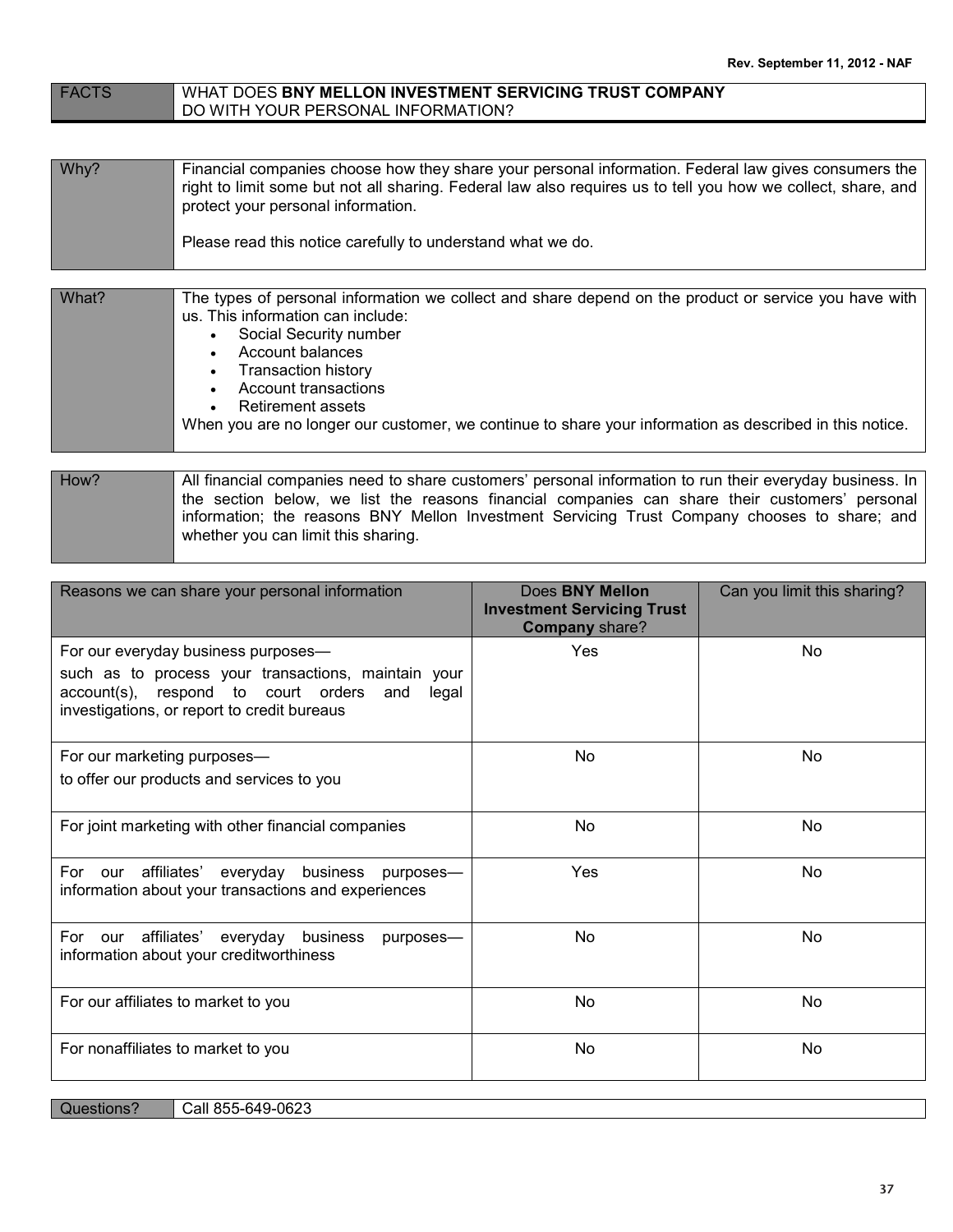Rev. September 11, 2012 - NAF

| FACTS | WHAT DOES **BNY MELLON INVESTMENT SERVICING TRUST COMPANY** DO WITH YOUR PERSONAL INFORMATION? |
|---|---|

| Why? | Financial companies choose how they share your personal information. Federal law gives consumers the right to limit some but not all sharing. Federal law also requires us to tell you how we collect, share, and protect your personal information.<br><br>Please read this notice carefully to understand what we do. |
|---|---|

| What? | The types of personal information we collect and share depend on the product or service you have with us. This information can include:<br>• Social Security number<br>• Account balances<br>• Transaction history<br>• Account transactions<br>• Retirement assets<br>When you are no longer our customer, we continue to share your information as described in this notice. |
|---|---|

| How? | All financial companies need to share customers' personal information to run their everyday business. In the section below, we list the reasons financial companies can share their customers' personal information; the reasons BNY Mellon Investment Servicing Trust Company chooses to share; and whether you can limit this sharing. |
|---|---|

| Reasons we can share your personal information | Does **BNY Mellon Investment Servicing Trust Company** share? | Can you limit this sharing? |
|---|---|---|
| For our everyday business purposes—<br>such as to process your transactions, maintain your account(s), respond to court orders and legal investigations, or report to credit bureaus | Yes | No |
| For our marketing purposes—<br>to offer our products and services to you | No | No |
| For joint marketing with other financial companies | No | No |
| For our affiliates' everyday business purposes—information about your transactions and experiences | Yes | No |
| For our affiliates' everyday business purposes—information about your creditworthiness | No | No |
| For our affiliates to market to you | No | No |
| For nonaffiliates to market to you | No | No |

| Questions? | Call 855-649-0623 |
|---|---|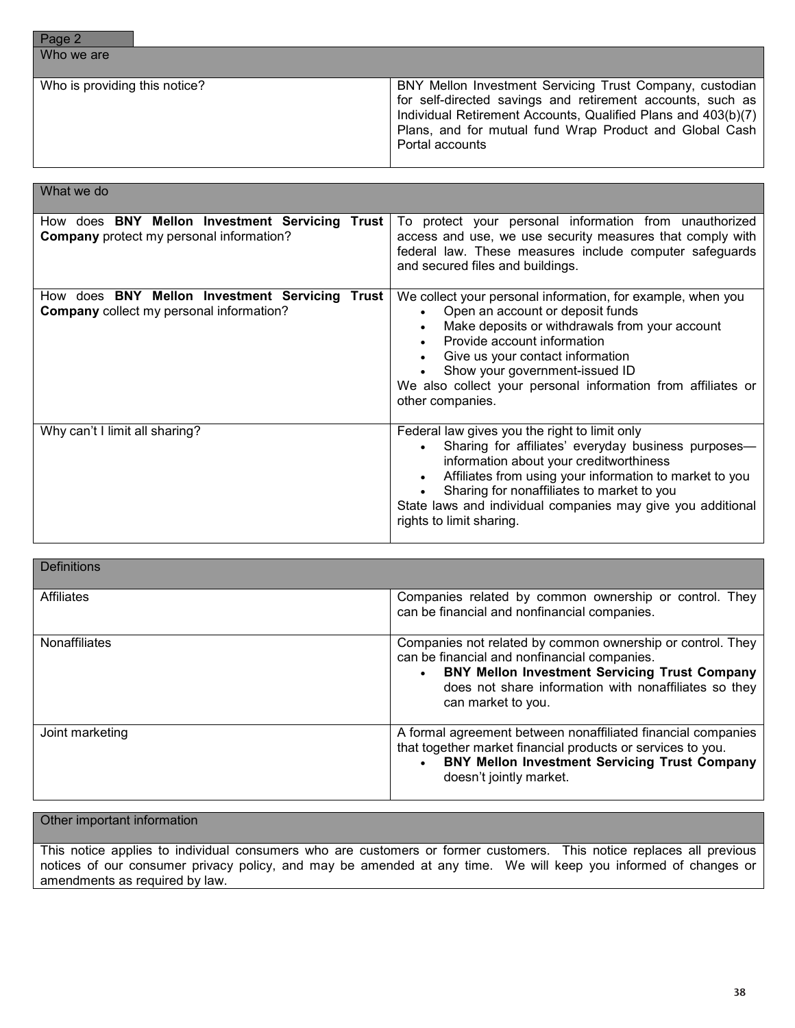Page 2

| Who we are | |
|---|---|
| Who is providing this notice? | BNY Mellon Investment Servicing Trust Company, custodian for self-directed savings and retirement accounts, such as Individual Retirement Accounts, Qualified Plans and 403(b)(7) Plans, and for mutual fund Wrap Product and Global Cash Portal accounts |

| What we do | |
|---|---|
| How does **BNY Mellon Investment Servicing Trust Company** protect my personal information? | To protect your personal information from unauthorized access and use, we use security measures that comply with federal law. These measures include computer safeguards and secured files and buildings. |
| How does **BNY Mellon Investment Servicing Trust Company** collect my personal information? | We collect your personal information, for example, when you<br>• Open an account or deposit funds<br>• Make deposits or withdrawals from your account<br>• Provide account information<br>• Give us your contact information<br>• Show your government-issued ID<br>We also collect your personal information from affiliates or other companies. |
| Why can't I limit all sharing? | Federal law gives you the right to limit only<br>• Sharing for affiliates' everyday business purposes—information about your creditworthiness<br>• Affiliates from using your information to market to you<br>• Sharing for nonaffiliates to market to you<br>State laws and individual companies may give you additional rights to limit sharing. |

| Definitions | |
|---|---|
| Affiliates | Companies related by common ownership or control. They can be financial and nonfinancial companies. |
| Nonaffiliates | Companies not related by common ownership or control. They can be financial and nonfinancial companies.<br>• **BNY Mellon Investment Servicing Trust Company** does not share information with nonaffiliates so they can market to you. |
| Joint marketing | A formal agreement between nonaffiliated financial companies that together market financial products or services to you.<br>• **BNY Mellon Investment Servicing Trust Company** doesn't jointly market. |

| Other important information |
|---|
| This notice applies to individual consumers who are customers or former customers. This notice replaces all previous notices of our consumer privacy policy, and may be amended at any time. We will keep you informed of changes or amendments as required by law. |